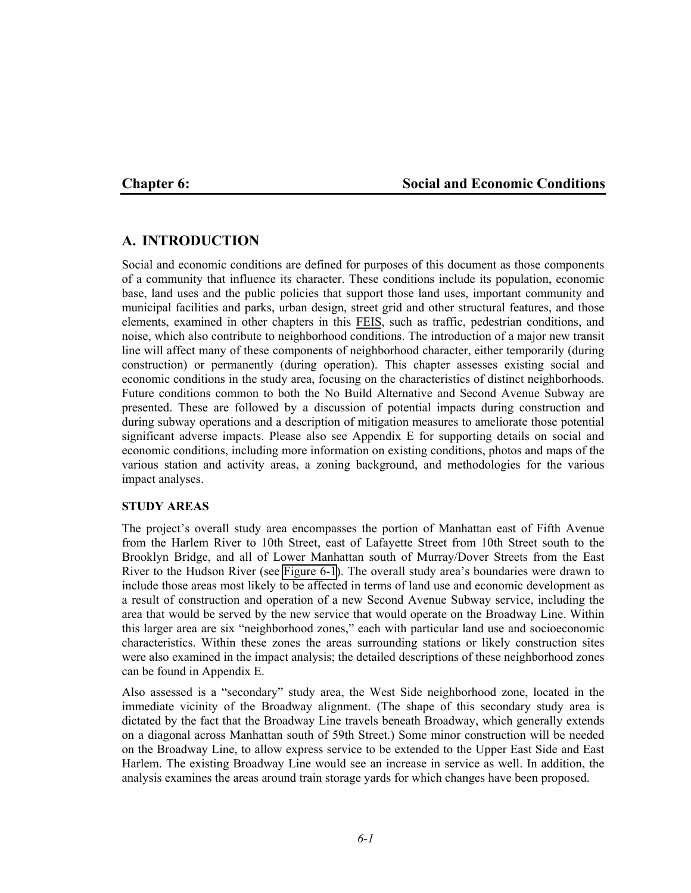# Chapter 6: Social and Economic Conditions

## A. INTRODUCTION

Social and economic conditions are defined for purposes of this document as those components of a community that influence its character. These conditions include its population, economic base, land uses and the public policies that support those land uses, important community and municipal facilities and parks, urban design, street grid and other structural features, and those elements, examined in other chapters in this FEIS, such as traffic, pedestrian conditions, and noise, which also contribute to neighborhood conditions. The introduction of a major new transit line will affect many of these components of neighborhood character, either temporarily (during construction) or permanently (during operation). This chapter assesses existing social and economic conditions in the study area, focusing on the characteristics of distinct neighborhoods. Future conditions common to both the No Build Alternative and Second Avenue Subway are presented. These are followed by a discussion of potential impacts during construction and during subway operations and a description of mitigation measures to ameliorate those potential significant adverse impacts. Please also see Appendix E for supporting details on social and economic conditions, including more information on existing conditions, photos and maps of the various station and activity areas, a zoning background, and methodologies for the various impact analyses.

### STUDY AREAS

The project's overall study area encompasses the portion of Manhattan east of Fifth Avenue from the Harlem River to 10th Street, east of Lafayette Street from 10th Street south to the Brooklyn Bridge, and all of Lower Manhattan south of Murray/Dover Streets from the East River to the Hudson River (see Figure 6-1). The overall study area's boundaries were drawn to include those areas most likely to be affected in terms of land use and economic development as a result of construction and operation of a new Second Avenue Subway service, including the area that would be served by the new service that would operate on the Broadway Line. Within this larger area are six "neighborhood zones," each with particular land use and socioeconomic characteristics. Within these zones the areas surrounding stations or likely construction sites were also examined in the impact analysis; the detailed descriptions of these neighborhood zones can be found in Appendix E.

Also assessed is a "secondary" study area, the West Side neighborhood zone, located in the immediate vicinity of the Broadway alignment. (The shape of this secondary study area is dictated by the fact that the Broadway Line travels beneath Broadway, which generally extends on a diagonal across Manhattan south of 59th Street.) Some minor construction will be needed on the Broadway Line, to allow express service to be extended to the Upper East Side and East Harlem. The existing Broadway Line would see an increase in service as well. In addition, the analysis examines the areas around train storage yards for which changes have been proposed.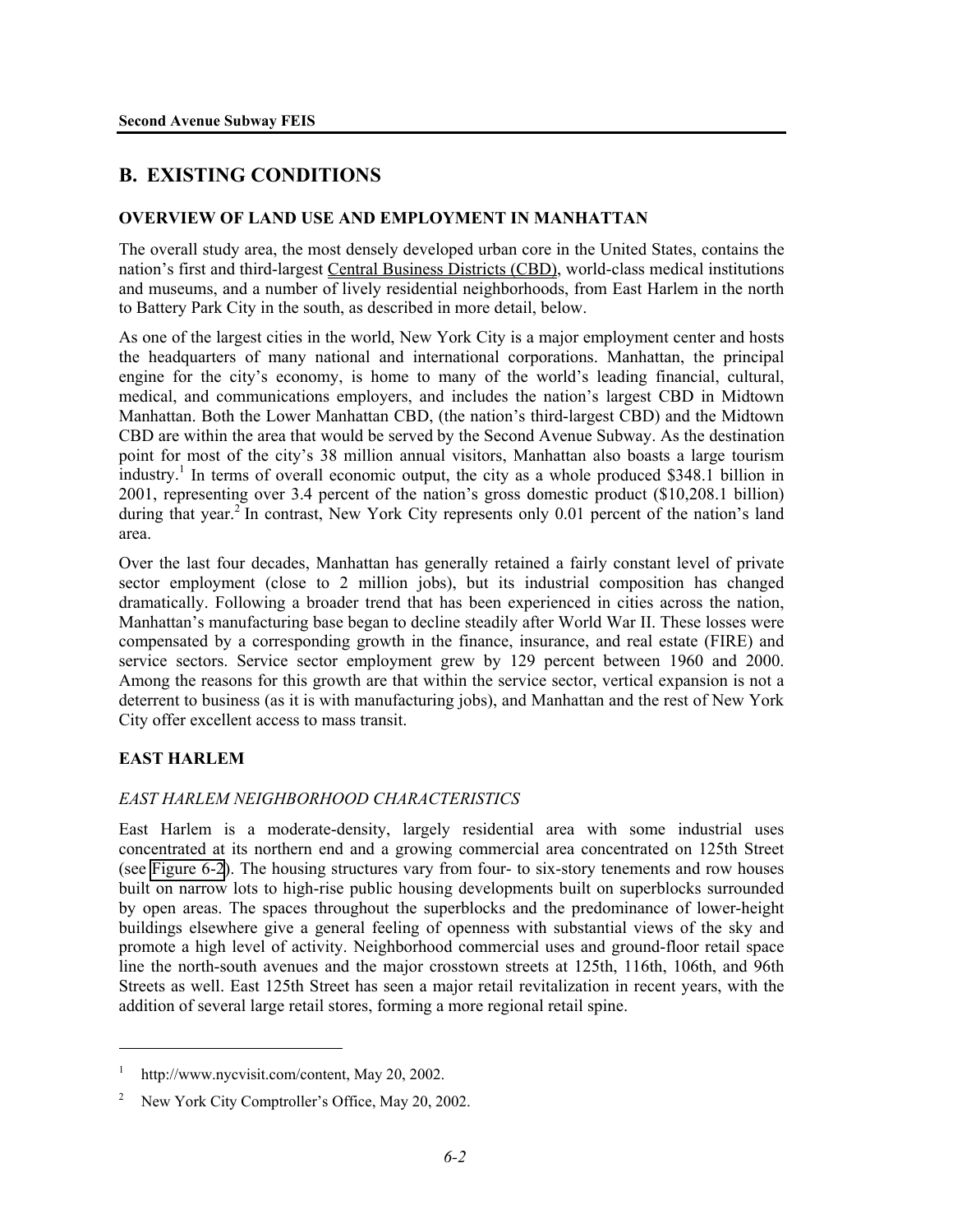## B. EXISTING CONDITIONS

### OVERVIEW OF LAND USE AND EMPLOYMENT IN MANHATTAN

The overall study area, the most densely developed urban core in the United States, contains the nation's first and third-largest Central Business Districts (CBD), world-class medical institutions and museums, and a number of lively residential neighborhoods, from East Harlem in the north to Battery Park City in the south, as described in more detail, below.

As one of the largest cities in the world, New York City is a major employment center and hosts the headquarters of many national and international corporations. Manhattan, the principal engine for the city's economy, is home to many of the world's leading financial, cultural, medical, and communications employers, and includes the nation's largest CBD in Midtown Manhattan. Both the Lower Manhattan CBD, (the nation's third-largest CBD) and the Midtown CBD are within the area that would be served by the Second Avenue Subway. As the destination point for most of the city's 38 million annual visitors, Manhattan also boasts a large tourism industry.[1] In terms of overall economic output, the city as a whole produced $348.1 billion in 2001, representing over 3.4 percent of the nation's gross domestic product ($10,208.1 billion) during that year.[2] In contrast, New York City represents only 0.01 percent of the nation's land area.

Over the last four decades, Manhattan has generally retained a fairly constant level of private sector employment (close to 2 million jobs), but its industrial composition has changed dramatically. Following a broader trend that has been experienced in cities across the nation, Manhattan's manufacturing base began to decline steadily after World War II. These losses were compensated by a corresponding growth in the finance, insurance, and real estate (FIRE) and service sectors. Service sector employment grew by 129 percent between 1960 and 2000. Among the reasons for this growth are that within the service sector, vertical expansion is not a deterrent to business (as it is with manufacturing jobs), and Manhattan and the rest of New York City offer excellent access to mass transit.

### EAST HARLEM

#### *EAST HARLEM NEIGHBORHOOD CHARACTERISTICS*

East Harlem is a moderate-density, largely residential area with some industrial uses concentrated at its northern end and a growing commercial area concentrated on 125th Street (see Figure 6-2). The housing structures vary from four- to six-story tenements and row houses built on narrow lots to high-rise public housing developments built on superblocks surrounded by open areas. The spaces throughout the superblocks and the predominance of lower-height buildings elsewhere give a general feeling of openness with substantial views of the sky and promote a high level of activity. Neighborhood commercial uses and ground-floor retail space line the north-south avenues and the major crosstown streets at 125th, 116th, 106th, and 96th Streets as well. East 125th Street has seen a major retail revitalization in recent years, with the addition of several large retail stores, forming a more regional retail spine.

---

[1] http://www.nycvisit.com/content, May 20, 2002.

[2] New York City Comptroller's Office, May 20, 2002.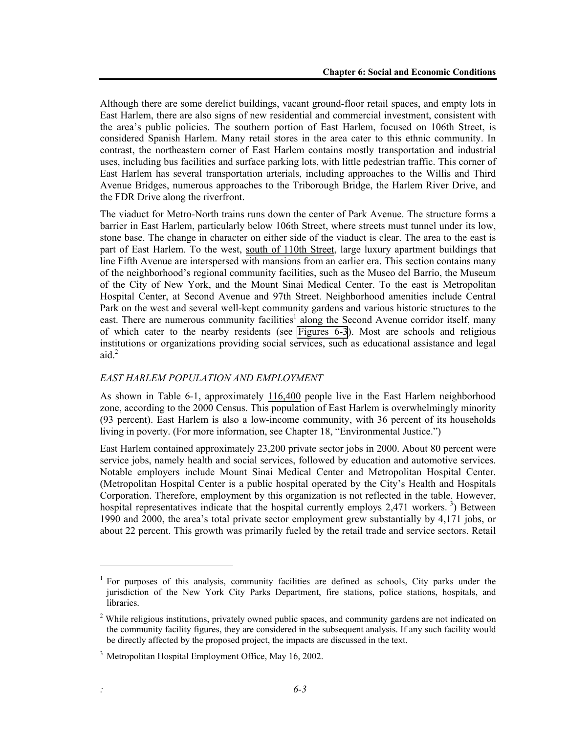Although there are some derelict buildings, vacant ground-floor retail spaces, and empty lots in East Harlem, there are also signs of new residential and commercial investment, consistent with the area's public policies. The southern portion of East Harlem, focused on 106th Street, is considered Spanish Harlem. Many retail stores in the area cater to this ethnic community. In contrast, the northeastern corner of East Harlem contains mostly transportation and industrial uses, including bus facilities and surface parking lots, with little pedestrian traffic. This corner of East Harlem has several transportation arterials, including approaches to the Willis and Third Avenue Bridges, numerous approaches to the Triborough Bridge, the Harlem River Drive, and the FDR Drive along the riverfront.

The viaduct for Metro-North trains runs down the center of Park Avenue. The structure forms a barrier in East Harlem, particularly below 106th Street, where streets must tunnel under its low, stone base. The change in character on either side of the viaduct is clear. The area to the east is part of East Harlem. To the west, south of 110th Street, large luxury apartment buildings that line Fifth Avenue are interspersed with mansions from an earlier era. This section contains many of the neighborhood's regional community facilities, such as the Museo del Barrio, the Museum of the City of New York, and the Mount Sinai Medical Center. To the east is Metropolitan Hospital Center, at Second Avenue and 97th Street. Neighborhood amenities include Central Park on the west and several well-kept community gardens and various historic structures to the east. There are numerous community facilities[1] along the Second Avenue corridor itself, many of which cater to the nearby residents (see Figures 6-3). Most are schools and religious institutions or organizations providing social services, such as educational assistance and legal aid.[2]

*EAST HARLEM POPULATION AND EMPLOYMENT*

As shown in Table 6-1, approximately 116,400 people live in the East Harlem neighborhood zone, according to the 2000 Census. This population of East Harlem is overwhelmingly minority (93 percent). East Harlem is also a low-income community, with 36 percent of its households living in poverty. (For more information, see Chapter 18, "Environmental Justice.")

East Harlem contained approximately 23,200 private sector jobs in 2000. About 80 percent were service jobs, namely health and social services, followed by education and automotive services. Notable employers include Mount Sinai Medical Center and Metropolitan Hospital Center. (Metropolitan Hospital Center is a public hospital operated by the City's Health and Hospitals Corporation. Therefore, employment by this organization is not reflected in the table. However, hospital representatives indicate that the hospital currently employs 2,471 workers. [3]) Between 1990 and 2000, the area's total private sector employment grew substantially by 4,171 jobs, or about 22 percent. This growth was primarily fueled by the retail trade and service sectors. Retail

---

[1] For purposes of this analysis, community facilities are defined as schools, City parks under the jurisdiction of the New York City Parks Department, fire stations, police stations, hospitals, and libraries.

[2] While religious institutions, privately owned public spaces, and community gardens are not indicated on the community facility figures, they are considered in the subsequent analysis. If any such facility would be directly affected by the proposed project, the impacts are discussed in the text.

[3] Metropolitan Hospital Employment Office, May 16, 2002.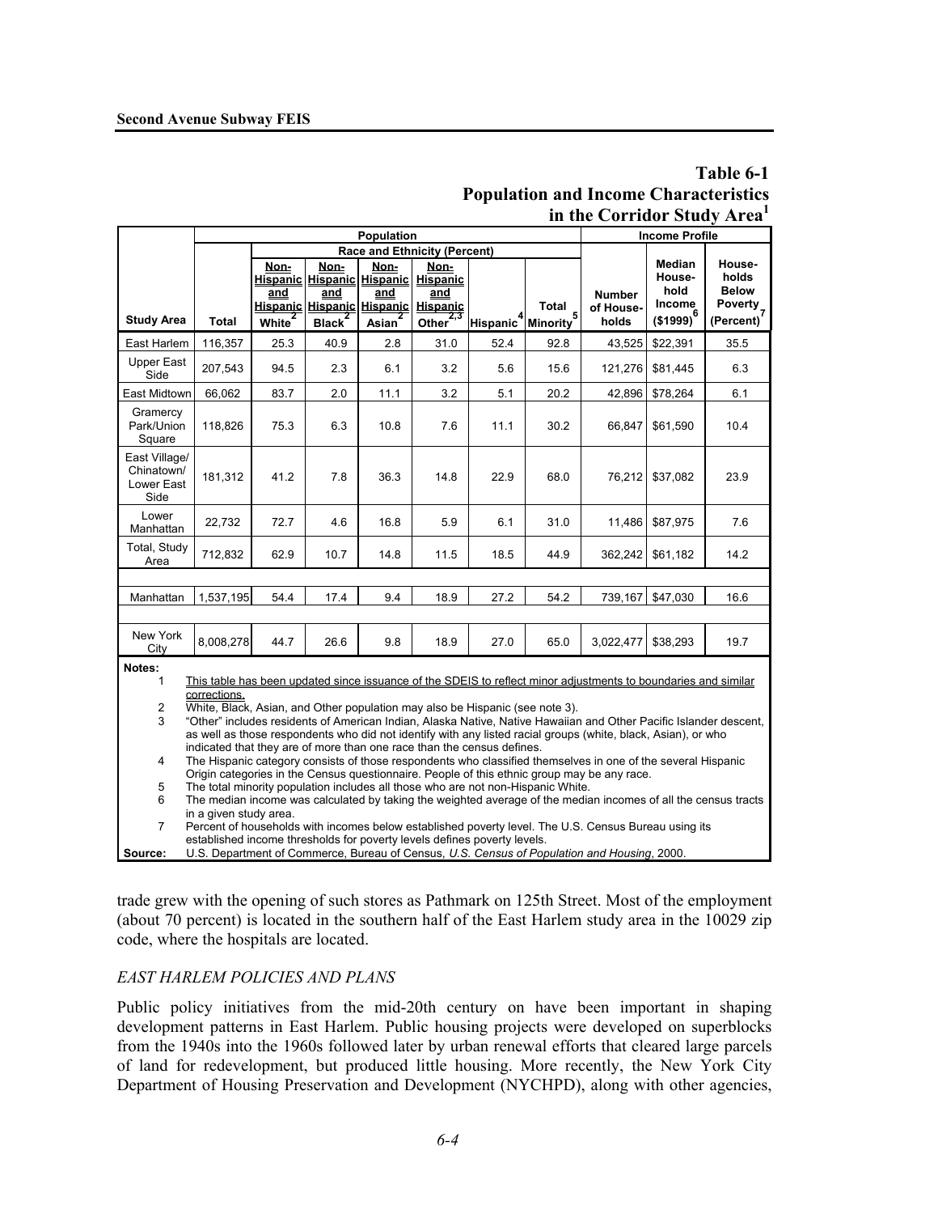**Table 6-1**
**Population and Income Characteristics in the Corridor Study Area[1]**

| | Population | | | | | | | Income Profile | | |
|---|---|---|---|---|---|---|---|---|---|---|
| | | Race and Ethnicity (Percent) | | | | | | | | |
| Study Area | Total | Non-Hispanic and Hispanic White[2] | Non-Hispanic and Hispanic Black[2] | Non-Hispanic and Hispanic Asian[2] | Non-Hispanic and Hispanic Other[2,3] | Hispanic[4] | Total Minority[5] | Number of Households | Median Household Income ($1999)[6] | Households Below Poverty (Percent)[7] |
| East Harlem | 116,357 | 25.3 | 40.9 | 2.8 | 31.0 | 52.4 | 92.8 | 43,525 | $22,391 | 35.5 |
| Upper East Side | 207,543 | 94.5 | 2.3 | 6.1 | 3.2 | 5.6 | 15.6 | 121,276 | $81,445 | 6.3 |
| East Midtown | 66,062 | 83.7 | 2.0 | 11.1 | 3.2 | 5.1 | 20.2 | 42,896 | $78,264 | 6.1 |
| Gramercy Park/Union Square | 118,826 | 75.3 | 6.3 | 10.8 | 7.6 | 11.1 | 30.2 | 66,847 | $61,590 | 10.4 |
| East Village/ Chinatown/ Lower East Side | 181,312 | 41.2 | 7.8 | 36.3 | 14.8 | 22.9 | 68.0 | 76,212 | $37,082 | 23.9 |
| Lower Manhattan | 22,732 | 72.7 | 4.6 | 16.8 | 5.9 | 6.1 | 31.0 | 11,486 | $87,975 | 7.6 |
| Total, Study Area | 712,832 | 62.9 | 10.7 | 14.8 | 11.5 | 18.5 | 44.9 | 362,242 | $61,182 | 14.2 |
| | | | | | | | | | | |
| Manhattan | 1,537,195 | 54.4 | 17.4 | 9.4 | 18.9 | 27.2 | 54.2 | 739,167 | $47,030 | 16.6 |
| | | | | | | | | | | |
| New York City | 8,008,278 | 44.7 | 26.6 | 9.8 | 18.9 | 27.0 | 65.0 | 3,022,477 | $38,293 | 19.7 |

**Notes:**

1. This table has been updated since issuance of the SDEIS to reflect minor adjustments to boundaries and similar corrections.
2. White, Black, Asian, and Other population may also be Hispanic (see note 3).
3. "Other" includes residents of American Indian, Alaska Native, Native Hawaiian and Other Pacific Islander descent, as well as those respondents who did not identify with any listed racial groups (white, black, Asian), or who indicated that they are of more than one race than the census defines.
4. The Hispanic category consists of those respondents who classified themselves in one of the several Hispanic Origin categories in the Census questionnaire. People of this ethnic group may be any race.
5. The total minority population includes all those who are not non-Hispanic White.
6. The median income was calculated by taking the weighted average of the median incomes of all the census tracts in a given study area.
7. Percent of households with incomes below established poverty level. The U.S. Census Bureau using its established income thresholds for poverty levels defines poverty levels.

**Source:** U.S. Department of Commerce, Bureau of Census, *U.S. Census of Population and Housing*, 2000.

trade grew with the opening of such stores as Pathmark on 125th Street. Most of the employment (about 70 percent) is located in the southern half of the East Harlem study area in the 10029 zip code, where the hospitals are located.

### *EAST HARLEM POLICIES AND PLANS*

Public policy initiatives from the mid-20th century on have been important in shaping development patterns in East Harlem. Public housing projects were developed on superblocks from the 1940s into the 1960s followed later by urban renewal efforts that cleared large parcels of land for redevelopment, but produced little housing. More recently, the New York City Department of Housing Preservation and Development (NYCHPD), along with other agencies,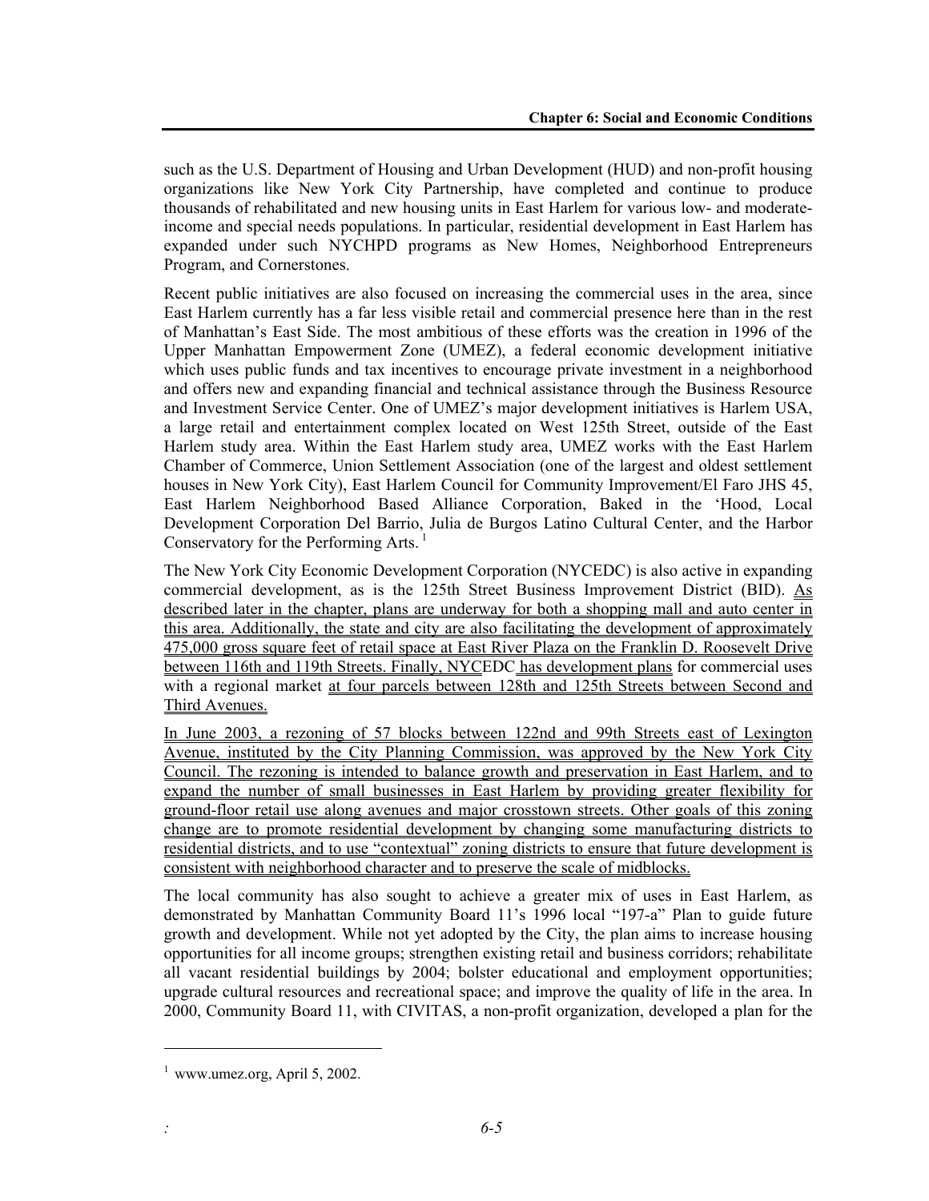such as the U.S. Department of Housing and Urban Development (HUD) and non-profit housing organizations like New York City Partnership, have completed and continue to produce thousands of rehabilitated and new housing units in East Harlem for various low- and moderate-income and special needs populations. In particular, residential development in East Harlem has expanded under such NYCHPD programs as New Homes, Neighborhood Entrepreneurs Program, and Cornerstones.

Recent public initiatives are also focused on increasing the commercial uses in the area, since East Harlem currently has a far less visible retail and commercial presence here than in the rest of Manhattan's East Side. The most ambitious of these efforts was the creation in 1996 of the Upper Manhattan Empowerment Zone (UMEZ), a federal economic development initiative which uses public funds and tax incentives to encourage private investment in a neighborhood and offers new and expanding financial and technical assistance through the Business Resource and Investment Service Center. One of UMEZ's major development initiatives is Harlem USA, a large retail and entertainment complex located on West 125th Street, outside of the East Harlem study area. Within the East Harlem study area, UMEZ works with the East Harlem Chamber of Commerce, Union Settlement Association (one of the largest and oldest settlement houses in New York City), East Harlem Council for Community Improvement/El Faro JHS 45, East Harlem Neighborhood Based Alliance Corporation, Baked in the 'Hood, Local Development Corporation Del Barrio, Julia de Burgos Latino Cultural Center, and the Harbor Conservatory for the Performing Arts.[1]

The New York City Economic Development Corporation (NYCEDC) is also active in expanding commercial development, as is the 125th Street Business Improvement District (BID). As described later in the chapter, plans are underway for both a shopping mall and auto center in this area. Additionally, the state and city are also facilitating the development of approximately 475,000 gross square feet of retail space at East River Plaza on the Franklin D. Roosevelt Drive between 116th and 119th Streets. Finally, NYCEDC has development plans for commercial uses with a regional market at four parcels between 128th and 125th Streets between Second and Third Avenues.

In June 2003, a rezoning of 57 blocks between 122nd and 99th Streets east of Lexington Avenue, instituted by the City Planning Commission, was approved by the New York City Council. The rezoning is intended to balance growth and preservation in East Harlem, and to expand the number of small businesses in East Harlem by providing greater flexibility for ground-floor retail use along avenues and major crosstown streets. Other goals of this zoning change are to promote residential development by changing some manufacturing districts to residential districts, and to use "contextual" zoning districts to ensure that future development is consistent with neighborhood character and to preserve the scale of midblocks.

The local community has also sought to achieve a greater mix of uses in East Harlem, as demonstrated by Manhattan Community Board 11's 1996 local "197-a" Plan to guide future growth and development. While not yet adopted by the City, the plan aims to increase housing opportunities for all income groups; strengthen existing retail and business corridors; rehabilitate all vacant residential buildings by 2004; bolster educational and employment opportunities; upgrade cultural resources and recreational space; and improve the quality of life in the area. In 2000, Community Board 11, with CIVITAS, a non-profit organization, developed a plan for the

---

[1] www.umez.org, April 5, 2002.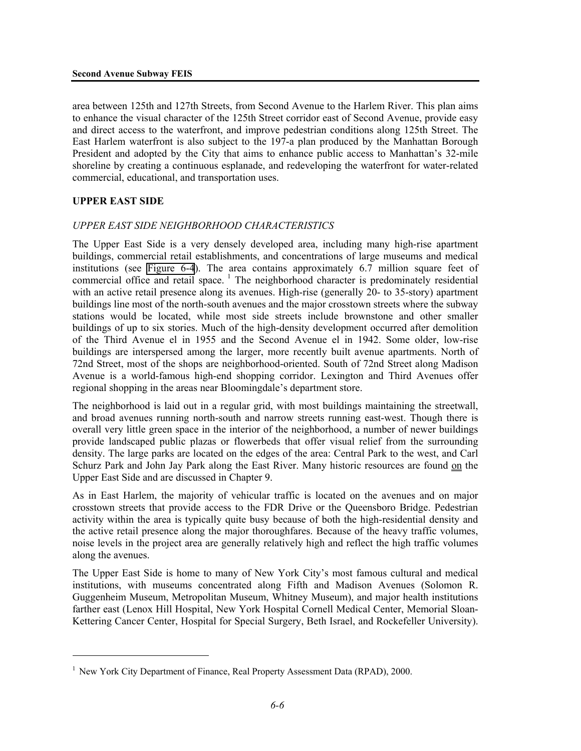area between 125th and 127th Streets, from Second Avenue to the Harlem River. This plan aims to enhance the visual character of the 125th Street corridor east of Second Avenue, provide easy and direct access to the waterfront, and improve pedestrian conditions along 125th Street. The East Harlem waterfront is also subject to the 197-a plan produced by the Manhattan Borough President and adopted by the City that aims to enhance public access to Manhattan's 32-mile shoreline by creating a continuous esplanade, and redeveloping the waterfront for water-related commercial, educational, and transportation uses.

## UPPER EAST SIDE

### *UPPER EAST SIDE NEIGHBORHOOD CHARACTERISTICS*

The Upper East Side is a very densely developed area, including many high-rise apartment buildings, commercial retail establishments, and concentrations of large museums and medical institutions (see Figure 6-4). The area contains approximately 6.7 million square feet of commercial office and retail space. [1] The neighborhood character is predominately residential with an active retail presence along its avenues. High-rise (generally 20- to 35-story) apartment buildings line most of the north-south avenues and the major crosstown streets where the subway stations would be located, while most side streets include brownstone and other smaller buildings of up to six stories. Much of the high-density development occurred after demolition of the Third Avenue el in 1955 and the Second Avenue el in 1942. Some older, low-rise buildings are interspersed among the larger, more recently built avenue apartments. North of 72nd Street, most of the shops are neighborhood-oriented. South of 72nd Street along Madison Avenue is a world-famous high-end shopping corridor. Lexington and Third Avenues offer regional shopping in the areas near Bloomingdale's department store.

The neighborhood is laid out in a regular grid, with most buildings maintaining the streetwall, and broad avenues running north-south and narrow streets running east-west. Though there is overall very little green space in the interior of the neighborhood, a number of newer buildings provide landscaped public plazas or flowerbeds that offer visual relief from the surrounding density. The large parks are located on the edges of the area: Central Park to the west, and Carl Schurz Park and John Jay Park along the East River. Many historic resources are found on the Upper East Side and are discussed in Chapter 9.

As in East Harlem, the majority of vehicular traffic is located on the avenues and on major crosstown streets that provide access to the FDR Drive or the Queensboro Bridge. Pedestrian activity within the area is typically quite busy because of both the high-residential density and the active retail presence along the major thoroughfares. Because of the heavy traffic volumes, noise levels in the project area are generally relatively high and reflect the high traffic volumes along the avenues.

The Upper East Side is home to many of New York City's most famous cultural and medical institutions, with museums concentrated along Fifth and Madison Avenues (Solomon R. Guggenheim Museum, Metropolitan Museum, Whitney Museum), and major health institutions farther east (Lenox Hill Hospital, New York Hospital Cornell Medical Center, Memorial Sloan-Kettering Cancer Center, Hospital for Special Surgery, Beth Israel, and Rockefeller University).

---

[1] New York City Department of Finance, Real Property Assessment Data (RPAD), 2000.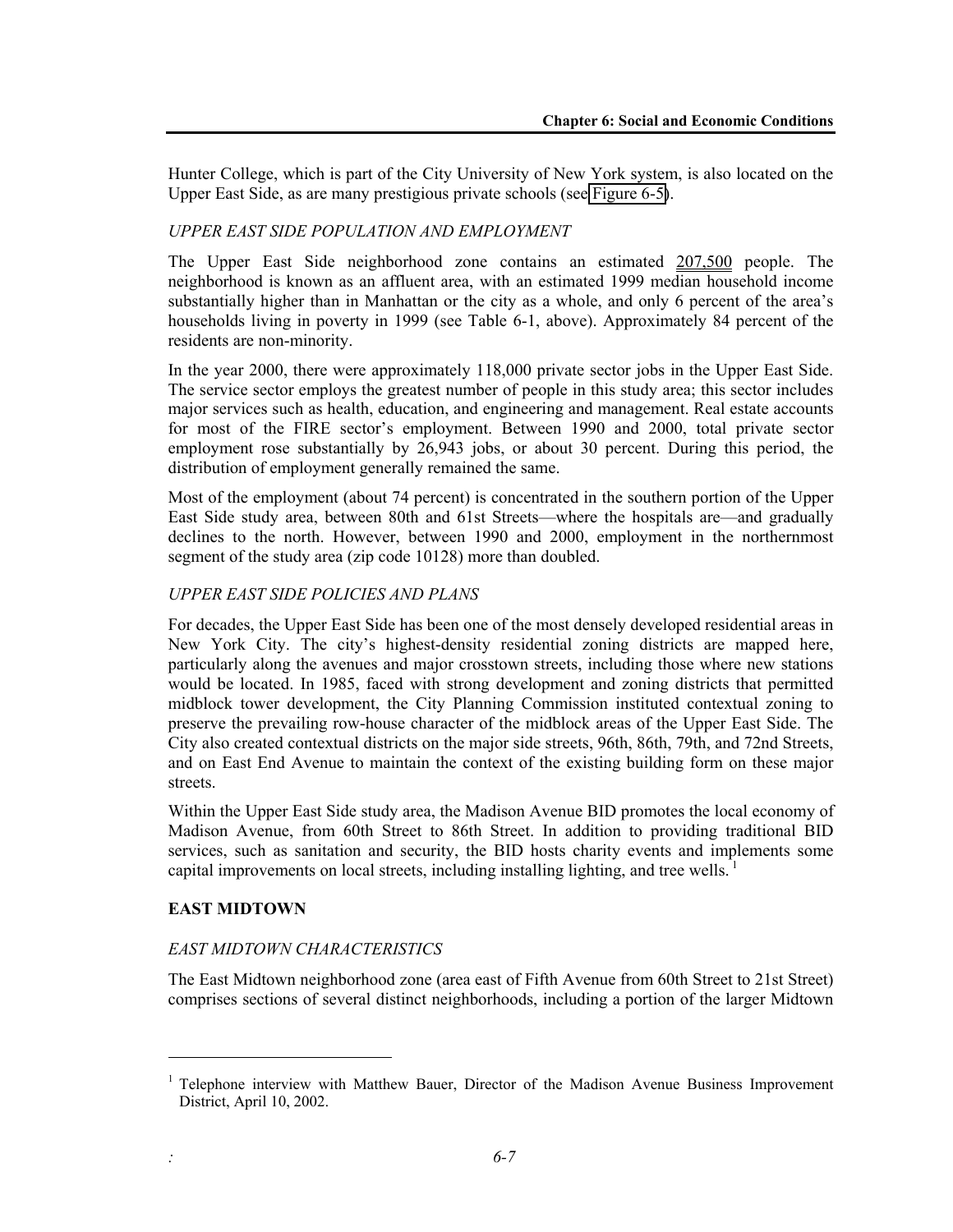Hunter College, which is part of the City University of New York system, is also located on the Upper East Side, as are many prestigious private schools (see Figure 6-5).

### *UPPER EAST SIDE POPULATION AND EMPLOYMENT*

The Upper East Side neighborhood zone contains an estimated 207,500 people. The neighborhood is known as an affluent area, with an estimated 1999 median household income substantially higher than in Manhattan or the city as a whole, and only 6 percent of the area's households living in poverty in 1999 (see Table 6-1, above). Approximately 84 percent of the residents are non-minority.

In the year 2000, there were approximately 118,000 private sector jobs in the Upper East Side. The service sector employs the greatest number of people in this study area; this sector includes major services such as health, education, and engineering and management. Real estate accounts for most of the FIRE sector's employment. Between 1990 and 2000, total private sector employment rose substantially by 26,943 jobs, or about 30 percent. During this period, the distribution of employment generally remained the same.

Most of the employment (about 74 percent) is concentrated in the southern portion of the Upper East Side study area, between 80th and 61st Streets—where the hospitals are—and gradually declines to the north. However, between 1990 and 2000, employment in the northernmost segment of the study area (zip code 10128) more than doubled.

### *UPPER EAST SIDE POLICIES AND PLANS*

For decades, the Upper East Side has been one of the most densely developed residential areas in New York City. The city's highest-density residential zoning districts are mapped here, particularly along the avenues and major crosstown streets, including those where new stations would be located. In 1985, faced with strong development and zoning districts that permitted midblock tower development, the City Planning Commission instituted contextual zoning to preserve the prevailing row-house character of the midblock areas of the Upper East Side. The City also created contextual districts on the major side streets, 96th, 86th, 79th, and 72nd Streets, and on East End Avenue to maintain the context of the existing building form on these major streets.

Within the Upper East Side study area, the Madison Avenue BID promotes the local economy of Madison Avenue, from 60th Street to 86th Street. In addition to providing traditional BID services, such as sanitation and security, the BID hosts charity events and implements some capital improvements on local streets, including installing lighting, and tree wells. [1]

## EAST MIDTOWN

### *EAST MIDTOWN CHARACTERISTICS*

The East Midtown neighborhood zone (area east of Fifth Avenue from 60th Street to 21st Street) comprises sections of several distinct neighborhoods, including a portion of the larger Midtown

---

[1] Telephone interview with Matthew Bauer, Director of the Madison Avenue Business Improvement District, April 10, 2002.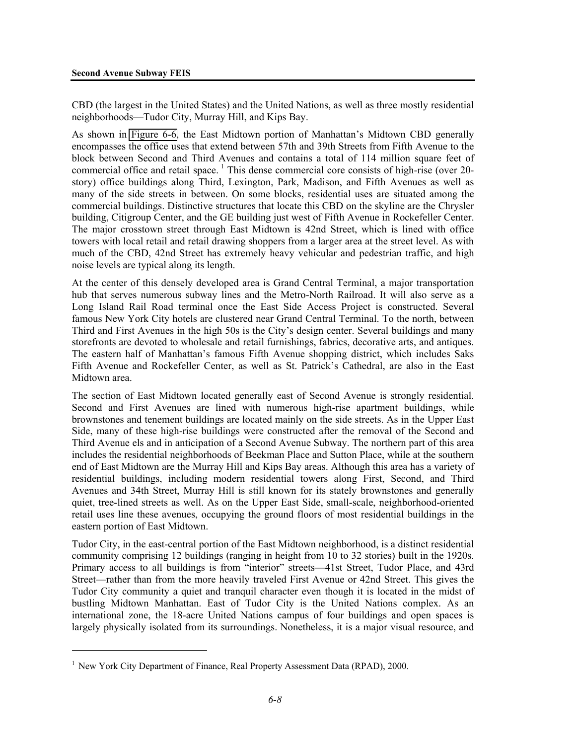CBD (the largest in the United States) and the United Nations, as well as three mostly residential neighborhoods—Tudor City, Murray Hill, and Kips Bay.

As shown in Figure 6-6, the East Midtown portion of Manhattan's Midtown CBD generally encompasses the office uses that extend between 57th and 39th Streets from Fifth Avenue to the block between Second and Third Avenues and contains a total of 114 million square feet of commercial office and retail space. [1] This dense commercial core consists of high-rise (over 20-story) office buildings along Third, Lexington, Park, Madison, and Fifth Avenues as well as many of the side streets in between. On some blocks, residential uses are situated among the commercial buildings. Distinctive structures that locate this CBD on the skyline are the Chrysler building, Citigroup Center, and the GE building just west of Fifth Avenue in Rockefeller Center. The major crosstown street through East Midtown is 42nd Street, which is lined with office towers with local retail and retail drawing shoppers from a larger area at the street level. As with much of the CBD, 42nd Street has extremely heavy vehicular and pedestrian traffic, and high noise levels are typical along its length.

At the center of this densely developed area is Grand Central Terminal, a major transportation hub that serves numerous subway lines and the Metro-North Railroad. It will also serve as a Long Island Rail Road terminal once the East Side Access Project is constructed. Several famous New York City hotels are clustered near Grand Central Terminal. To the north, between Third and First Avenues in the high 50s is the City's design center. Several buildings and many storefronts are devoted to wholesale and retail furnishings, fabrics, decorative arts, and antiques. The eastern half of Manhattan's famous Fifth Avenue shopping district, which includes Saks Fifth Avenue and Rockefeller Center, as well as St. Patrick's Cathedral, are also in the East Midtown area.

The section of East Midtown located generally east of Second Avenue is strongly residential. Second and First Avenues are lined with numerous high-rise apartment buildings, while brownstones and tenement buildings are located mainly on the side streets. As in the Upper East Side, many of these high-rise buildings were constructed after the removal of the Second and Third Avenue els and in anticipation of a Second Avenue Subway. The northern part of this area includes the residential neighborhoods of Beekman Place and Sutton Place, while at the southern end of East Midtown are the Murray Hill and Kips Bay areas. Although this area has a variety of residential buildings, including modern residential towers along First, Second, and Third Avenues and 34th Street, Murray Hill is still known for its stately brownstones and generally quiet, tree-lined streets as well. As on the Upper East Side, small-scale, neighborhood-oriented retail uses line these avenues, occupying the ground floors of most residential buildings in the eastern portion of East Midtown.

Tudor City, in the east-central portion of the East Midtown neighborhood, is a distinct residential community comprising 12 buildings (ranging in height from 10 to 32 stories) built in the 1920s. Primary access to all buildings is from "interior" streets—41st Street, Tudor Place, and 43rd Street—rather than from the more heavily traveled First Avenue or 42nd Street. This gives the Tudor City community a quiet and tranquil character even though it is located in the midst of bustling Midtown Manhattan. East of Tudor City is the United Nations complex. As an international zone, the 18-acre United Nations campus of four buildings and open spaces is largely physically isolated from its surroundings. Nonetheless, it is a major visual resource, and

[1] New York City Department of Finance, Real Property Assessment Data (RPAD), 2000.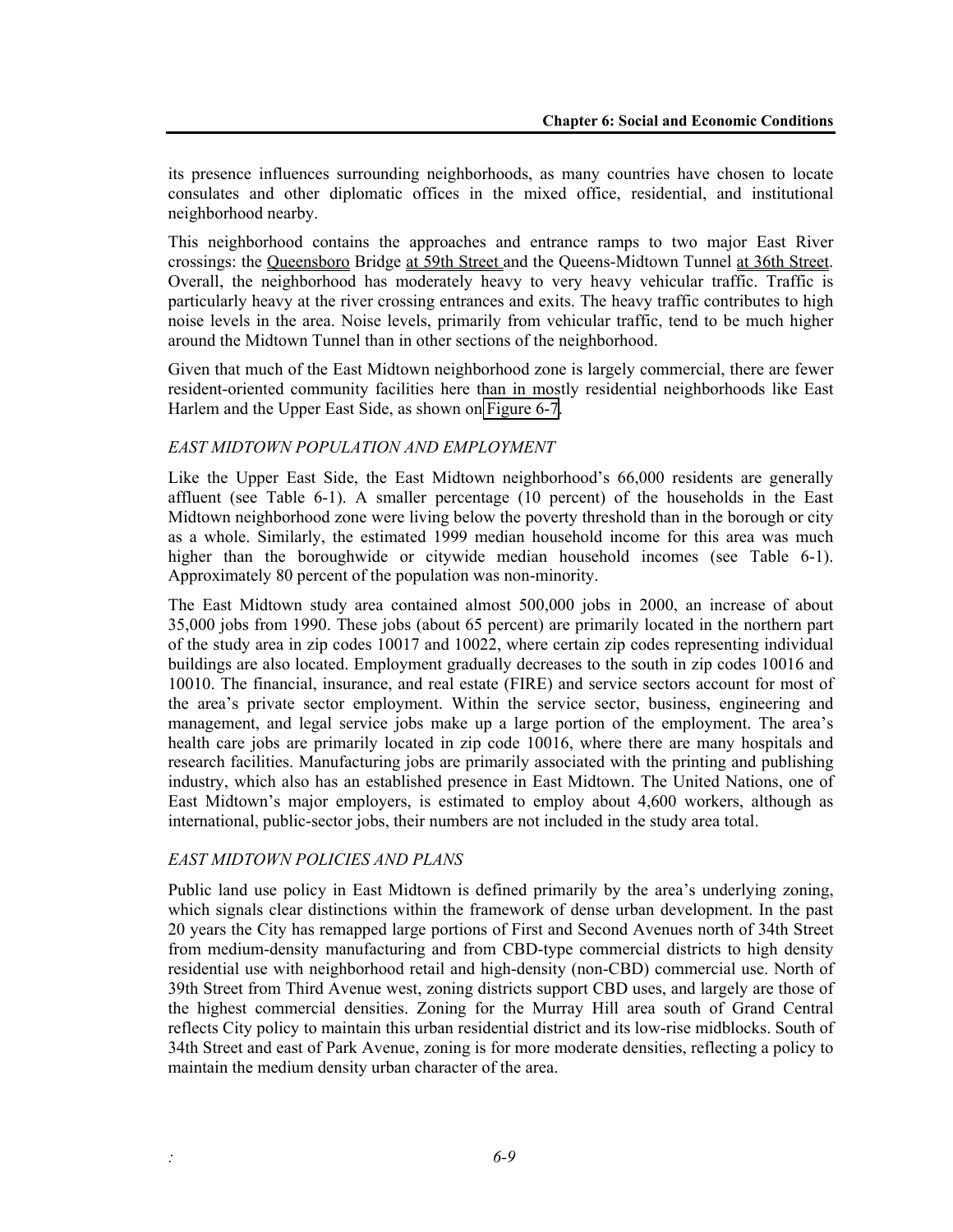its presence influences surrounding neighborhoods, as many countries have chosen to locate consulates and other diplomatic offices in the mixed office, residential, and institutional neighborhood nearby.

This neighborhood contains the approaches and entrance ramps to two major East River crossings: the Queensboro Bridge at 59th Street and the Queens-Midtown Tunnel at 36th Street. Overall, the neighborhood has moderately heavy to very heavy vehicular traffic. Traffic is particularly heavy at the river crossing entrances and exits. The heavy traffic contributes to high noise levels in the area. Noise levels, primarily from vehicular traffic, tend to be much higher around the Midtown Tunnel than in other sections of the neighborhood.

Given that much of the East Midtown neighborhood zone is largely commercial, there are fewer resident-oriented community facilities here than in mostly residential neighborhoods like East Harlem and the Upper East Side, as shown on Figure 6-7.

### *EAST MIDTOWN POPULATION AND EMPLOYMENT*

Like the Upper East Side, the East Midtown neighborhood's 66,000 residents are generally affluent (see Table 6-1). A smaller percentage (10 percent) of the households in the East Midtown neighborhood zone were living below the poverty threshold than in the borough or city as a whole. Similarly, the estimated 1999 median household income for this area was much higher than the boroughwide or citywide median household incomes (see Table 6-1). Approximately 80 percent of the population was non-minority.

The East Midtown study area contained almost 500,000 jobs in 2000, an increase of about 35,000 jobs from 1990. These jobs (about 65 percent) are primarily located in the northern part of the study area in zip codes 10017 and 10022, where certain zip codes representing individual buildings are also located. Employment gradually decreases to the south in zip codes 10016 and 10010. The financial, insurance, and real estate (FIRE) and service sectors account for most of the area's private sector employment. Within the service sector, business, engineering and management, and legal service jobs make up a large portion of the employment. The area's health care jobs are primarily located in zip code 10016, where there are many hospitals and research facilities. Manufacturing jobs are primarily associated with the printing and publishing industry, which also has an established presence in East Midtown. The United Nations, one of East Midtown's major employers, is estimated to employ about 4,600 workers, although as international, public-sector jobs, their numbers are not included in the study area total.

### *EAST MIDTOWN POLICIES AND PLANS*

Public land use policy in East Midtown is defined primarily by the area's underlying zoning, which signals clear distinctions within the framework of dense urban development. In the past 20 years the City has remapped large portions of First and Second Avenues north of 34th Street from medium-density manufacturing and from CBD-type commercial districts to high density residential use with neighborhood retail and high-density (non-CBD) commercial use. North of 39th Street from Third Avenue west, zoning districts support CBD uses, and largely are those of the highest commercial densities. Zoning for the Murray Hill area south of Grand Central reflects City policy to maintain this urban residential district and its low-rise midblocks. South of 34th Street and east of Park Avenue, zoning is for more moderate densities, reflecting a policy to maintain the medium density urban character of the area.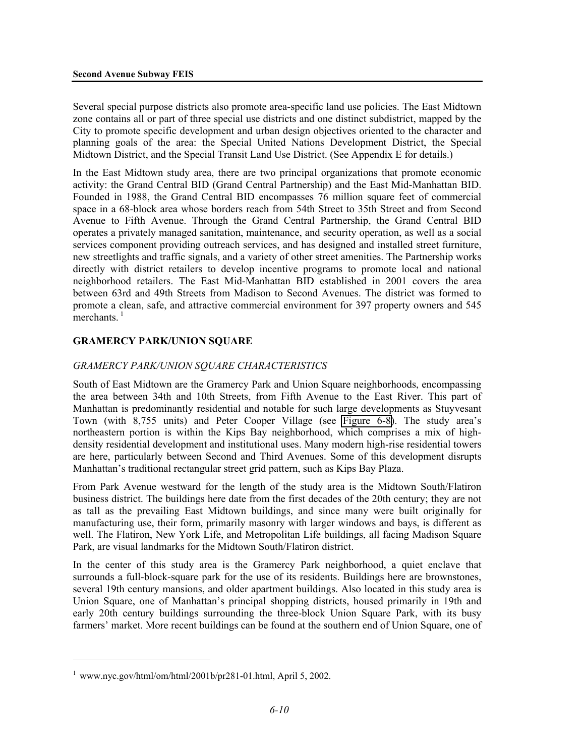Several special purpose districts also promote area-specific land use policies. The East Midtown zone contains all or part of three special use districts and one distinct subdistrict, mapped by the City to promote specific development and urban design objectives oriented to the character and planning goals of the area: the Special United Nations Development District, the Special Midtown District, and the Special Transit Land Use District. (See Appendix E for details.)

In the East Midtown study area, there are two principal organizations that promote economic activity: the Grand Central BID (Grand Central Partnership) and the East Mid-Manhattan BID. Founded in 1988, the Grand Central BID encompasses 76 million square feet of commercial space in a 68-block area whose borders reach from 54th Street to 35th Street and from Second Avenue to Fifth Avenue. Through the Grand Central Partnership, the Grand Central BID operates a privately managed sanitation, maintenance, and security operation, as well as a social services component providing outreach services, and has designed and installed street furniture, new streetlights and traffic signals, and a variety of other street amenities. The Partnership works directly with district retailers to develop incentive programs to promote local and national neighborhood retailers. The East Mid-Manhattan BID established in 2001 covers the area between 63rd and 49th Streets from Madison to Second Avenues. The district was formed to promote a clean, safe, and attractive commercial environment for 397 property owners and 545 merchants. [1]

## GRAMERCY PARK/UNION SQUARE

### *GRAMERCY PARK/UNION SQUARE CHARACTERISTICS*

South of East Midtown are the Gramercy Park and Union Square neighborhoods, encompassing the area between 34th and 10th Streets, from Fifth Avenue to the East River. This part of Manhattan is predominantly residential and notable for such large developments as Stuyvesant Town (with 8,755 units) and Peter Cooper Village (see Figure 6-8). The study area's northeastern portion is within the Kips Bay neighborhood, which comprises a mix of high-density residential development and institutional uses. Many modern high-rise residential towers are here, particularly between Second and Third Avenues. Some of this development disrupts Manhattan's traditional rectangular street grid pattern, such as Kips Bay Plaza.

From Park Avenue westward for the length of the study area is the Midtown South/Flatiron business district. The buildings here date from the first decades of the 20th century; they are not as tall as the prevailing East Midtown buildings, and since many were built originally for manufacturing use, their form, primarily masonry with larger windows and bays, is different as well. The Flatiron, New York Life, and Metropolitan Life buildings, all facing Madison Square Park, are visual landmarks for the Midtown South/Flatiron district.

In the center of this study area is the Gramercy Park neighborhood, a quiet enclave that surrounds a full-block-square park for the use of its residents. Buildings here are brownstones, several 19th century mansions, and older apartment buildings. Also located in this study area is Union Square, one of Manhattan's principal shopping districts, housed primarily in 19th and early 20th century buildings surrounding the three-block Union Square Park, with its busy farmers' market. More recent buildings can be found at the southern end of Union Square, one of

---

[1] www.nyc.gov/html/om/html/2001b/pr281-01.html, April 5, 2002.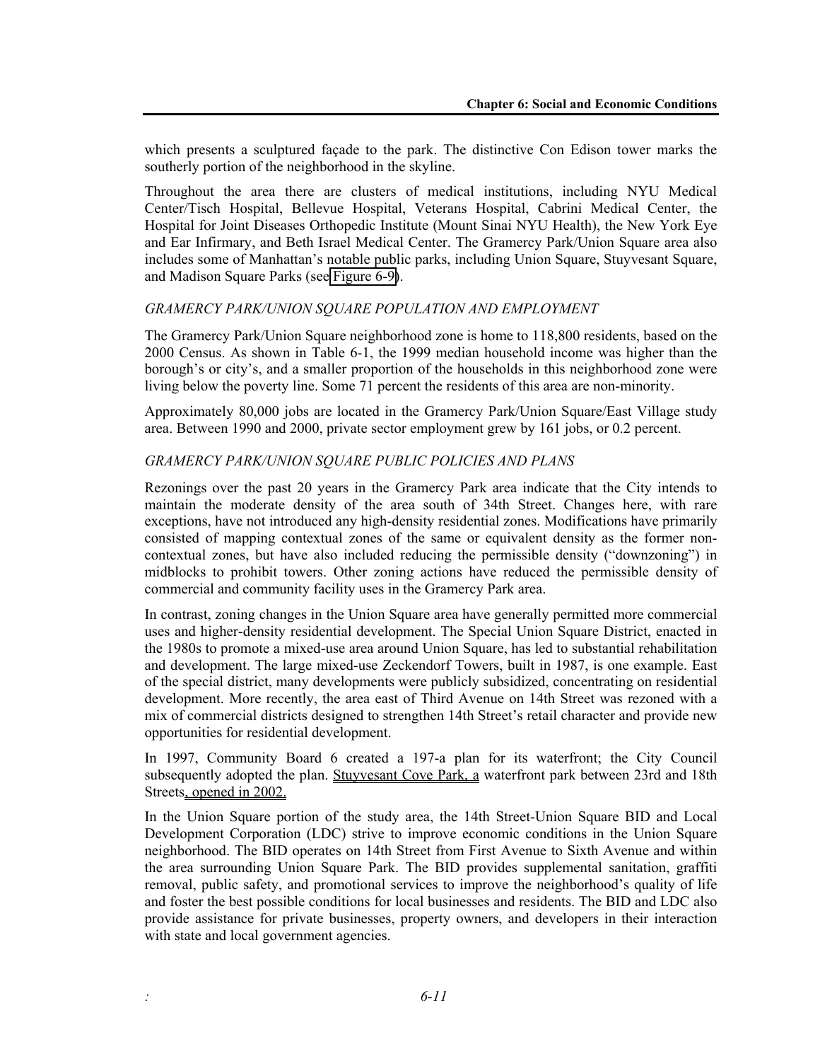which presents a sculptured façade to the park. The distinctive Con Edison tower marks the southerly portion of the neighborhood in the skyline.

Throughout the area there are clusters of medical institutions, including NYU Medical Center/Tisch Hospital, Bellevue Hospital, Veterans Hospital, Cabrini Medical Center, the Hospital for Joint Diseases Orthopedic Institute (Mount Sinai NYU Health), the New York Eye and Ear Infirmary, and Beth Israel Medical Center. The Gramercy Park/Union Square area also includes some of Manhattan's notable public parks, including Union Square, Stuyvesant Square, and Madison Square Parks (see Figure 6-9).

*GRAMERCY PARK/UNION SQUARE POPULATION AND EMPLOYMENT*

The Gramercy Park/Union Square neighborhood zone is home to 118,800 residents, based on the 2000 Census. As shown in Table 6-1, the 1999 median household income was higher than the borough's or city's, and a smaller proportion of the households in this neighborhood zone were living below the poverty line. Some 71 percent the residents of this area are non-minority.

Approximately 80,000 jobs are located in the Gramercy Park/Union Square/East Village study area. Between 1990 and 2000, private sector employment grew by 161 jobs, or 0.2 percent.

*GRAMERCY PARK/UNION SQUARE PUBLIC POLICIES AND PLANS*

Rezonings over the past 20 years in the Gramercy Park area indicate that the City intends to maintain the moderate density of the area south of 34th Street. Changes here, with rare exceptions, have not introduced any high-density residential zones. Modifications have primarily consisted of mapping contextual zones of the same or equivalent density as the former non-contextual zones, but have also included reducing the permissible density ("downzoning") in midblocks to prohibit towers. Other zoning actions have reduced the permissible density of commercial and community facility uses in the Gramercy Park area.

In contrast, zoning changes in the Union Square area have generally permitted more commercial uses and higher-density residential development. The Special Union Square District, enacted in the 1980s to promote a mixed-use area around Union Square, has led to substantial rehabilitation and development. The large mixed-use Zeckendorf Towers, built in 1987, is one example. East of the special district, many developments were publicly subsidized, concentrating on residential development. More recently, the area east of Third Avenue on 14th Street was rezoned with a mix of commercial districts designed to strengthen 14th Street's retail character and provide new opportunities for residential development.

In 1997, Community Board 6 created a 197-a plan for its waterfront; the City Council subsequently adopted the plan. Stuyvesant Cove Park, a waterfront park between 23rd and 18th Streets, opened in 2002.

In the Union Square portion of the study area, the 14th Street-Union Square BID and Local Development Corporation (LDC) strive to improve economic conditions in the Union Square neighborhood. The BID operates on 14th Street from First Avenue to Sixth Avenue and within the area surrounding Union Square Park. The BID provides supplemental sanitation, graffiti removal, public safety, and promotional services to improve the neighborhood's quality of life and foster the best possible conditions for local businesses and residents. The BID and LDC also provide assistance for private businesses, property owners, and developers in their interaction with state and local government agencies.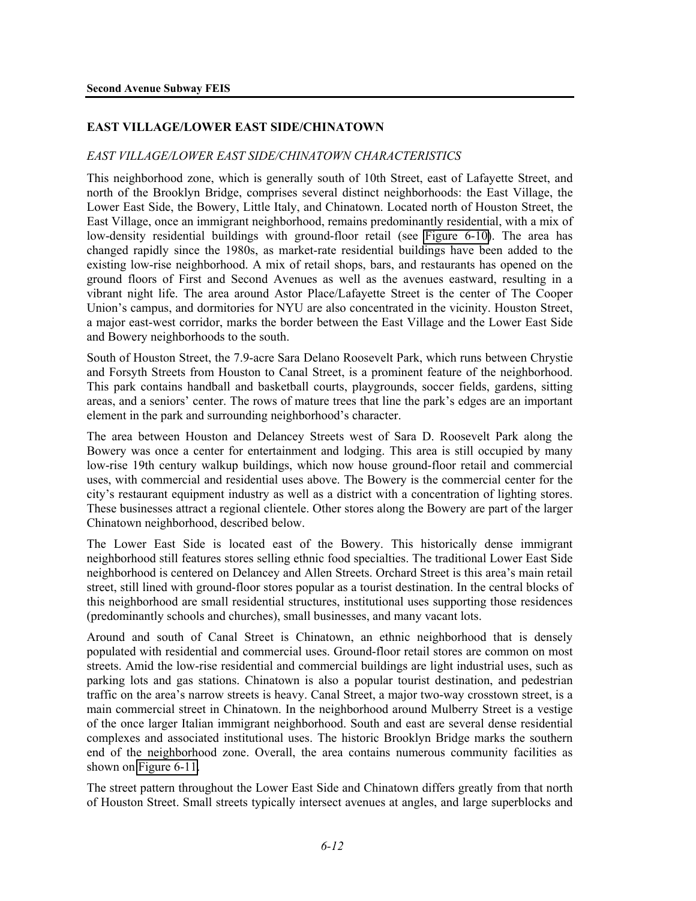## EAST VILLAGE/LOWER EAST SIDE/CHINATOWN

### *EAST VILLAGE/LOWER EAST SIDE/CHINATOWN CHARACTERISTICS*

This neighborhood zone, which is generally south of 10th Street, east of Lafayette Street, and north of the Brooklyn Bridge, comprises several distinct neighborhoods: the East Village, the Lower East Side, the Bowery, Little Italy, and Chinatown. Located north of Houston Street, the East Village, once an immigrant neighborhood, remains predominantly residential, with a mix of low-density residential buildings with ground-floor retail (see Figure 6-10). The area has changed rapidly since the 1980s, as market-rate residential buildings have been added to the existing low-rise neighborhood. A mix of retail shops, bars, and restaurants has opened on the ground floors of First and Second Avenues as well as the avenues eastward, resulting in a vibrant night life. The area around Astor Place/Lafayette Street is the center of The Cooper Union's campus, and dormitories for NYU are also concentrated in the vicinity. Houston Street, a major east-west corridor, marks the border between the East Village and the Lower East Side and Bowery neighborhoods to the south.

South of Houston Street, the 7.9-acre Sara Delano Roosevelt Park, which runs between Chrystie and Forsyth Streets from Houston to Canal Street, is a prominent feature of the neighborhood. This park contains handball and basketball courts, playgrounds, soccer fields, gardens, sitting areas, and a seniors' center. The rows of mature trees that line the park's edges are an important element in the park and surrounding neighborhood's character.

The area between Houston and Delancey Streets west of Sara D. Roosevelt Park along the Bowery was once a center for entertainment and lodging. This area is still occupied by many low-rise 19th century walkup buildings, which now house ground-floor retail and commercial uses, with commercial and residential uses above. The Bowery is the commercial center for the city's restaurant equipment industry as well as a district with a concentration of lighting stores. These businesses attract a regional clientele. Other stores along the Bowery are part of the larger Chinatown neighborhood, described below.

The Lower East Side is located east of the Bowery. This historically dense immigrant neighborhood still features stores selling ethnic food specialties. The traditional Lower East Side neighborhood is centered on Delancey and Allen Streets. Orchard Street is this area's main retail street, still lined with ground-floor stores popular as a tourist destination. In the central blocks of this neighborhood are small residential structures, institutional uses supporting those residences (predominantly schools and churches), small businesses, and many vacant lots.

Around and south of Canal Street is Chinatown, an ethnic neighborhood that is densely populated with residential and commercial uses. Ground-floor retail stores are common on most streets. Amid the low-rise residential and commercial buildings are light industrial uses, such as parking lots and gas stations. Chinatown is also a popular tourist destination, and pedestrian traffic on the area's narrow streets is heavy. Canal Street, a major two-way crosstown street, is a main commercial street in Chinatown. In the neighborhood around Mulberry Street is a vestige of the once larger Italian immigrant neighborhood. South and east are several dense residential complexes and associated institutional uses. The historic Brooklyn Bridge marks the southern end of the neighborhood zone. Overall, the area contains numerous community facilities as shown on Figure 6-11.

The street pattern throughout the Lower East Side and Chinatown differs greatly from that north of Houston Street. Small streets typically intersect avenues at angles, and large superblocks and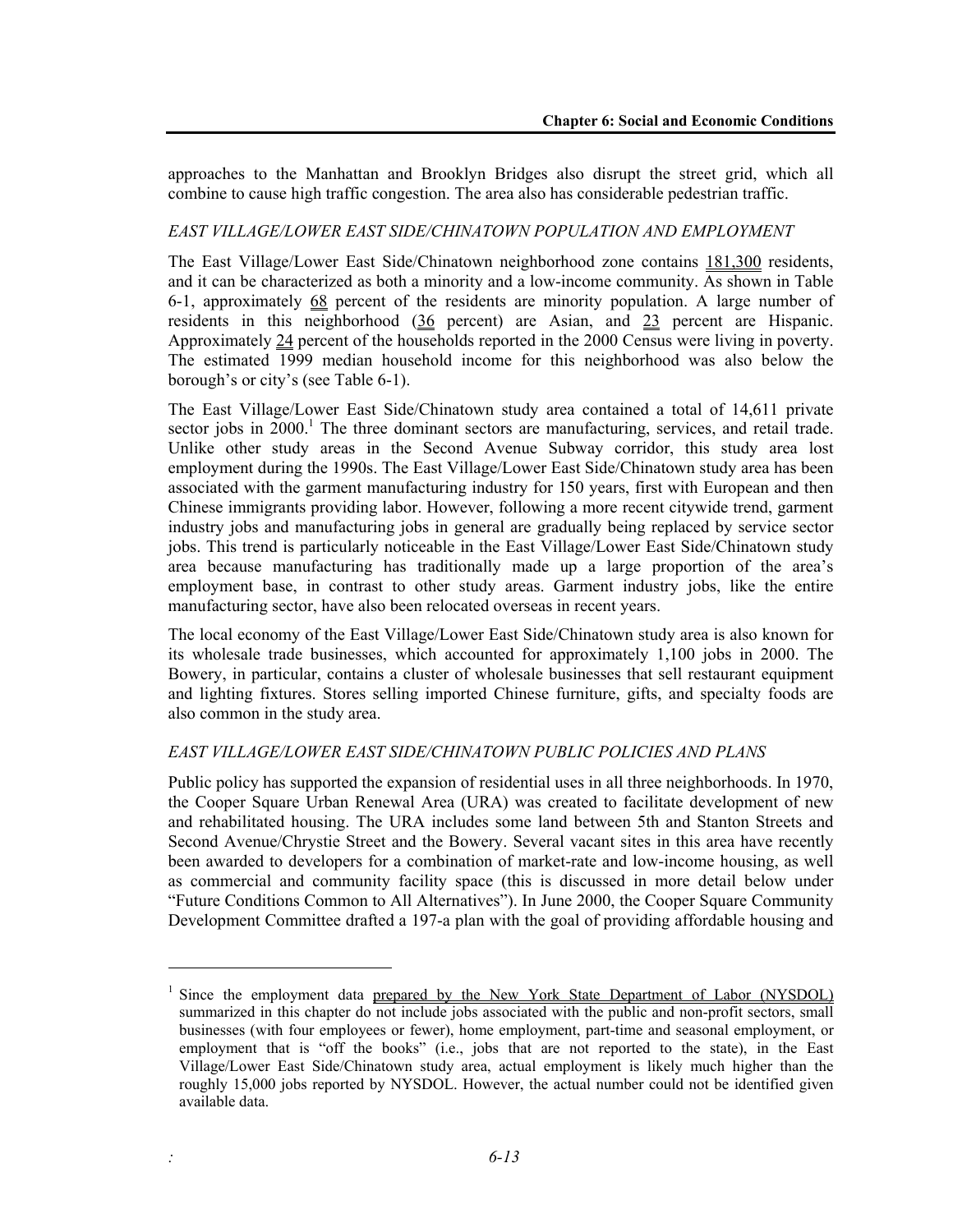approaches to the Manhattan and Brooklyn Bridges also disrupt the street grid, which all combine to cause high traffic congestion. The area also has considerable pedestrian traffic.

### *EAST VILLAGE/LOWER EAST SIDE/CHINATOWN POPULATION AND EMPLOYMENT*

The East Village/Lower East Side/Chinatown neighborhood zone contains 181,300 residents, and it can be characterized as both a minority and a low-income community. As shown in Table 6-1, approximately 68 percent of the residents are minority population. A large number of residents in this neighborhood (36 percent) are Asian, and 23 percent are Hispanic. Approximately 24 percent of the households reported in the 2000 Census were living in poverty. The estimated 1999 median household income for this neighborhood was also below the borough's or city's (see Table 6-1).

The East Village/Lower East Side/Chinatown study area contained a total of 14,611 private sector jobs in 2000.[1] The three dominant sectors are manufacturing, services, and retail trade. Unlike other study areas in the Second Avenue Subway corridor, this study area lost employment during the 1990s. The East Village/Lower East Side/Chinatown study area has been associated with the garment manufacturing industry for 150 years, first with European and then Chinese immigrants providing labor. However, following a more recent citywide trend, garment industry jobs and manufacturing jobs in general are gradually being replaced by service sector jobs. This trend is particularly noticeable in the East Village/Lower East Side/Chinatown study area because manufacturing has traditionally made up a large proportion of the area's employment base, in contrast to other study areas. Garment industry jobs, like the entire manufacturing sector, have also been relocated overseas in recent years.

The local economy of the East Village/Lower East Side/Chinatown study area is also known for its wholesale trade businesses, which accounted for approximately 1,100 jobs in 2000. The Bowery, in particular, contains a cluster of wholesale businesses that sell restaurant equipment and lighting fixtures. Stores selling imported Chinese furniture, gifts, and specialty foods are also common in the study area.

### *EAST VILLAGE/LOWER EAST SIDE/CHINATOWN PUBLIC POLICIES AND PLANS*

Public policy has supported the expansion of residential uses in all three neighborhoods. In 1970, the Cooper Square Urban Renewal Area (URA) was created to facilitate development of new and rehabilitated housing. The URA includes some land between 5th and Stanton Streets and Second Avenue/Chrystie Street and the Bowery. Several vacant sites in this area have recently been awarded to developers for a combination of market-rate and low-income housing, as well as commercial and community facility space (this is discussed in more detail below under "Future Conditions Common to All Alternatives"). In June 2000, the Cooper Square Community Development Committee drafted a 197-a plan with the goal of providing affordable housing and

---

[1] Since the employment data prepared by the New York State Department of Labor (NYSDOL) summarized in this chapter do not include jobs associated with the public and non-profit sectors, small businesses (with four employees or fewer), home employment, part-time and seasonal employment, or employment that is "off the books" (i.e., jobs that are not reported to the state), in the East Village/Lower East Side/Chinatown study area, actual employment is likely much higher than the roughly 15,000 jobs reported by NYSDOL. However, the actual number could not be identified given available data.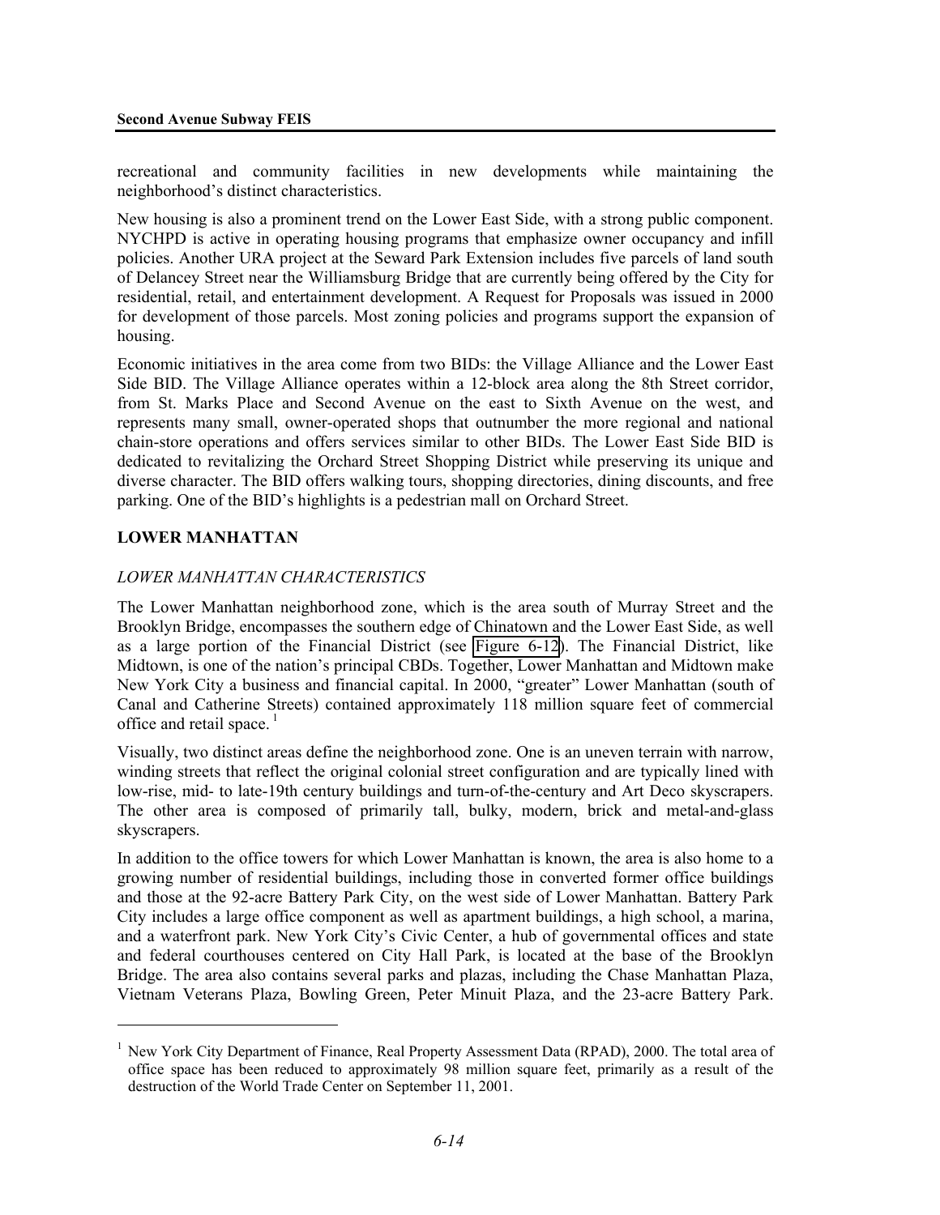recreational and community facilities in new developments while maintaining the neighborhood's distinct characteristics.

New housing is also a prominent trend on the Lower East Side, with a strong public component. NYCHPD is active in operating housing programs that emphasize owner occupancy and infill policies. Another URA project at the Seward Park Extension includes five parcels of land south of Delancey Street near the Williamsburg Bridge that are currently being offered by the City for residential, retail, and entertainment development. A Request for Proposals was issued in 2000 for development of those parcels. Most zoning policies and programs support the expansion of housing.

Economic initiatives in the area come from two BIDs: the Village Alliance and the Lower East Side BID. The Village Alliance operates within a 12-block area along the 8th Street corridor, from St. Marks Place and Second Avenue on the east to Sixth Avenue on the west, and represents many small, owner-operated shops that outnumber the more regional and national chain-store operations and offers services similar to other BIDs. The Lower East Side BID is dedicated to revitalizing the Orchard Street Shopping District while preserving its unique and diverse character. The BID offers walking tours, shopping directories, dining discounts, and free parking. One of the BID's highlights is a pedestrian mall on Orchard Street.

## LOWER MANHATTAN

### *LOWER MANHATTAN CHARACTERISTICS*

The Lower Manhattan neighborhood zone, which is the area south of Murray Street and the Brooklyn Bridge, encompasses the southern edge of Chinatown and the Lower East Side, as well as a large portion of the Financial District (see Figure 6-12). The Financial District, like Midtown, is one of the nation's principal CBDs. Together, Lower Manhattan and Midtown make New York City a business and financial capital. In 2000, "greater" Lower Manhattan (south of Canal and Catherine Streets) contained approximately 118 million square feet of commercial office and retail space.[1]

Visually, two distinct areas define the neighborhood zone. One is an uneven terrain with narrow, winding streets that reflect the original colonial street configuration and are typically lined with low-rise, mid- to late-19th century buildings and turn-of-the-century and Art Deco skyscrapers. The other area is composed of primarily tall, bulky, modern, brick and metal-and-glass skyscrapers.

In addition to the office towers for which Lower Manhattan is known, the area is also home to a growing number of residential buildings, including those in converted former office buildings and those at the 92-acre Battery Park City, on the west side of Lower Manhattan. Battery Park City includes a large office component as well as apartment buildings, a high school, a marina, and a waterfront park. New York City's Civic Center, a hub of governmental offices and state and federal courthouses centered on City Hall Park, is located at the base of the Brooklyn Bridge. The area also contains several parks and plazas, including the Chase Manhattan Plaza, Vietnam Veterans Plaza, Bowling Green, Peter Minuit Plaza, and the 23-acre Battery Park.

---

[1] New York City Department of Finance, Real Property Assessment Data (RPAD), 2000. The total area of office space has been reduced to approximately 98 million square feet, primarily as a result of the destruction of the World Trade Center on September 11, 2001.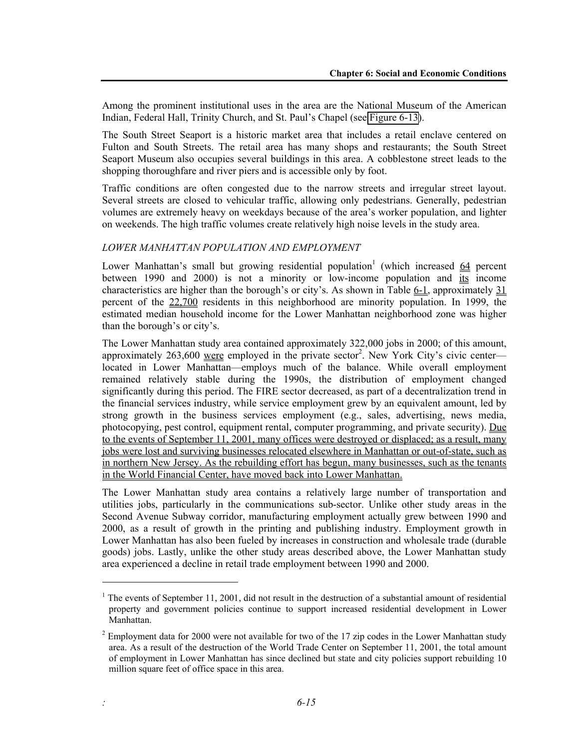Among the prominent institutional uses in the area are the National Museum of the American Indian, Federal Hall, Trinity Church, and St. Paul's Chapel (see Figure 6-13).

The South Street Seaport is a historic market area that includes a retail enclave centered on Fulton and South Streets. The retail area has many shops and restaurants; the South Street Seaport Museum also occupies several buildings in this area. A cobblestone street leads to the shopping thoroughfare and river piers and is accessible only by foot.

Traffic conditions are often congested due to the narrow streets and irregular street layout. Several streets are closed to vehicular traffic, allowing only pedestrians. Generally, pedestrian volumes are extremely heavy on weekdays because of the area's worker population, and lighter on weekends. The high traffic volumes create relatively high noise levels in the study area.

*LOWER MANHATTAN POPULATION AND EMPLOYMENT*

Lower Manhattan's small but growing residential population[1] (which increased 64 percent between 1990 and 2000) is not a minority or low-income population and its income characteristics are higher than the borough's or city's. As shown in Table 6-1, approximately 31 percent of the 22,700 residents in this neighborhood are minority population. In 1999, the estimated median household income for the Lower Manhattan neighborhood zone was higher than the borough's or city's.

The Lower Manhattan study area contained approximately 322,000 jobs in 2000; of this amount, approximately 263,600 were employed in the private sector[2]. New York City's civic center—located in Lower Manhattan—employs much of the balance. While overall employment remained relatively stable during the 1990s, the distribution of employment changed significantly during this period. The FIRE sector decreased, as part of a decentralization trend in the financial services industry, while service employment grew by an equivalent amount, led by strong growth in the business services employment (e.g., sales, advertising, news media, photocopying, pest control, equipment rental, computer programming, and private security). Due to the events of September 11, 2001, many offices were destroyed or displaced; as a result, many jobs were lost and surviving businesses relocated elsewhere in Manhattan or out-of-state, such as in northern New Jersey. As the rebuilding effort has begun, many businesses, such as the tenants in the World Financial Center, have moved back into Lower Manhattan.

The Lower Manhattan study area contains a relatively large number of transportation and utilities jobs, particularly in the communications sub-sector. Unlike other study areas in the Second Avenue Subway corridor, manufacturing employment actually grew between 1990 and 2000, as a result of growth in the printing and publishing industry. Employment growth in Lower Manhattan has also been fueled by increases in construction and wholesale trade (durable goods) jobs. Lastly, unlike the other study areas described above, the Lower Manhattan study area experienced a decline in retail trade employment between 1990 and 2000.

---

[1] The events of September 11, 2001, did not result in the destruction of a substantial amount of residential property and government policies continue to support increased residential development in Lower Manhattan.

[2] Employment data for 2000 were not available for two of the 17 zip codes in the Lower Manhattan study area. As a result of the destruction of the World Trade Center on September 11, 2001, the total amount of employment in Lower Manhattan has since declined but state and city policies support rebuilding 10 million square feet of office space in this area.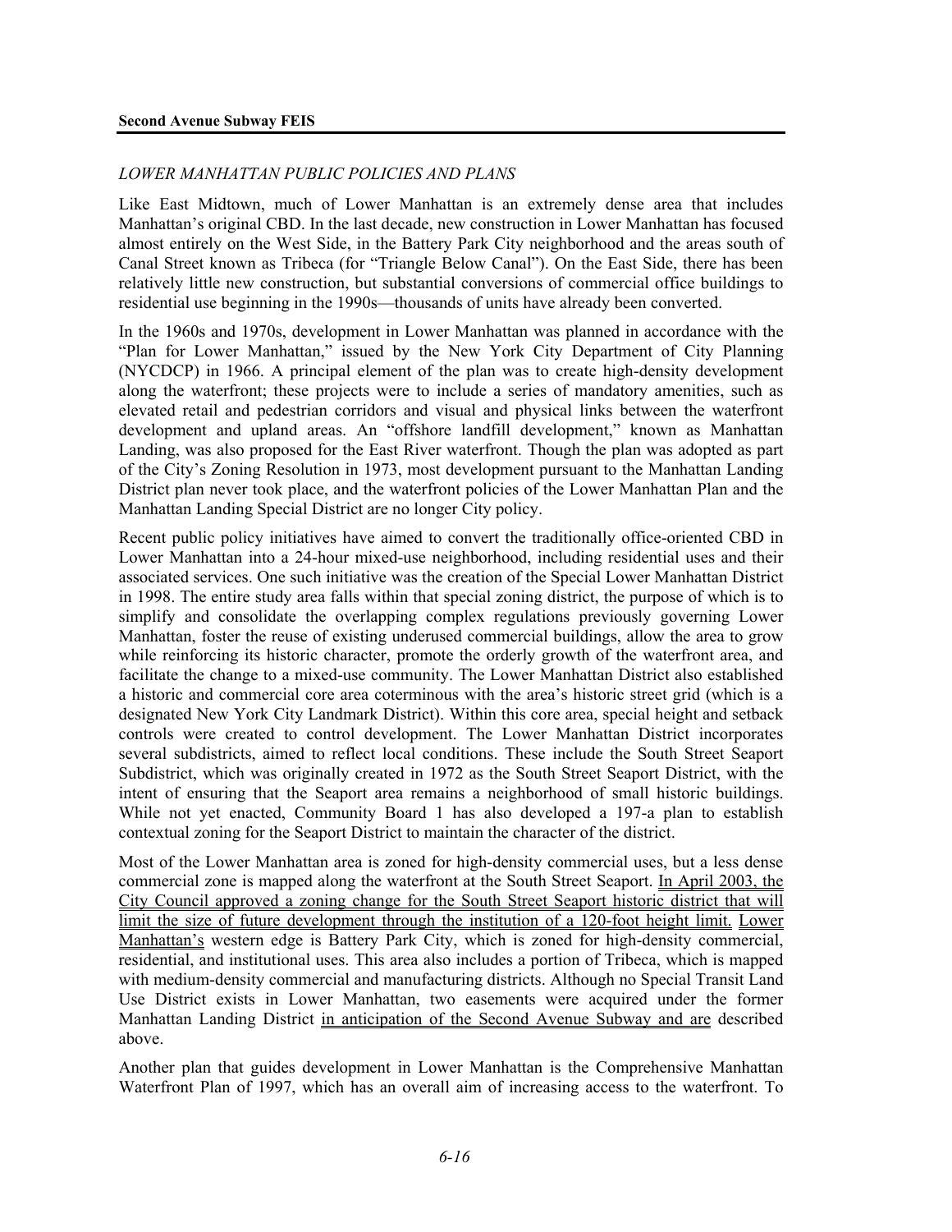*LOWER MANHATTAN PUBLIC POLICIES AND PLANS*

Like East Midtown, much of Lower Manhattan is an extremely dense area that includes Manhattan's original CBD. In the last decade, new construction in Lower Manhattan has focused almost entirely on the West Side, in the Battery Park City neighborhood and the areas south of Canal Street known as Tribeca (for "Triangle Below Canal"). On the East Side, there has been relatively little new construction, but substantial conversions of commercial office buildings to residential use beginning in the 1990s—thousands of units have already been converted.

In the 1960s and 1970s, development in Lower Manhattan was planned in accordance with the "Plan for Lower Manhattan," issued by the New York City Department of City Planning (NYCDCP) in 1966. A principal element of the plan was to create high-density development along the waterfront; these projects were to include a series of mandatory amenities, such as elevated retail and pedestrian corridors and visual and physical links between the waterfront development and upland areas. An "offshore landfill development," known as Manhattan Landing, was also proposed for the East River waterfront. Though the plan was adopted as part of the City's Zoning Resolution in 1973, most development pursuant to the Manhattan Landing District plan never took place, and the waterfront policies of the Lower Manhattan Plan and the Manhattan Landing Special District are no longer City policy.

Recent public policy initiatives have aimed to convert the traditionally office-oriented CBD in Lower Manhattan into a 24-hour mixed-use neighborhood, including residential uses and their associated services. One such initiative was the creation of the Special Lower Manhattan District in 1998. The entire study area falls within that special zoning district, the purpose of which is to simplify and consolidate the overlapping complex regulations previously governing Lower Manhattan, foster the reuse of existing underused commercial buildings, allow the area to grow while reinforcing its historic character, promote the orderly growth of the waterfront area, and facilitate the change to a mixed-use community. The Lower Manhattan District also established a historic and commercial core area coterminous with the area's historic street grid (which is a designated New York City Landmark District). Within this core area, special height and setback controls were created to control development. The Lower Manhattan District incorporates several subdistricts, aimed to reflect local conditions. These include the South Street Seaport Subdistrict, which was originally created in 1972 as the South Street Seaport District, with the intent of ensuring that the Seaport area remains a neighborhood of small historic buildings. While not yet enacted, Community Board 1 has also developed a 197-a plan to establish contextual zoning for the Seaport District to maintain the character of the district.

Most of the Lower Manhattan area is zoned for high-density commercial uses, but a less dense commercial zone is mapped along the waterfront at the South Street Seaport. In April 2003, the City Council approved a zoning change for the South Street Seaport historic district that will limit the size of future development through the institution of a 120-foot height limit. Lower Manhattan's western edge is Battery Park City, which is zoned for high-density commercial, residential, and institutional uses. This area also includes a portion of Tribeca, which is mapped with medium-density commercial and manufacturing districts. Although no Special Transit Land Use District exists in Lower Manhattan, two easements were acquired under the former Manhattan Landing District in anticipation of the Second Avenue Subway and are described above.

Another plan that guides development in Lower Manhattan is the Comprehensive Manhattan Waterfront Plan of 1997, which has an overall aim of increasing access to the waterfront. To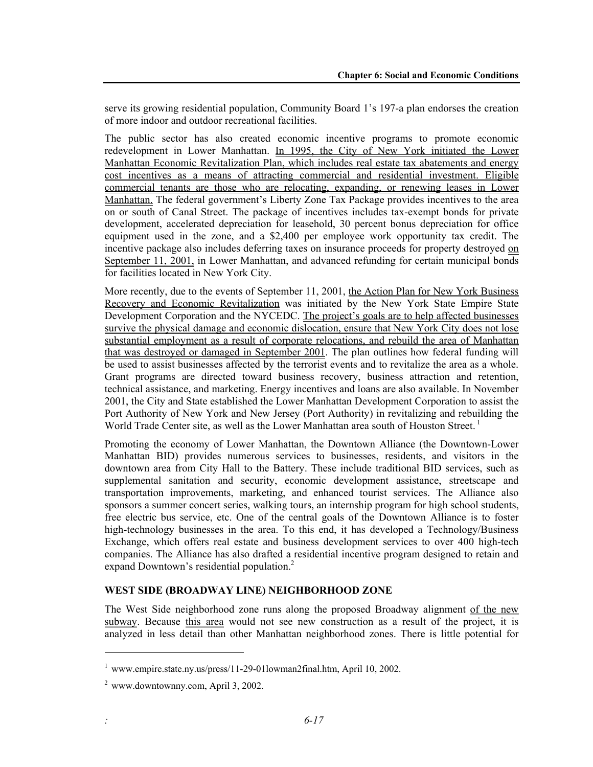serve its growing residential population, Community Board 1's 197-a plan endorses the creation of more indoor and outdoor recreational facilities.

The public sector has also created economic incentive programs to promote economic redevelopment in Lower Manhattan. In 1995, the City of New York initiated the Lower Manhattan Economic Revitalization Plan, which includes real estate tax abatements and energy cost incentives as a means of attracting commercial and residential investment. Eligible commercial tenants are those who are relocating, expanding, or renewing leases in Lower Manhattan. The federal government's Liberty Zone Tax Package provides incentives to the area on or south of Canal Street. The package of incentives includes tax-exempt bonds for private development, accelerated depreciation for leasehold, 30 percent bonus depreciation for office equipment used in the zone, and a $2,400 per employee work opportunity tax credit. The incentive package also includes deferring taxes on insurance proceeds for property destroyed on September 11, 2001, in Lower Manhattan, and advanced refunding for certain municipal bonds for facilities located in New York City.

More recently, due to the events of September 11, 2001, the Action Plan for New York Business Recovery and Economic Revitalization was initiated by the New York State Empire State Development Corporation and the NYCEDC. The project's goals are to help affected businesses survive the physical damage and economic dislocation, ensure that New York City does not lose substantial employment as a result of corporate relocations, and rebuild the area of Manhattan that was destroyed or damaged in September 2001. The plan outlines how federal funding will be used to assist businesses affected by the terrorist events and to revitalize the area as a whole. Grant programs are directed toward business recovery, business attraction and retention, technical assistance, and marketing. Energy incentives and loans are also available. In November 2001, the City and State established the Lower Manhattan Development Corporation to assist the Port Authority of New York and New Jersey (Port Authority) in revitalizing and rebuilding the World Trade Center site, as well as the Lower Manhattan area south of Houston Street.[1]

Promoting the economy of Lower Manhattan, the Downtown Alliance (the Downtown-Lower Manhattan BID) provides numerous services to businesses, residents, and visitors in the downtown area from City Hall to the Battery. These include traditional BID services, such as supplemental sanitation and security, economic development assistance, streetscape and transportation improvements, marketing, and enhanced tourist services. The Alliance also sponsors a summer concert series, walking tours, an internship program for high school students, free electric bus service, etc. One of the central goals of the Downtown Alliance is to foster high-technology businesses in the area. To this end, it has developed a Technology/Business Exchange, which offers real estate and business development services to over 400 high-tech companies. The Alliance has also drafted a residential incentive program designed to retain and expand Downtown's residential population.[2]

### WEST SIDE (BROADWAY LINE) NEIGHBORHOOD ZONE

The West Side neighborhood zone runs along the proposed Broadway alignment of the new subway. Because this area would not see new construction as a result of the project, it is analyzed in less detail than other Manhattan neighborhood zones. There is little potential for

---

[1] www.empire.state.ny.us/press/11-29-01lowman2final.htm, April 10, 2002.

[2] www.downtownny.com, April 3, 2002.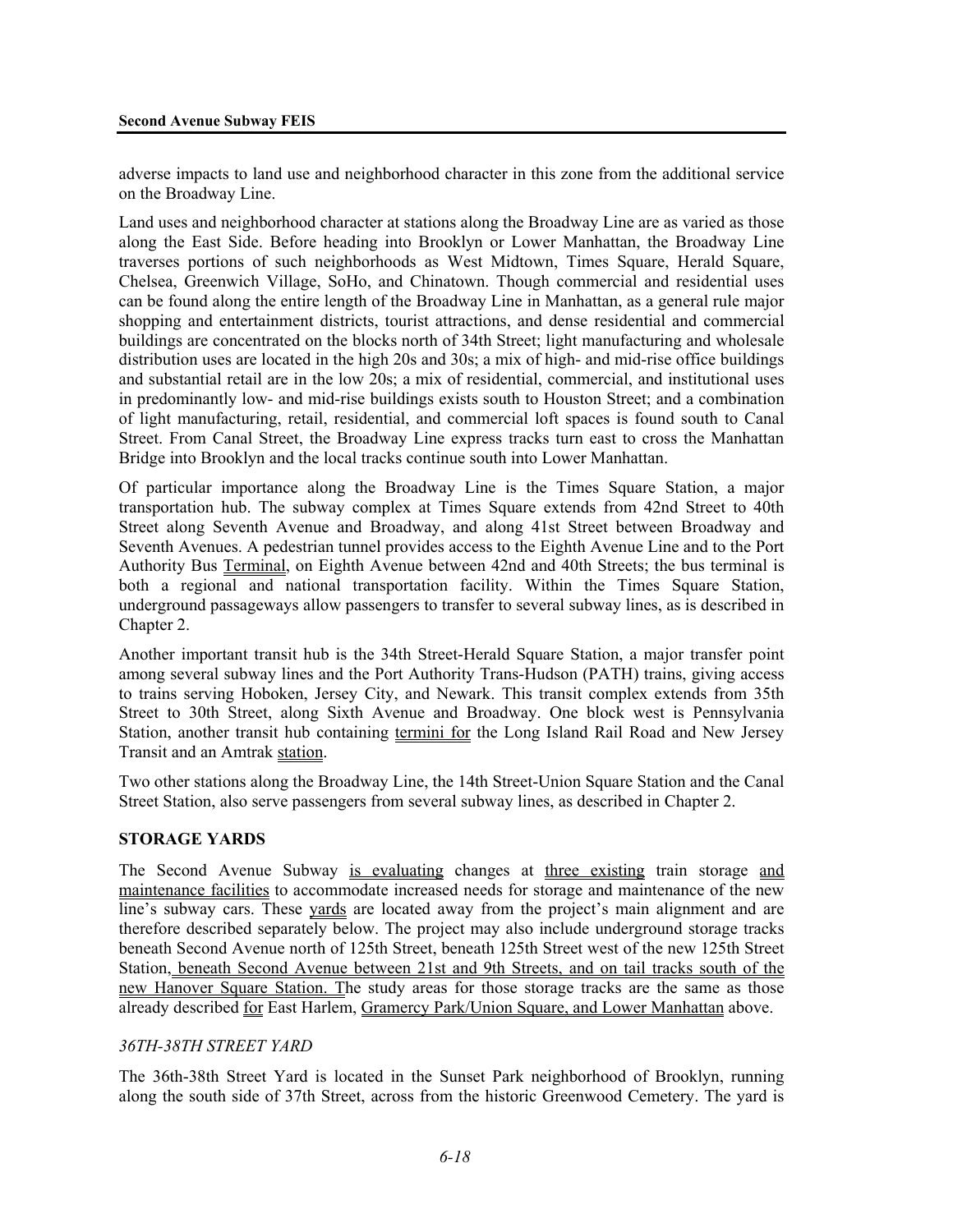adverse impacts to land use and neighborhood character in this zone from the additional service on the Broadway Line.

Land uses and neighborhood character at stations along the Broadway Line are as varied as those along the East Side. Before heading into Brooklyn or Lower Manhattan, the Broadway Line traverses portions of such neighborhoods as West Midtown, Times Square, Herald Square, Chelsea, Greenwich Village, SoHo, and Chinatown. Though commercial and residential uses can be found along the entire length of the Broadway Line in Manhattan, as a general rule major shopping and entertainment districts, tourist attractions, and dense residential and commercial buildings are concentrated on the blocks north of 34th Street; light manufacturing and wholesale distribution uses are located in the high 20s and 30s; a mix of high- and mid-rise office buildings and substantial retail are in the low 20s; a mix of residential, commercial, and institutional uses in predominantly low- and mid-rise buildings exists south to Houston Street; and a combination of light manufacturing, retail, residential, and commercial loft spaces is found south to Canal Street. From Canal Street, the Broadway Line express tracks turn east to cross the Manhattan Bridge into Brooklyn and the local tracks continue south into Lower Manhattan.

Of particular importance along the Broadway Line is the Times Square Station, a major transportation hub. The subway complex at Times Square extends from 42nd Street to 40th Street along Seventh Avenue and Broadway, and along 41st Street between Broadway and Seventh Avenues. A pedestrian tunnel provides access to the Eighth Avenue Line and to the Port Authority Bus Terminal, on Eighth Avenue between 42nd and 40th Streets; the bus terminal is both a regional and national transportation facility. Within the Times Square Station, underground passageways allow passengers to transfer to several subway lines, as is described in Chapter 2.

Another important transit hub is the 34th Street-Herald Square Station, a major transfer point among several subway lines and the Port Authority Trans-Hudson (PATH) trains, giving access to trains serving Hoboken, Jersey City, and Newark. This transit complex extends from 35th Street to 30th Street, along Sixth Avenue and Broadway. One block west is Pennsylvania Station, another transit hub containing termini for the Long Island Rail Road and New Jersey Transit and an Amtrak station.

Two other stations along the Broadway Line, the 14th Street-Union Square Station and the Canal Street Station, also serve passengers from several subway lines, as described in Chapter 2.

## STORAGE YARDS

The Second Avenue Subway is evaluating changes at three existing train storage and maintenance facilities to accommodate increased needs for storage and maintenance of the new line's subway cars. These yards are located away from the project's main alignment and are therefore described separately below. The project may also include underground storage tracks beneath Second Avenue north of 125th Street, beneath 125th Street west of the new 125th Street Station, beneath Second Avenue between 21st and 9th Streets, and on tail tracks south of the new Hanover Square Station. The study areas for those storage tracks are the same as those already described for East Harlem, Gramercy Park/Union Square, and Lower Manhattan above.

### *36TH-38TH STREET YARD*

The 36th-38th Street Yard is located in the Sunset Park neighborhood of Brooklyn, running along the south side of 37th Street, across from the historic Greenwood Cemetery. The yard is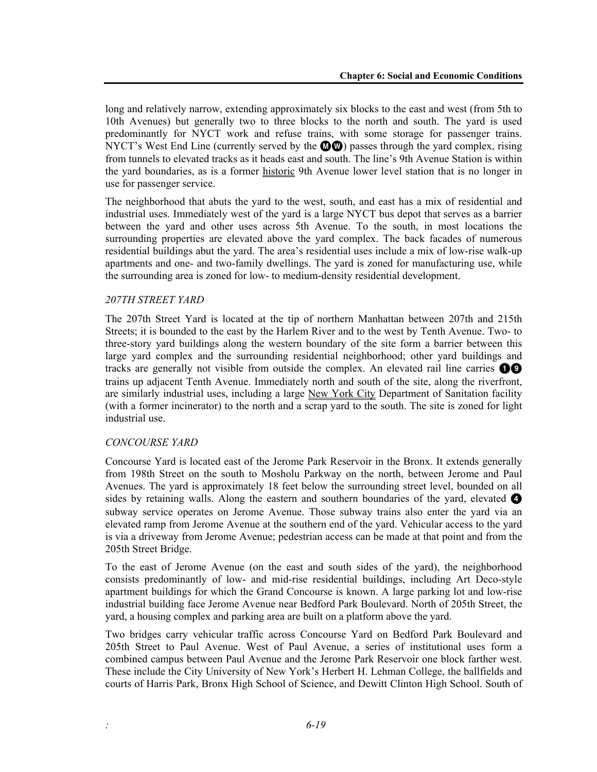long and relatively narrow, extending approximately six blocks to the east and west (from 5th to 10th Avenues) but generally two to three blocks to the north and south. The yard is used predominantly for NYCT work and refuse trains, with some storage for passenger trains. NYCT's West End Line (currently served by the M W) passes through the yard complex, rising from tunnels to elevated tracks as it heads east and south. The line's 9th Avenue Station is within the yard boundaries, as is a former historic 9th Avenue lower level station that is no longer in use for passenger service.

The neighborhood that abuts the yard to the west, south, and east has a mix of residential and industrial uses. Immediately west of the yard is a large NYCT bus depot that serves as a barrier between the yard and other uses across 5th Avenue. To the south, in most locations the surrounding properties are elevated above the yard complex. The back facades of numerous residential buildings abut the yard. The area's residential uses include a mix of low-rise walk-up apartments and one- and two-family dwellings. The yard is zoned for manufacturing use, while the surrounding area is zoned for low- to medium-density residential development.

*207TH STREET YARD*

The 207th Street Yard is located at the tip of northern Manhattan between 207th and 215th Streets; it is bounded to the east by the Harlem River and to the west by Tenth Avenue. Two- to three-story yard buildings along the western boundary of the site form a barrier between this large yard complex and the surrounding residential neighborhood; other yard buildings and tracks are generally not visible from outside the complex. An elevated rail line carries 1 9 trains up adjacent Tenth Avenue. Immediately north and south of the site, along the riverfront, are similarly industrial uses, including a large New York City Department of Sanitation facility (with a former incinerator) to the north and a scrap yard to the south. The site is zoned for light industrial use.

*CONCOURSE YARD*

Concourse Yard is located east of the Jerome Park Reservoir in the Bronx. It extends generally from 198th Street on the south to Mosholu Parkway on the north, between Jerome and Paul Avenues. The yard is approximately 18 feet below the surrounding street level, bounded on all sides by retaining walls. Along the eastern and southern boundaries of the yard, elevated 4 subway service operates on Jerome Avenue. Those subway trains also enter the yard via an elevated ramp from Jerome Avenue at the southern end of the yard. Vehicular access to the yard is via a driveway from Jerome Avenue; pedestrian access can be made at that point and from the 205th Street Bridge.

To the east of Jerome Avenue (on the east and south sides of the yard), the neighborhood consists predominantly of low- and mid-rise residential buildings, including Art Deco-style apartment buildings for which the Grand Concourse is known. A large parking lot and low-rise industrial building face Jerome Avenue near Bedford Park Boulevard. North of 205th Street, the yard, a housing complex and parking area are built on a platform above the yard.

Two bridges carry vehicular traffic across Concourse Yard on Bedford Park Boulevard and 205th Street to Paul Avenue. West of Paul Avenue, a series of institutional uses form a combined campus between Paul Avenue and the Jerome Park Reservoir one block farther west. These include the City University of New York's Herbert H. Lehman College, the ballfields and courts of Harris Park, Bronx High School of Science, and Dewitt Clinton High School. South of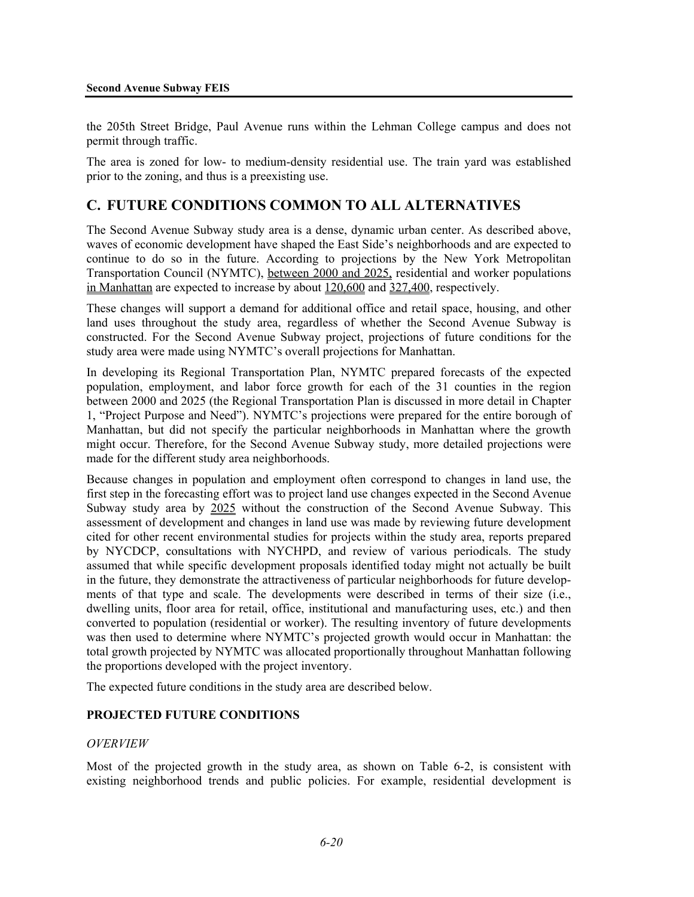the 205th Street Bridge, Paul Avenue runs within the Lehman College campus and does not permit through traffic.

The area is zoned for low- to medium-density residential use. The train yard was established prior to the zoning, and thus is a preexisting use.

## C. FUTURE CONDITIONS COMMON TO ALL ALTERNATIVES

The Second Avenue Subway study area is a dense, dynamic urban center. As described above, waves of economic development have shaped the East Side's neighborhoods and are expected to continue to do so in the future. According to projections by the New York Metropolitan Transportation Council (NYMTC), between 2000 and 2025, residential and worker populations in Manhattan are expected to increase by about 120,600 and 327,400, respectively.

These changes will support a demand for additional office and retail space, housing, and other land uses throughout the study area, regardless of whether the Second Avenue Subway is constructed. For the Second Avenue Subway project, projections of future conditions for the study area were made using NYMTC's overall projections for Manhattan.

In developing its Regional Transportation Plan, NYMTC prepared forecasts of the expected population, employment, and labor force growth for each of the 31 counties in the region between 2000 and 2025 (the Regional Transportation Plan is discussed in more detail in Chapter 1, "Project Purpose and Need"). NYMTC's projections were prepared for the entire borough of Manhattan, but did not specify the particular neighborhoods in Manhattan where the growth might occur. Therefore, for the Second Avenue Subway study, more detailed projections were made for the different study area neighborhoods.

Because changes in population and employment often correspond to changes in land use, the first step in the forecasting effort was to project land use changes expected in the Second Avenue Subway study area by 2025 without the construction of the Second Avenue Subway. This assessment of development and changes in land use was made by reviewing future development cited for other recent environmental studies for projects within the study area, reports prepared by NYCDCP, consultations with NYCHPD, and review of various periodicals. The study assumed that while specific development proposals identified today might not actually be built in the future, they demonstrate the attractiveness of particular neighborhoods for future developments of that type and scale. The developments were described in terms of their size (i.e., dwelling units, floor area for retail, office, institutional and manufacturing uses, etc.) and then converted to population (residential or worker). The resulting inventory of future developments was then used to determine where NYMTC's projected growth would occur in Manhattan: the total growth projected by NYMTC was allocated proportionally throughout Manhattan following the proportions developed with the project inventory.

The expected future conditions in the study area are described below.

### PROJECTED FUTURE CONDITIONS

*OVERVIEW*

Most of the projected growth in the study area, as shown on Table 6-2, is consistent with existing neighborhood trends and public policies. For example, residential development is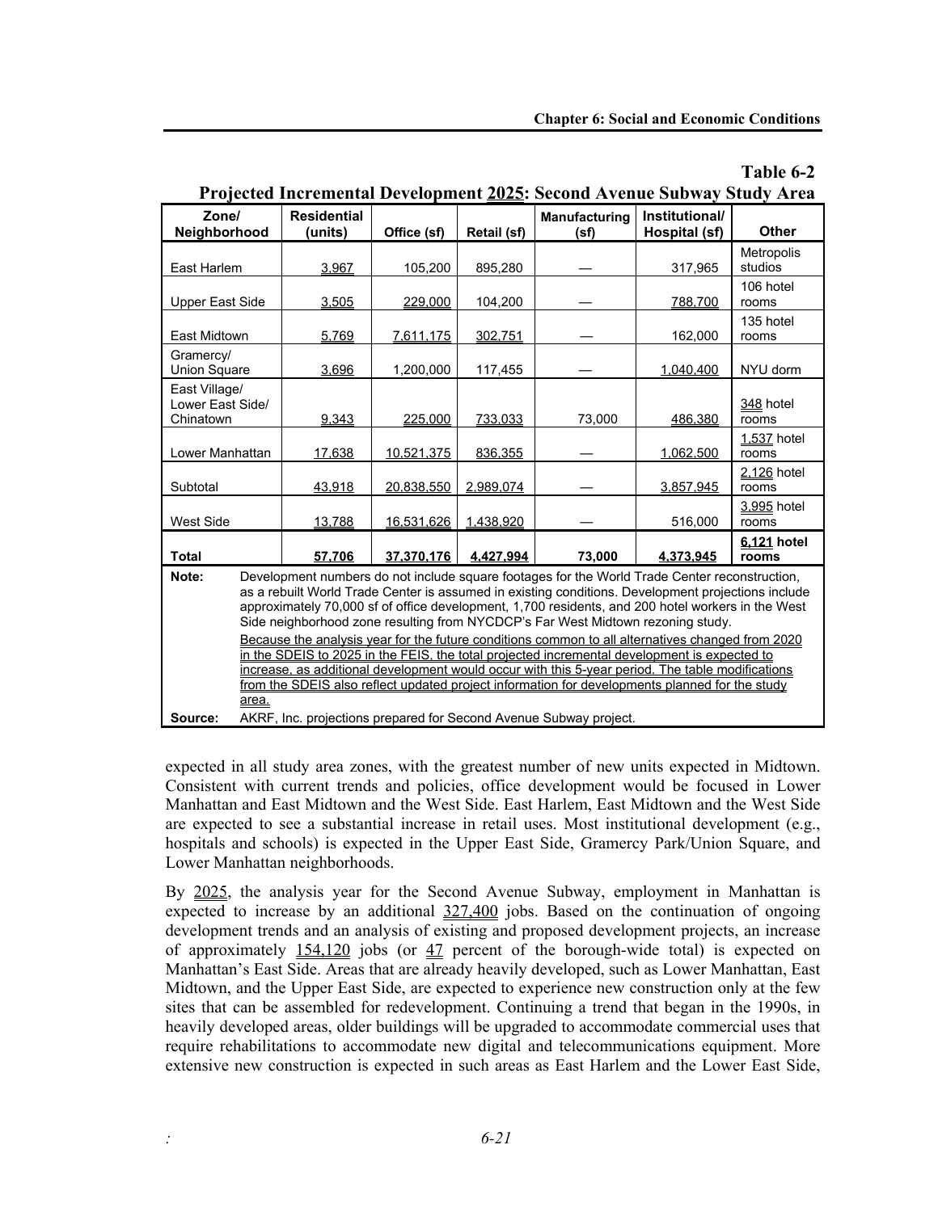**Table 6-2**
**Projected Incremental Development 2025: Second Avenue Subway Study Area**

| Zone/ Neighborhood | Residential (units) | Office (sf) | Retail (sf) | Manufacturing (sf) | Institutional/ Hospital (sf) | Other |
|---|---|---|---|---|---|---|
| East Harlem | 3,967 | 105,200 | 895,280 | — | 317,965 | Metropolis studios |
| Upper East Side | 3,505 | 229,000 | 104,200 | — | 788,700 | 106 hotel rooms |
| East Midtown | 5,769 | 7,611,175 | 302,751 | — | 162,000 | 135 hotel rooms |
| Gramercy/ Union Square | 3,696 | 1,200,000 | 117,455 | — | 1,040,400 | NYU dorm |
| East Village/ Lower East Side/ Chinatown | 9,343 | 225,000 | 733,033 | 73,000 | 486,380 | 348 hotel rooms |
| Lower Manhattan | 17,638 | 10,521,375 | 836,355 | — | 1,062,500 | 1,537 hotel rooms |
| Subtotal | 43,918 | 20,838,550 | 2,989,074 | — | 3,857,945 | 2,126 hotel rooms |
| West Side | 13,788 | 16,531,626 | 1,438,920 | — | 516,000 | 3,995 hotel rooms |
| **Total** | **57,706** | **37,370,176** | **4,427,994** | **73,000** | **4,373,945** | **6,121 hotel rooms** |

**Note:** Development numbers do not include square footages for the World Trade Center reconstruction, as a rebuilt World Trade Center is assumed in existing conditions. Development projections include approximately 70,000 sf of office development, 1,700 residents, and 200 hotel workers in the West Side neighborhood zone resulting from NYCDCP's Far West Midtown rezoning study.

Because the analysis year for the future conditions common to all alternatives changed from 2020 in the SDEIS to 2025 in the FEIS, the total projected incremental development is expected to increase, as additional development would occur with this 5-year period. The table modifications from the SDEIS also reflect updated project information for developments planned for the study area.

**Source:** AKRF, Inc. projections prepared for Second Avenue Subway project.

expected in all study area zones, with the greatest number of new units expected in Midtown. Consistent with current trends and policies, office development would be focused in Lower Manhattan and East Midtown and the West Side. East Harlem, East Midtown and the West Side are expected to see a substantial increase in retail uses. Most institutional development (e.g., hospitals and schools) is expected in the Upper East Side, Gramercy Park/Union Square, and Lower Manhattan neighborhoods.

By 2025, the analysis year for the Second Avenue Subway, employment in Manhattan is expected to increase by an additional 327,400 jobs. Based on the continuation of ongoing development trends and an analysis of existing and proposed development projects, an increase of approximately 154,120 jobs (or 47 percent of the borough-wide total) is expected on Manhattan's East Side. Areas that are already heavily developed, such as Lower Manhattan, East Midtown, and the Upper East Side, are expected to experience new construction only at the few sites that can be assembled for redevelopment. Continuing a trend that began in the 1990s, in heavily developed areas, older buildings will be upgraded to accommodate commercial uses that require rehabilitations to accommodate new digital and telecommunications equipment. More extensive new construction is expected in such areas as East Harlem and the Lower East Side,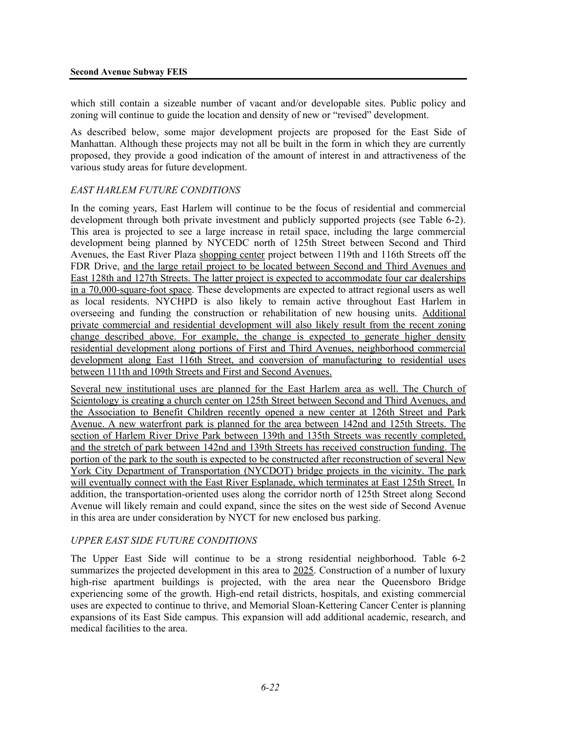which still contain a sizeable number of vacant and/or developable sites. Public policy and zoning will continue to guide the location and density of new or "revised" development.

As described below, some major development projects are proposed for the East Side of Manhattan. Although these projects may not all be built in the form in which they are currently proposed, they provide a good indication of the amount of interest in and attractiveness of the various study areas for future development.

### *EAST HARLEM FUTURE CONDITIONS*

In the coming years, East Harlem will continue to be the focus of residential and commercial development through both private investment and publicly supported projects (see Table 6-2). This area is projected to see a large increase in retail space, including the large commercial development being planned by NYCEDC north of 125th Street between Second and Third Avenues, the East River Plaza shopping center project between 119th and 116th Streets off the FDR Drive, and the large retail project to be located between Second and Third Avenues and East 128th and 127th Streets. The latter project is expected to accommodate four car dealerships in a 70,000-square-foot space. These developments are expected to attract regional users as well as local residents. NYCHPD is also likely to remain active throughout East Harlem in overseeing and funding the construction or rehabilitation of new housing units. Additional private commercial and residential development will also likely result from the recent zoning change described above. For example, the change is expected to generate higher density residential development along portions of First and Third Avenues, neighborhood commercial development along East 116th Street, and conversion of manufacturing to residential uses between 111th and 109th Streets and First and Second Avenues.

Several new institutional uses are planned for the East Harlem area as well. The Church of Scientology is creating a church center on 125th Street between Second and Third Avenues, and the Association to Benefit Children recently opened a new center at 126th Street and Park Avenue. A new waterfront park is planned for the area between 142nd and 125th Streets. The section of Harlem River Drive Park between 139th and 135th Streets was recently completed, and the stretch of park between 142nd and 139th Streets has received construction funding. The portion of the park to the south is expected to be constructed after reconstruction of several New York City Department of Transportation (NYCDOT) bridge projects in the vicinity. The park will eventually connect with the East River Esplanade, which terminates at East 125th Street. In addition, the transportation-oriented uses along the corridor north of 125th Street along Second Avenue will likely remain and could expand, since the sites on the west side of Second Avenue in this area are under consideration by NYCT for new enclosed bus parking.

### *UPPER EAST SIDE FUTURE CONDITIONS*

The Upper East Side will continue to be a strong residential neighborhood. Table 6-2 summarizes the projected development in this area to 2025. Construction of a number of luxury high-rise apartment buildings is projected, with the area near the Queensboro Bridge experiencing some of the growth. High-end retail districts, hospitals, and existing commercial uses are expected to continue to thrive, and Memorial Sloan-Kettering Cancer Center is planning expansions of its East Side campus. This expansion will add additional academic, research, and medical facilities to the area.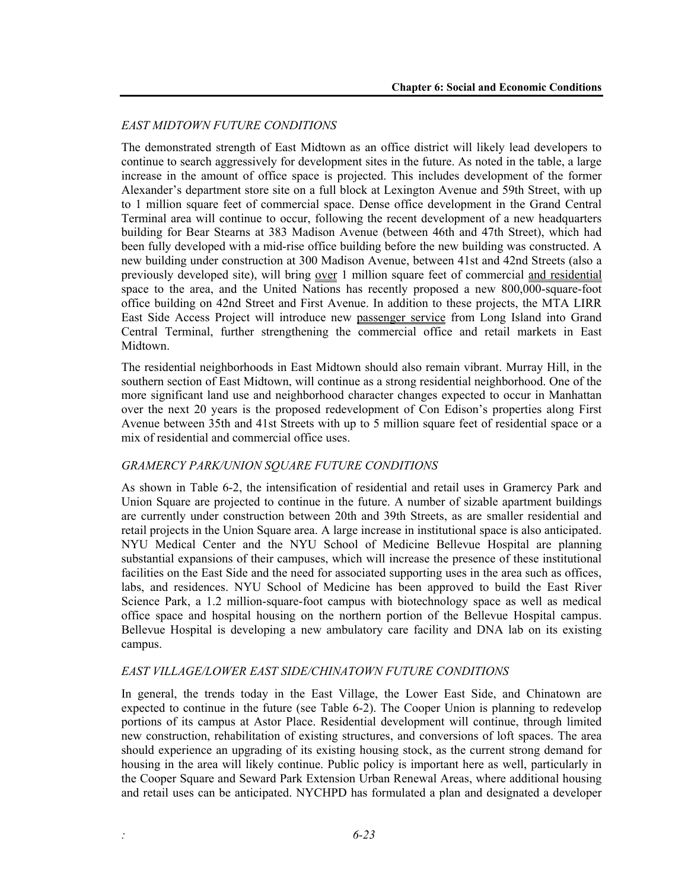*EAST MIDTOWN FUTURE CONDITIONS*

The demonstrated strength of East Midtown as an office district will likely lead developers to continue to search aggressively for development sites in the future. As noted in the table, a large increase in the amount of office space is projected. This includes development of the former Alexander's department store site on a full block at Lexington Avenue and 59th Street, with up to 1 million square feet of commercial space. Dense office development in the Grand Central Terminal area will continue to occur, following the recent development of a new headquarters building for Bear Stearns at 383 Madison Avenue (between 46th and 47th Street), which had been fully developed with a mid-rise office building before the new building was constructed. A new building under construction at 300 Madison Avenue, between 41st and 42nd Streets (also a previously developed site), will bring over 1 million square feet of commercial and residential space to the area, and the United Nations has recently proposed a new 800,000-square-foot office building on 42nd Street and First Avenue. In addition to these projects, the MTA LIRR East Side Access Project will introduce new passenger service from Long Island into Grand Central Terminal, further strengthening the commercial office and retail markets in East Midtown.

The residential neighborhoods in East Midtown should also remain vibrant. Murray Hill, in the southern section of East Midtown, will continue as a strong residential neighborhood. One of the more significant land use and neighborhood character changes expected to occur in Manhattan over the next 20 years is the proposed redevelopment of Con Edison's properties along First Avenue between 35th and 41st Streets with up to 5 million square feet of residential space or a mix of residential and commercial office uses.

*GRAMERCY PARK/UNION SQUARE FUTURE CONDITIONS*

As shown in Table 6-2, the intensification of residential and retail uses in Gramercy Park and Union Square are projected to continue in the future. A number of sizable apartment buildings are currently under construction between 20th and 39th Streets, as are smaller residential and retail projects in the Union Square area. A large increase in institutional space is also anticipated. NYU Medical Center and the NYU School of Medicine Bellevue Hospital are planning substantial expansions of their campuses, which will increase the presence of these institutional facilities on the East Side and the need for associated supporting uses in the area such as offices, labs, and residences. NYU School of Medicine has been approved to build the East River Science Park, a 1.2 million-square-foot campus with biotechnology space as well as medical office space and hospital housing on the northern portion of the Bellevue Hospital campus. Bellevue Hospital is developing a new ambulatory care facility and DNA lab on its existing campus.

*EAST VILLAGE/LOWER EAST SIDE/CHINATOWN FUTURE CONDITIONS*

In general, the trends today in the East Village, the Lower East Side, and Chinatown are expected to continue in the future (see Table 6-2). The Cooper Union is planning to redevelop portions of its campus at Astor Place. Residential development will continue, through limited new construction, rehabilitation of existing structures, and conversions of loft spaces. The area should experience an upgrading of its existing housing stock, as the current strong demand for housing in the area will likely continue. Public policy is important here as well, particularly in the Cooper Square and Seward Park Extension Urban Renewal Areas, where additional housing and retail uses can be anticipated. NYCHPD has formulated a plan and designated a developer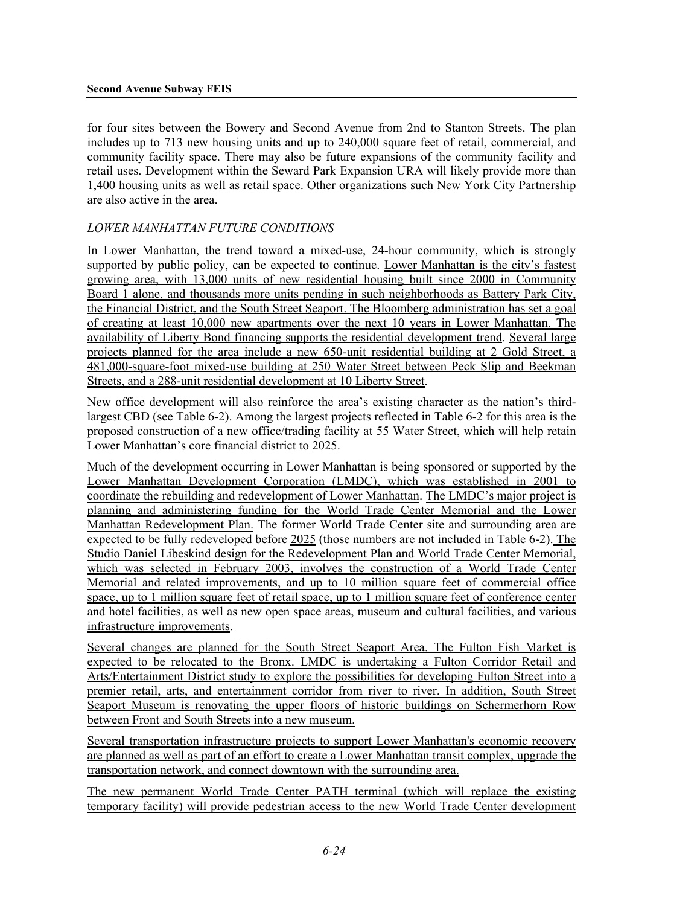for four sites between the Bowery and Second Avenue from 2nd to Stanton Streets. The plan includes up to 713 new housing units and up to 240,000 square feet of retail, commercial, and community facility space. There may also be future expansions of the community facility and retail uses. Development within the Seward Park Expansion URA will likely provide more than 1,400 housing units as well as retail space. Other organizations such New York City Partnership are also active in the area.

*LOWER MANHATTAN FUTURE CONDITIONS*

In Lower Manhattan, the trend toward a mixed-use, 24-hour community, which is strongly supported by public policy, can be expected to continue. Lower Manhattan is the city's fastest growing area, with 13,000 units of new residential housing built since 2000 in Community Board 1 alone, and thousands more units pending in such neighborhoods as Battery Park City, the Financial District, and the South Street Seaport. The Bloomberg administration has set a goal of creating at least 10,000 new apartments over the next 10 years in Lower Manhattan. The availability of Liberty Bond financing supports the residential development trend. Several large projects planned for the area include a new 650-unit residential building at 2 Gold Street, a 481,000-square-foot mixed-use building at 250 Water Street between Peck Slip and Beekman Streets, and a 288-unit residential development at 10 Liberty Street.

New office development will also reinforce the area's existing character as the nation's third-largest CBD (see Table 6-2). Among the largest projects reflected in Table 6-2 for this area is the proposed construction of a new office/trading facility at 55 Water Street, which will help retain Lower Manhattan's core financial district to 2025.

Much of the development occurring in Lower Manhattan is being sponsored or supported by the Lower Manhattan Development Corporation (LMDC), which was established in 2001 to coordinate the rebuilding and redevelopment of Lower Manhattan. The LMDC's major project is planning and administering funding for the World Trade Center Memorial and the Lower Manhattan Redevelopment Plan. The former World Trade Center site and surrounding area are expected to be fully redeveloped before 2025 (those numbers are not included in Table 6-2). The Studio Daniel Libeskind design for the Redevelopment Plan and World Trade Center Memorial, which was selected in February 2003, involves the construction of a World Trade Center Memorial and related improvements, and up to 10 million square feet of commercial office space, up to 1 million square feet of retail space, up to 1 million square feet of conference center and hotel facilities, as well as new open space areas, museum and cultural facilities, and various infrastructure improvements.

Several changes are planned for the South Street Seaport Area. The Fulton Fish Market is expected to be relocated to the Bronx. LMDC is undertaking a Fulton Corridor Retail and Arts/Entertainment District study to explore the possibilities for developing Fulton Street into a premier retail, arts, and entertainment corridor from river to river. In addition, South Street Seaport Museum is renovating the upper floors of historic buildings on Schermerhorn Row between Front and South Streets into a new museum.

Several transportation infrastructure projects to support Lower Manhattan's economic recovery are planned as well as part of an effort to create a Lower Manhattan transit complex, upgrade the transportation network, and connect downtown with the surrounding area.

The new permanent World Trade Center PATH terminal (which will replace the existing temporary facility) will provide pedestrian access to the new World Trade Center development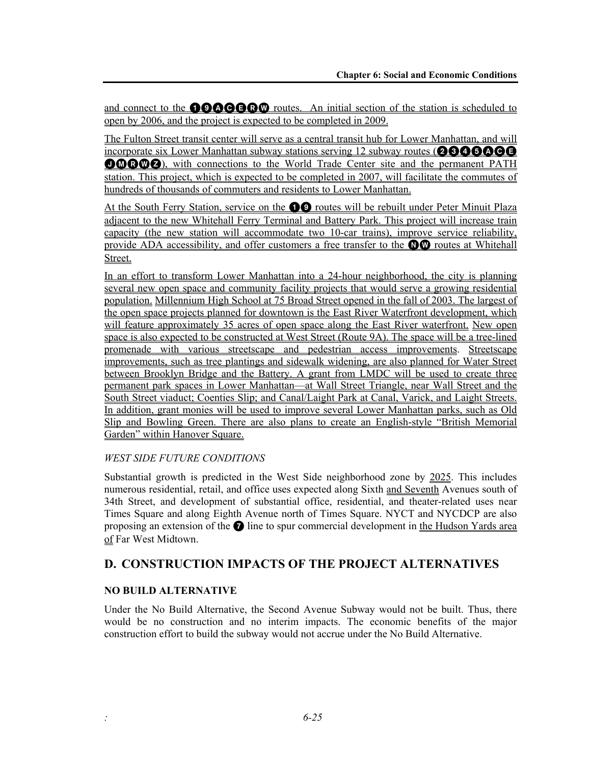and connect to the 1 9 A C E R W routes. An initial section of the station is scheduled to open by 2006, and the project is expected to be completed in 2009.

The Fulton Street transit center will serve as a central transit hub for Lower Manhattan, and will incorporate six Lower Manhattan subway stations serving 12 subway routes (2 3 4 5 A C E J M R W Z), with connections to the World Trade Center site and the permanent PATH station. This project, which is expected to be completed in 2007, will facilitate the commutes of hundreds of thousands of commuters and residents to Lower Manhattan.

At the South Ferry Station, service on the 1 9 routes will be rebuilt under Peter Minuit Plaza adjacent to the new Whitehall Ferry Terminal and Battery Park. This project will increase train capacity (the new station will accommodate two 10-car trains), improve service reliability, provide ADA accessibility, and offer customers a free transfer to the N W routes at Whitehall Street.

In an effort to transform Lower Manhattan into a 24-hour neighborhood, the city is planning several new open space and community facility projects that would serve a growing residential population. Millennium High School at 75 Broad Street opened in the fall of 2003. The largest of the open space projects planned for downtown is the East River Waterfront development, which will feature approximately 35 acres of open space along the East River waterfront. New open space is also expected to be constructed at West Street (Route 9A). The space will be a tree-lined promenade with various streetscape and pedestrian access improvements. Streetscape improvements, such as tree plantings and sidewalk widening, are also planned for Water Street between Brooklyn Bridge and the Battery. A grant from LMDC will be used to create three permanent park spaces in Lower Manhattan—at Wall Street Triangle, near Wall Street and the South Street viaduct; Coenties Slip; and Canal/Laight Park at Canal, Varick, and Laight Streets. In addition, grant monies will be used to improve several Lower Manhattan parks, such as Old Slip and Bowling Green. There are also plans to create an English-style "British Memorial Garden" within Hanover Square.

*WEST SIDE FUTURE CONDITIONS*

Substantial growth is predicted in the West Side neighborhood zone by 2025. This includes numerous residential, retail, and office uses expected along Sixth and Seventh Avenues south of 34th Street, and development of substantial office, residential, and theater-related uses near Times Square and along Eighth Avenue north of Times Square. NYCT and NYCDCP are also proposing an extension of the 7 line to spur commercial development in the Hudson Yards area of Far West Midtown.

## D. CONSTRUCTION IMPACTS OF THE PROJECT ALTERNATIVES

### NO BUILD ALTERNATIVE

Under the No Build Alternative, the Second Avenue Subway would not be built. Thus, there would be no construction and no interim impacts. The economic benefits of the major construction effort to build the subway would not accrue under the No Build Alternative.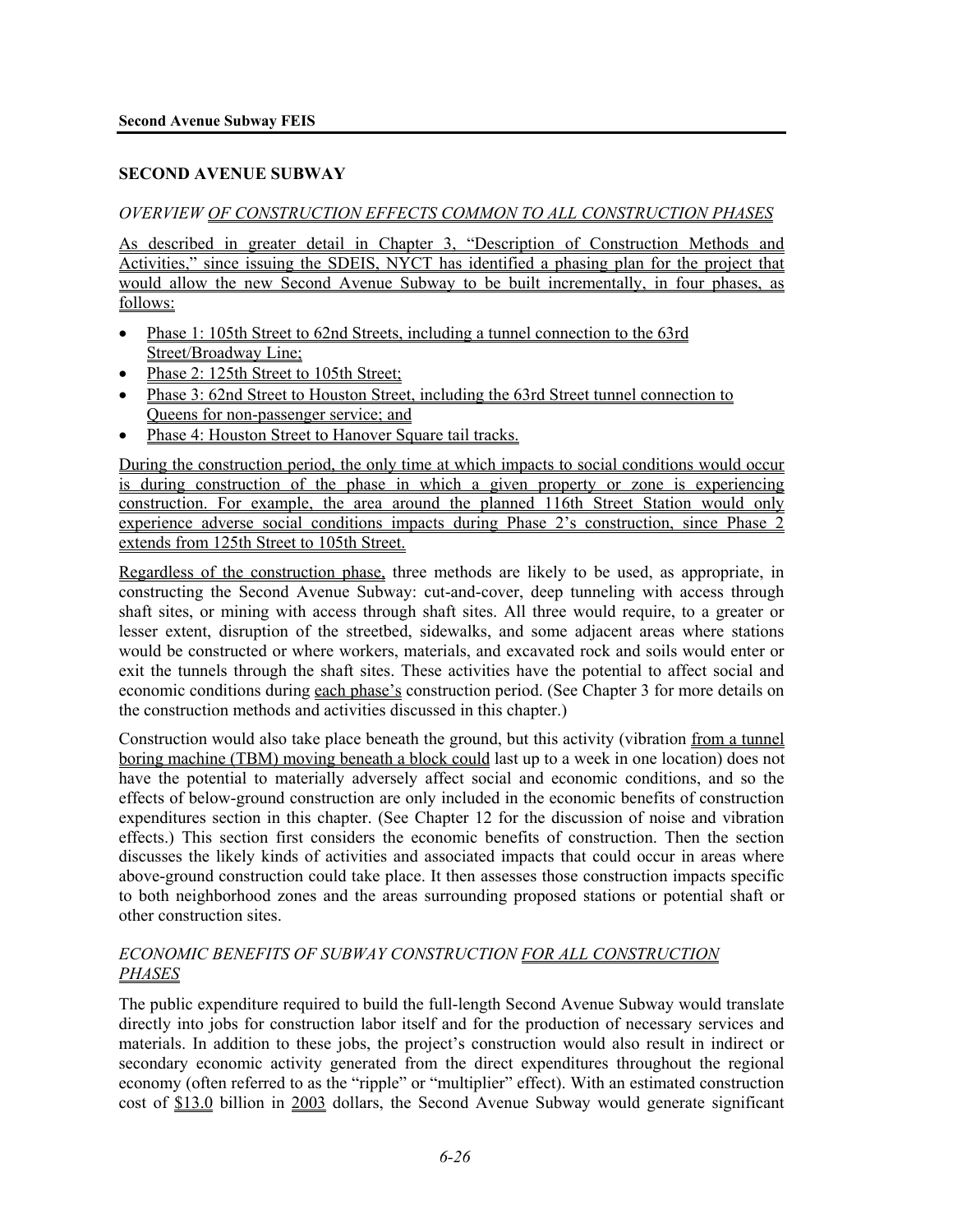## SECOND AVENUE SUBWAY

### *OVERVIEW OF CONSTRUCTION EFFECTS COMMON TO ALL CONSTRUCTION PHASES*

As described in greater detail in Chapter 3, "Description of Construction Methods and Activities," since issuing the SDEIS, NYCT has identified a phasing plan for the project that would allow the new Second Avenue Subway to be built incrementally, in four phases, as follows:

- Phase 1: 105th Street to 62nd Streets, including a tunnel connection to the 63rd Street/Broadway Line;
- Phase 2: 125th Street to 105th Street;
- Phase 3: 62nd Street to Houston Street, including the 63rd Street tunnel connection to Queens for non-passenger service; and
- Phase 4: Houston Street to Hanover Square tail tracks.

During the construction period, the only time at which impacts to social conditions would occur is during construction of the phase in which a given property or zone is experiencing construction. For example, the area around the planned 116th Street Station would only experience adverse social conditions impacts during Phase 2's construction, since Phase 2 extends from 125th Street to 105th Street.

Regardless of the construction phase, three methods are likely to be used, as appropriate, in constructing the Second Avenue Subway: cut-and-cover, deep tunneling with access through shaft sites, or mining with access through shaft sites. All three would require, to a greater or lesser extent, disruption of the streetbed, sidewalks, and some adjacent areas where stations would be constructed or where workers, materials, and excavated rock and soils would enter or exit the tunnels through the shaft sites. These activities have the potential to affect social and economic conditions during each phase's construction period. (See Chapter 3 for more details on the construction methods and activities discussed in this chapter.)

Construction would also take place beneath the ground, but this activity (vibration from a tunnel boring machine (TBM) moving beneath a block could last up to a week in one location) does not have the potential to materially adversely affect social and economic conditions, and so the effects of below-ground construction are only included in the economic benefits of construction expenditures section in this chapter. (See Chapter 12 for the discussion of noise and vibration effects.) This section first considers the economic benefits of construction. Then the section discusses the likely kinds of activities and associated impacts that could occur in areas where above-ground construction could take place. It then assesses those construction impacts specific to both neighborhood zones and the areas surrounding proposed stations or potential shaft or other construction sites.

### *ECONOMIC BENEFITS OF SUBWAY CONSTRUCTION FOR ALL CONSTRUCTION PHASES*

The public expenditure required to build the full-length Second Avenue Subway would translate directly into jobs for construction labor itself and for the production of necessary services and materials. In addition to these jobs, the project's construction would also result in indirect or secondary economic activity generated from the direct expenditures throughout the regional economy (often referred to as the "ripple" or "multiplier" effect). With an estimated construction cost of $13.0 billion in 2003 dollars, the Second Avenue Subway would generate significant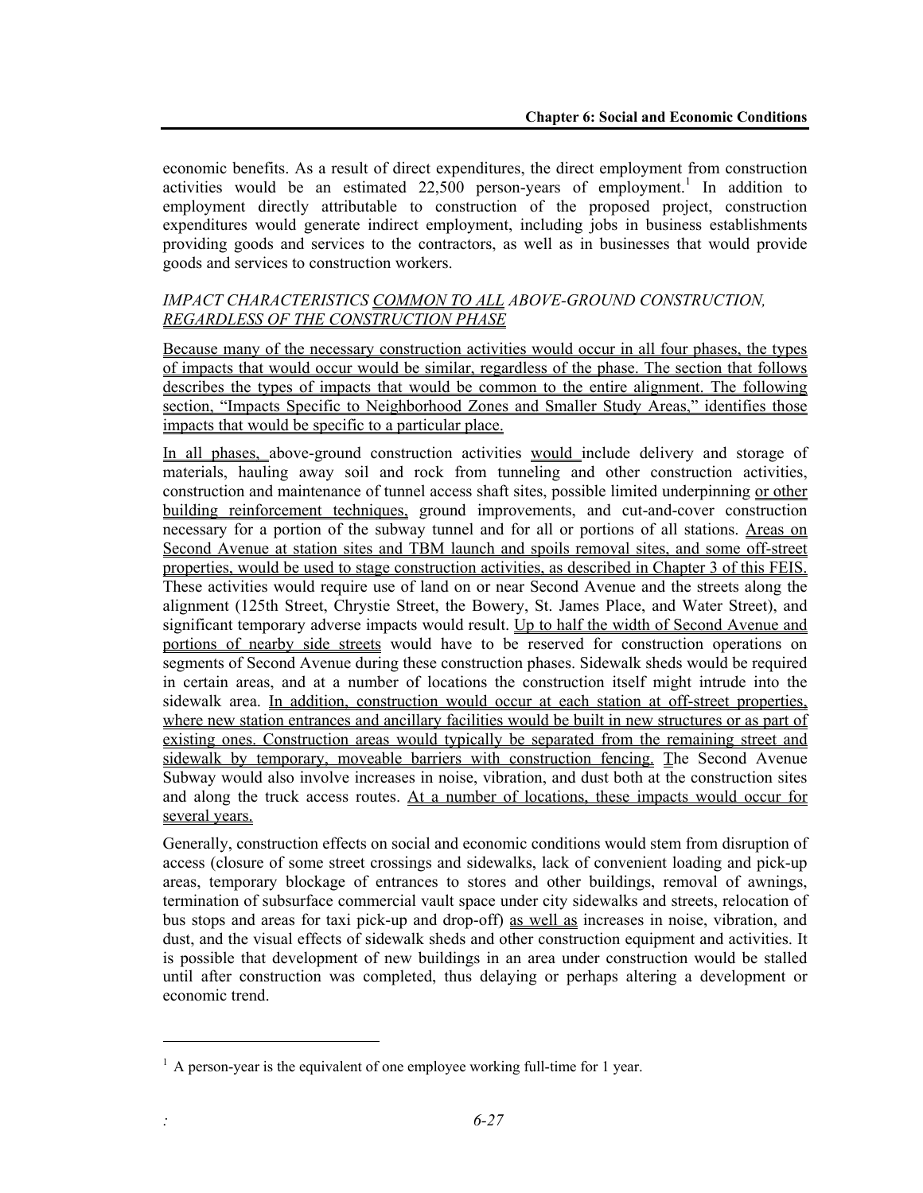economic benefits. As a result of direct expenditures, the direct employment from construction activities would be an estimated 22,500 person-years of employment.[1] In addition to employment directly attributable to construction of the proposed project, construction expenditures would generate indirect employment, including jobs in business establishments providing goods and services to the contractors, as well as in businesses that would provide goods and services to construction workers.

*IMPACT CHARACTERISTICS COMMON TO ALL ABOVE-GROUND CONSTRUCTION, REGARDLESS OF THE CONSTRUCTION PHASE*

Because many of the necessary construction activities would occur in all four phases, the types of impacts that would occur would be similar, regardless of the phase. The section that follows describes the types of impacts that would be common to the entire alignment. The following section, "Impacts Specific to Neighborhood Zones and Smaller Study Areas," identifies those impacts that would be specific to a particular place.

In all phases, above-ground construction activities would include delivery and storage of materials, hauling away soil and rock from tunneling and other construction activities, construction and maintenance of tunnel access shaft sites, possible limited underpinning or other building reinforcement techniques, ground improvements, and cut-and-cover construction necessary for a portion of the subway tunnel and for all or portions of all stations. Areas on Second Avenue at station sites and TBM launch and spoils removal sites, and some off-street properties, would be used to stage construction activities, as described in Chapter 3 of this FEIS. These activities would require use of land on or near Second Avenue and the streets along the alignment (125th Street, Chrystie Street, the Bowery, St. James Place, and Water Street), and significant temporary adverse impacts would result. Up to half the width of Second Avenue and portions of nearby side streets would have to be reserved for construction operations on segments of Second Avenue during these construction phases. Sidewalk sheds would be required in certain areas, and at a number of locations the construction itself might intrude into the sidewalk area. In addition, construction would occur at each station at off-street properties, where new station entrances and ancillary facilities would be built in new structures or as part of existing ones. Construction areas would typically be separated from the remaining street and sidewalk by temporary, moveable barriers with construction fencing. The Second Avenue Subway would also involve increases in noise, vibration, and dust both at the construction sites and along the truck access routes. At a number of locations, these impacts would occur for several years.

Generally, construction effects on social and economic conditions would stem from disruption of access (closure of some street crossings and sidewalks, lack of convenient loading and pick-up areas, temporary blockage of entrances to stores and other buildings, removal of awnings, termination of subsurface commercial vault space under city sidewalks and streets, relocation of bus stops and areas for taxi pick-up and drop-off) as well as increases in noise, vibration, and dust, and the visual effects of sidewalk sheds and other construction equipment and activities. It is possible that development of new buildings in an area under construction would be stalled until after construction was completed, thus delaying or perhaps altering a development or economic trend.

[1] A person-year is the equivalent of one employee working full-time for 1 year.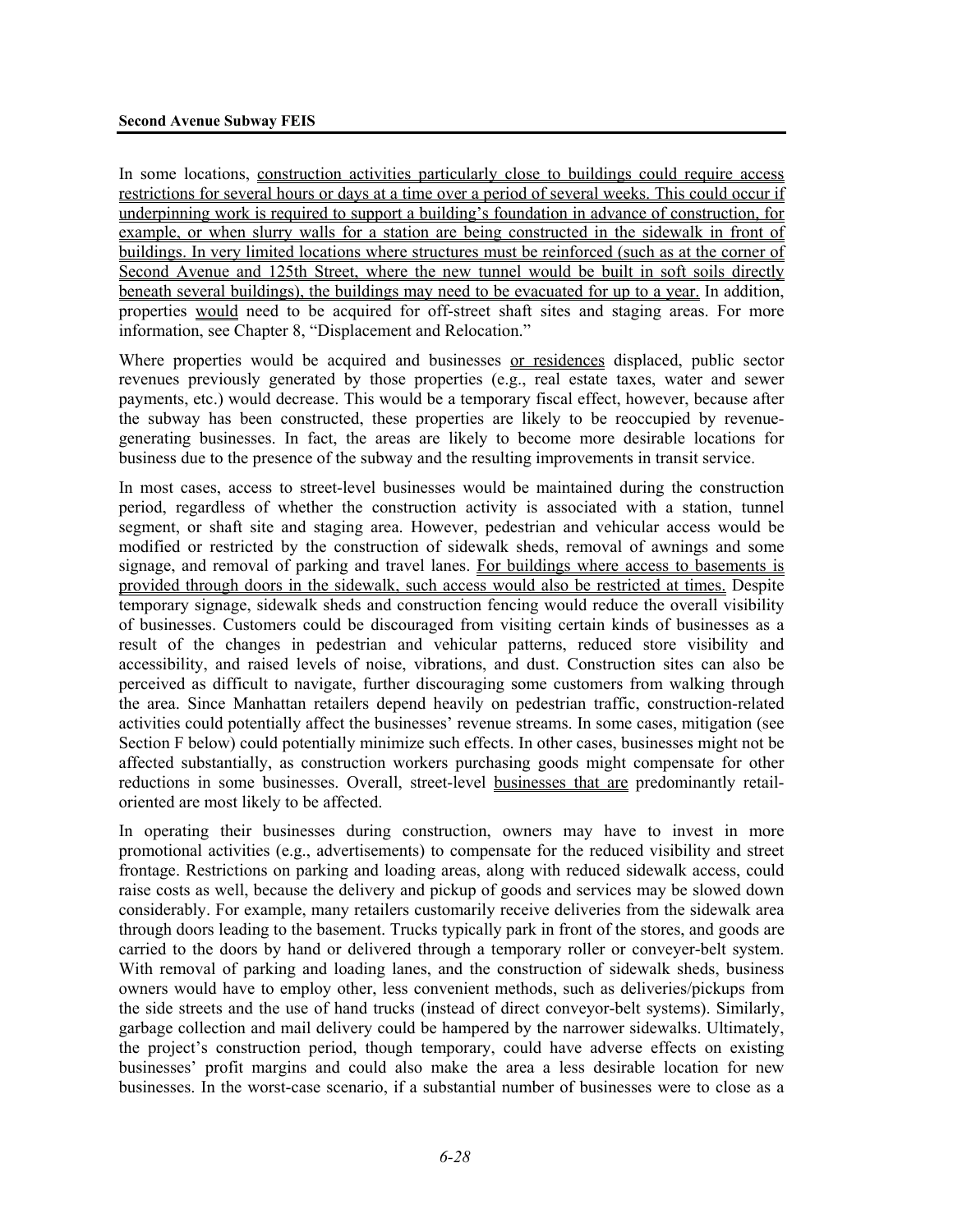In some locations, construction activities particularly close to buildings could require access restrictions for several hours or days at a time over a period of several weeks. This could occur if underpinning work is required to support a building's foundation in advance of construction, for example, or when slurry walls for a station are being constructed in the sidewalk in front of buildings. In very limited locations where structures must be reinforced (such as at the corner of Second Avenue and 125th Street, where the new tunnel would be built in soft soils directly beneath several buildings), the buildings may need to be evacuated for up to a year. In addition, properties would need to be acquired for off-street shaft sites and staging areas. For more information, see Chapter 8, "Displacement and Relocation."

Where properties would be acquired and businesses or residences displaced, public sector revenues previously generated by those properties (e.g., real estate taxes, water and sewer payments, etc.) would decrease. This would be a temporary fiscal effect, however, because after the subway has been constructed, these properties are likely to be reoccupied by revenue-generating businesses. In fact, the areas are likely to become more desirable locations for business due to the presence of the subway and the resulting improvements in transit service.

In most cases, access to street-level businesses would be maintained during the construction period, regardless of whether the construction activity is associated with a station, tunnel segment, or shaft site and staging area. However, pedestrian and vehicular access would be modified or restricted by the construction of sidewalk sheds, removal of awnings and some signage, and removal of parking and travel lanes. For buildings where access to basements is provided through doors in the sidewalk, such access would also be restricted at times. Despite temporary signage, sidewalk sheds and construction fencing would reduce the overall visibility of businesses. Customers could be discouraged from visiting certain kinds of businesses as a result of the changes in pedestrian and vehicular patterns, reduced store visibility and accessibility, and raised levels of noise, vibrations, and dust. Construction sites can also be perceived as difficult to navigate, further discouraging some customers from walking through the area. Since Manhattan retailers depend heavily on pedestrian traffic, construction-related activities could potentially affect the businesses' revenue streams. In some cases, mitigation (see Section F below) could potentially minimize such effects. In other cases, businesses might not be affected substantially, as construction workers purchasing goods might compensate for other reductions in some businesses. Overall, street-level businesses that are predominantly retail-oriented are most likely to be affected.

In operating their businesses during construction, owners may have to invest in more promotional activities (e.g., advertisements) to compensate for the reduced visibility and street frontage. Restrictions on parking and loading areas, along with reduced sidewalk access, could raise costs as well, because the delivery and pickup of goods and services may be slowed down considerably. For example, many retailers customarily receive deliveries from the sidewalk area through doors leading to the basement. Trucks typically park in front of the stores, and goods are carried to the doors by hand or delivered through a temporary roller or conveyer-belt system. With removal of parking and loading lanes, and the construction of sidewalk sheds, business owners would have to employ other, less convenient methods, such as deliveries/pickups from the side streets and the use of hand trucks (instead of direct conveyor-belt systems). Similarly, garbage collection and mail delivery could be hampered by the narrower sidewalks. Ultimately, the project's construction period, though temporary, could have adverse effects on existing businesses' profit margins and could also make the area a less desirable location for new businesses. In the worst-case scenario, if a substantial number of businesses were to close as a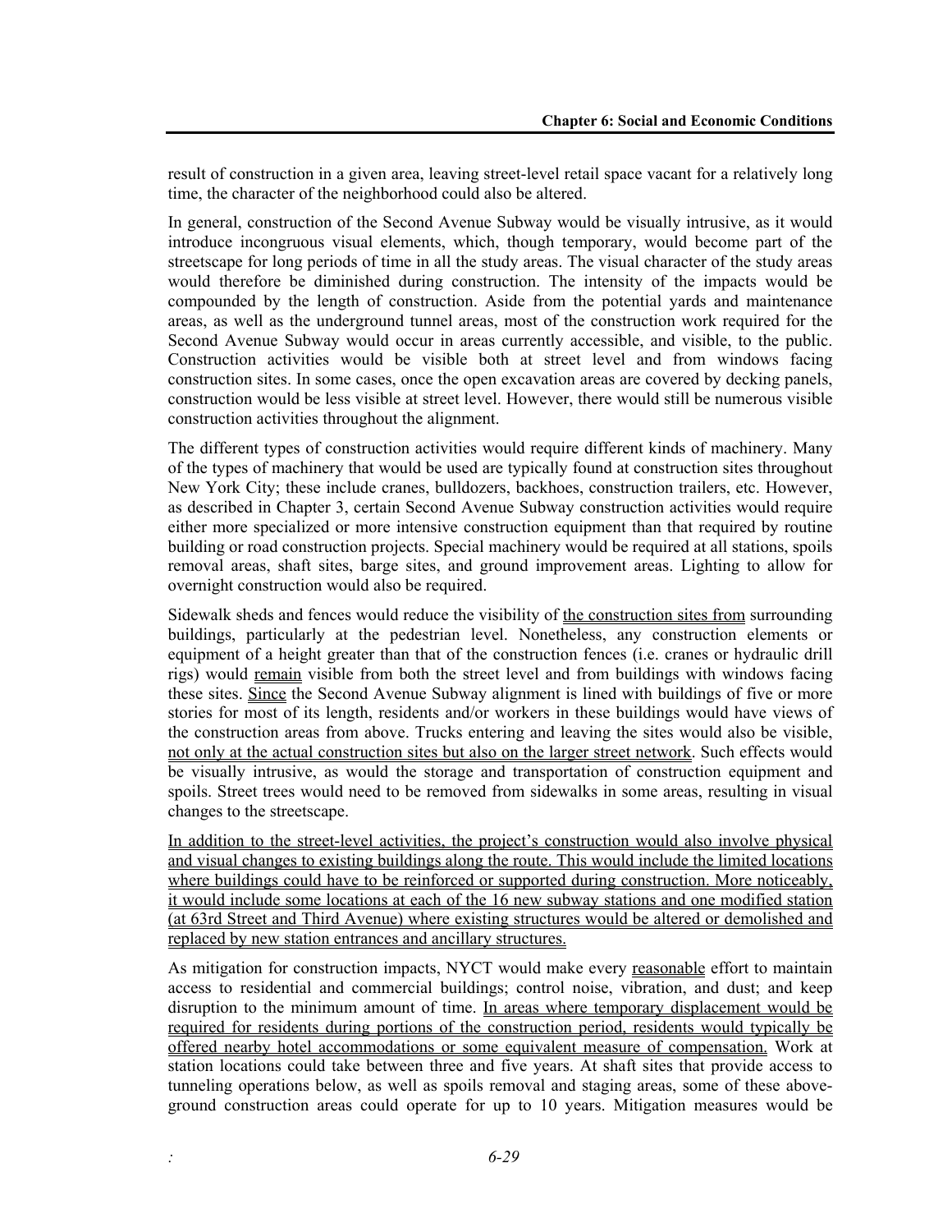result of construction in a given area, leaving street-level retail space vacant for a relatively long time, the character of the neighborhood could also be altered.

In general, construction of the Second Avenue Subway would be visually intrusive, as it would introduce incongruous visual elements, which, though temporary, would become part of the streetscape for long periods of time in all the study areas. The visual character of the study areas would therefore be diminished during construction. The intensity of the impacts would be compounded by the length of construction. Aside from the potential yards and maintenance areas, as well as the underground tunnel areas, most of the construction work required for the Second Avenue Subway would occur in areas currently accessible, and visible, to the public. Construction activities would be visible both at street level and from windows facing construction sites. In some cases, once the open excavation areas are covered by decking panels, construction would be less visible at street level. However, there would still be numerous visible construction activities throughout the alignment.

The different types of construction activities would require different kinds of machinery. Many of the types of machinery that would be used are typically found at construction sites throughout New York City; these include cranes, bulldozers, backhoes, construction trailers, etc. However, as described in Chapter 3, certain Second Avenue Subway construction activities would require either more specialized or more intensive construction equipment than that required by routine building or road construction projects. Special machinery would be required at all stations, spoils removal areas, shaft sites, barge sites, and ground improvement areas. Lighting to allow for overnight construction would also be required.

Sidewalk sheds and fences would reduce the visibility of the construction sites from surrounding buildings, particularly at the pedestrian level. Nonetheless, any construction elements or equipment of a height greater than that of the construction fences (i.e. cranes or hydraulic drill rigs) would remain visible from both the street level and from buildings with windows facing these sites. Since the Second Avenue Subway alignment is lined with buildings of five or more stories for most of its length, residents and/or workers in these buildings would have views of the construction areas from above. Trucks entering and leaving the sites would also be visible, not only at the actual construction sites but also on the larger street network. Such effects would be visually intrusive, as would the storage and transportation of construction equipment and spoils. Street trees would need to be removed from sidewalks in some areas, resulting in visual changes to the streetscape.

In addition to the street-level activities, the project's construction would also involve physical and visual changes to existing buildings along the route. This would include the limited locations where buildings could have to be reinforced or supported during construction. More noticeably, it would include some locations at each of the 16 new subway stations and one modified station (at 63rd Street and Third Avenue) where existing structures would be altered or demolished and replaced by new station entrances and ancillary structures.

As mitigation for construction impacts, NYCT would make every reasonable effort to maintain access to residential and commercial buildings; control noise, vibration, and dust; and keep disruption to the minimum amount of time. In areas where temporary displacement would be required for residents during portions of the construction period, residents would typically be offered nearby hotel accommodations or some equivalent measure of compensation. Work at station locations could take between three and five years. At shaft sites that provide access to tunneling operations below, as well as spoils removal and staging areas, some of these above-ground construction areas could operate for up to 10 years. Mitigation measures would be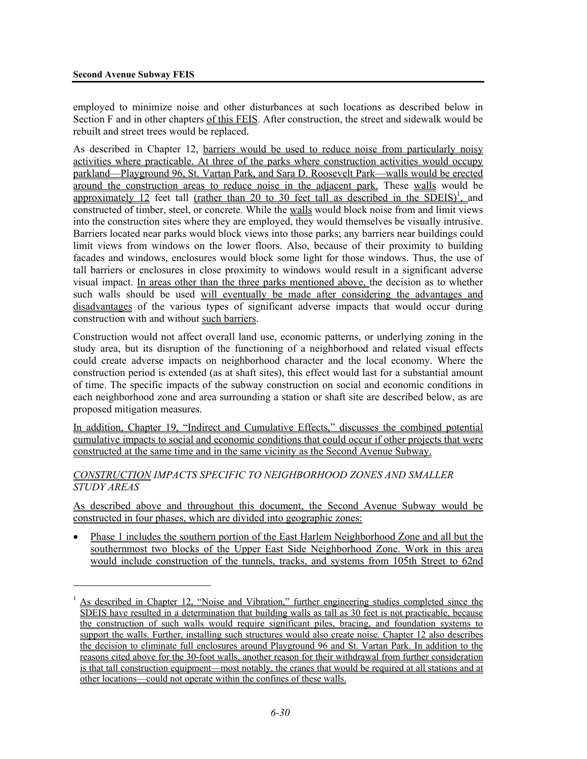employed to minimize noise and other disturbances at such locations as described below in Section F and in other chapters of this FEIS. After construction, the street and sidewalk would be rebuilt and street trees would be replaced.

As described in Chapter 12, barriers would be used to reduce noise from particularly noisy activities where practicable. At three of the parks where construction activities would occupy parkland—Playground 96, St. Vartan Park, and Sara D. Roosevelt Park—walls would be erected around the construction areas to reduce noise in the adjacent park. These walls would be approximately 12 feet tall (rather than 20 to 30 feet tall as described in the SDEIS)[1], and constructed of timber, steel, or concrete. While the walls would block noise from and limit views into the construction sites where they are employed, they would themselves be visually intrusive. Barriers located near parks would block views into those parks; any barriers near buildings could limit views from windows on the lower floors. Also, because of their proximity to building facades and windows, enclosures would block some light for those windows. Thus, the use of tall barriers or enclosures in close proximity to windows would result in a significant adverse visual impact. In areas other than the three parks mentioned above, the decision as to whether such walls should be used will eventually be made after considering the advantages and disadvantages of the various types of significant adverse impacts that would occur during construction with and without such barriers.

Construction would not affect overall land use, economic patterns, or underlying zoning in the study area, but its disruption of the functioning of a neighborhood and related visual effects could create adverse impacts on neighborhood character and the local economy. Where the construction period is extended (as at shaft sites), this effect would last for a substantial amount of time. The specific impacts of the subway construction on social and economic conditions in each neighborhood zone and area surrounding a station or shaft site are described below, as are proposed mitigation measures.

In addition, Chapter 19, "Indirect and Cumulative Effects," discusses the combined potential cumulative impacts to social and economic conditions that could occur if other projects that were constructed at the same time and in the same vicinity as the Second Avenue Subway.

*CONSTRUCTION IMPACTS SPECIFIC TO NEIGHBORHOOD ZONES AND SMALLER STUDY AREAS*

As described above and throughout this document, the Second Avenue Subway would be constructed in four phases, which are divided into geographic zones:

- Phase 1 includes the southern portion of the East Harlem Neighborhood Zone and all but the southernmost two blocks of the Upper East Side Neighborhood Zone. Work in this area would include construction of the tunnels, tracks, and systems from 105th Street to 62nd

[1] As described in Chapter 12, "Noise and Vibration," further engineering studies completed since the SDEIS have resulted in a determination that building walls as tall as 30 feet is not practicable, because the construction of such walls would require significant piles, bracing, and foundation systems to support the walls. Further, installing such structures would also create noise. Chapter 12 also describes the decision to eliminate full enclosures around Playground 96 and St. Vartan Park. In addition to the reasons cited above for the 30-foot walls, another reason for their withdrawal from further consideration is that tall construction equipment—most notably, the cranes that would be required at all stations and at other locations—could not operate within the confines of these walls.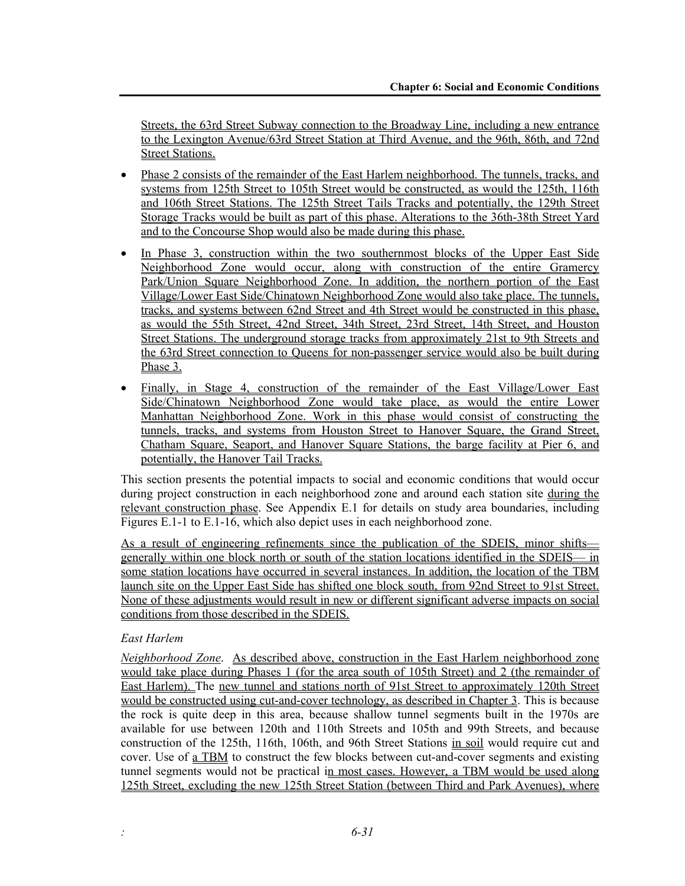Streets, the 63rd Street Subway connection to the Broadway Line, including a new entrance to the Lexington Avenue/63rd Street Station at Third Avenue, and the 96th, 86th, and 72nd Street Stations.

- Phase 2 consists of the remainder of the East Harlem neighborhood. The tunnels, tracks, and systems from 125th Street to 105th Street would be constructed, as would the 125th, 116th and 106th Street Stations. The 125th Street Tails Tracks and potentially, the 129th Street Storage Tracks would be built as part of this phase. Alterations to the 36th-38th Street Yard and to the Concourse Shop would also be made during this phase.
- In Phase 3, construction within the two southernmost blocks of the Upper East Side Neighborhood Zone would occur, along with construction of the entire Gramercy Park/Union Square Neighborhood Zone. In addition, the northern portion of the East Village/Lower East Side/Chinatown Neighborhood Zone would also take place. The tunnels, tracks, and systems between 62nd Street and 4th Street would be constructed in this phase, as would the 55th Street, 42nd Street, 34th Street, 23rd Street, 14th Street, and Houston Street Stations. The underground storage tracks from approximately 21st to 9th Streets and the 63rd Street connection to Queens for non-passenger service would also be built during Phase 3.
- Finally, in Stage 4, construction of the remainder of the East Village/Lower East Side/Chinatown Neighborhood Zone would take place, as would the entire Lower Manhattan Neighborhood Zone. Work in this phase would consist of constructing the tunnels, tracks, and systems from Houston Street to Hanover Square, the Grand Street, Chatham Square, Seaport, and Hanover Square Stations, the barge facility at Pier 6, and potentially, the Hanover Tail Tracks.

This section presents the potential impacts to social and economic conditions that would occur during project construction in each neighborhood zone and around each station site during the relevant construction phase. See Appendix E.1 for details on study area boundaries, including Figures E.1-1 to E.1-16, which also depict uses in each neighborhood zone.

As a result of engineering refinements since the publication of the SDEIS, minor shifts—generally within one block north or south of the station locations identified in the SDEIS— in some station locations have occurred in several instances. In addition, the location of the TBM launch site on the Upper East Side has shifted one block south, from 92nd Street to 91st Street. None of these adjustments would result in new or different significant adverse impacts on social conditions from those described in the SDEIS.

*East Harlem*

*Neighborhood Zone*. As described above, construction in the East Harlem neighborhood zone would take place during Phases 1 (for the area south of 105th Street) and 2 (the remainder of East Harlem). The new tunnel and stations north of 91st Street to approximately 120th Street would be constructed using cut-and-cover technology, as described in Chapter 3. This is because the rock is quite deep in this area, because shallow tunnel segments built in the 1970s are available for use between 120th and 110th Streets and 105th and 99th Streets, and because construction of the 125th, 116th, 106th, and 96th Street Stations in soil would require cut and cover. Use of a TBM to construct the few blocks between cut-and-cover segments and existing tunnel segments would not be practical in most cases. However, a TBM would be used along 125th Street, excluding the new 125th Street Station (between Third and Park Avenues), where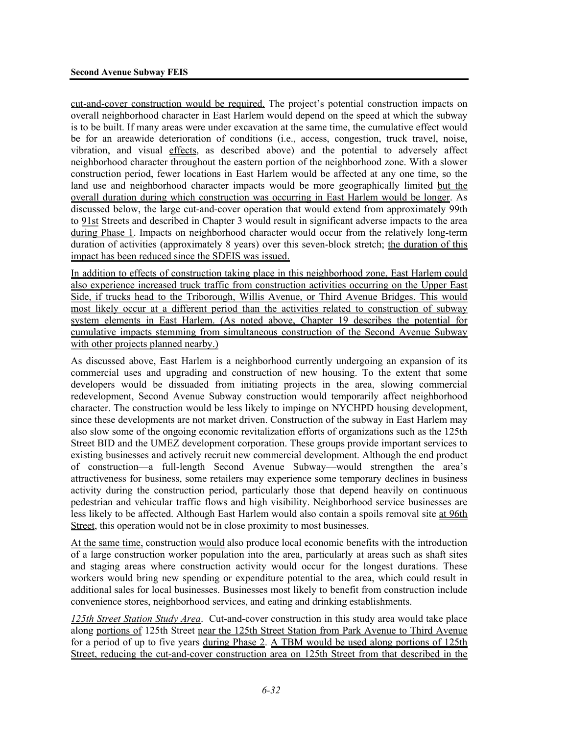cut-and-cover construction would be required. The project's potential construction impacts on overall neighborhood character in East Harlem would depend on the speed at which the subway is to be built. If many areas were under excavation at the same time, the cumulative effect would be for an areawide deterioration of conditions (i.e., access, congestion, truck travel, noise, vibration, and visual effects, as described above) and the potential to adversely affect neighborhood character throughout the eastern portion of the neighborhood zone. With a slower construction period, fewer locations in East Harlem would be affected at any one time, so the land use and neighborhood character impacts would be more geographically limited but the overall duration during which construction was occurring in East Harlem would be longer. As discussed below, the large cut-and-cover operation that would extend from approximately 99th to 91st Streets and described in Chapter 3 would result in significant adverse impacts to the area during Phase 1. Impacts on neighborhood character would occur from the relatively long-term duration of activities (approximately 8 years) over this seven-block stretch; the duration of this impact has been reduced since the SDEIS was issued.

In addition to effects of construction taking place in this neighborhood zone, East Harlem could also experience increased truck traffic from construction activities occurring on the Upper East Side, if trucks head to the Triborough, Willis Avenue, or Third Avenue Bridges. This would most likely occur at a different period than the activities related to construction of subway system elements in East Harlem. (As noted above, Chapter 19 describes the potential for cumulative impacts stemming from simultaneous construction of the Second Avenue Subway with other projects planned nearby.)

As discussed above, East Harlem is a neighborhood currently undergoing an expansion of its commercial uses and upgrading and construction of new housing. To the extent that some developers would be dissuaded from initiating projects in the area, slowing commercial redevelopment, Second Avenue Subway construction would temporarily affect neighborhood character. The construction would be less likely to impinge on NYCHPD housing development, since these developments are not market driven. Construction of the subway in East Harlem may also slow some of the ongoing economic revitalization efforts of organizations such as the 125th Street BID and the UMEZ development corporation. These groups provide important services to existing businesses and actively recruit new commercial development. Although the end product of construction—a full-length Second Avenue Subway—would strengthen the area's attractiveness for business, some retailers may experience some temporary declines in business activity during the construction period, particularly those that depend heavily on continuous pedestrian and vehicular traffic flows and high visibility. Neighborhood service businesses are less likely to be affected. Although East Harlem would also contain a spoils removal site at 96th Street, this operation would not be in close proximity to most businesses.

At the same time, construction would also produce local economic benefits with the introduction of a large construction worker population into the area, particularly at areas such as shaft sites and staging areas where construction activity would occur for the longest durations. These workers would bring new spending or expenditure potential to the area, which could result in additional sales for local businesses. Businesses most likely to benefit from construction include convenience stores, neighborhood services, and eating and drinking establishments.

*125th Street Station Study Area*. Cut-and-cover construction in this study area would take place along portions of 125th Street near the 125th Street Station from Park Avenue to Third Avenue for a period of up to five years during Phase 2. A TBM would be used along portions of 125th Street, reducing the cut-and-cover construction area on 125th Street from that described in the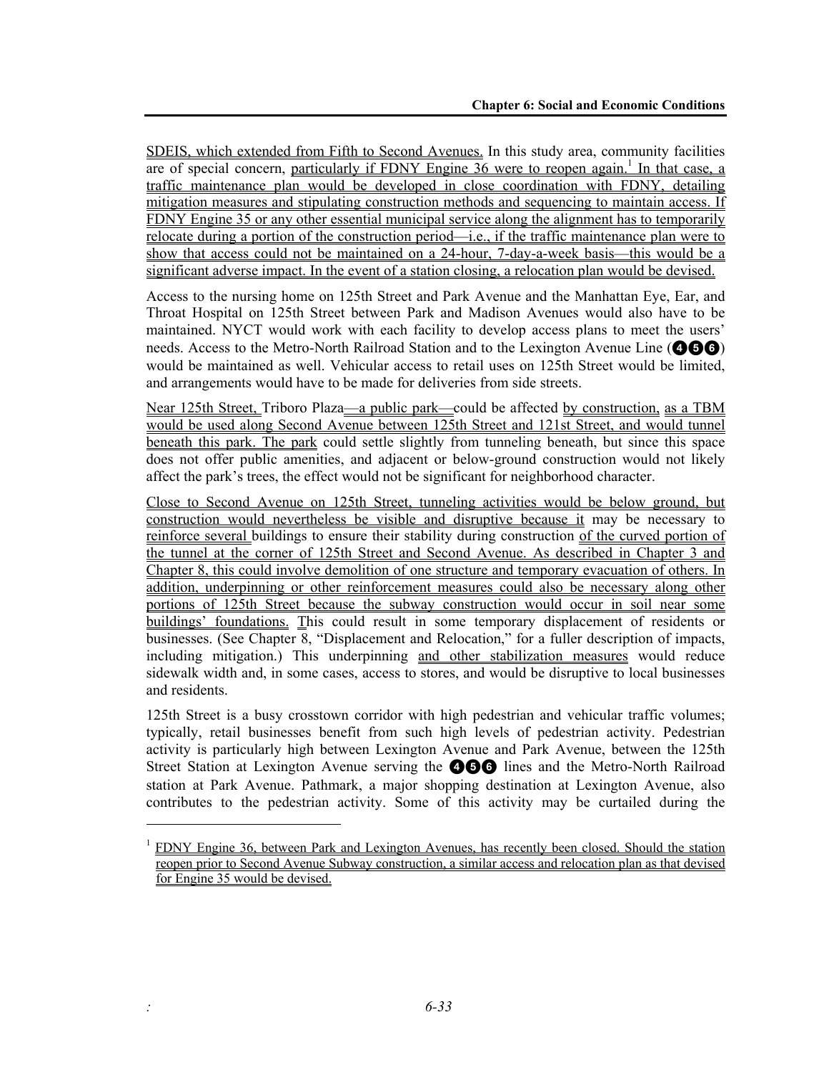SDEIS, which extended from Fifth to Second Avenues. In this study area, community facilities are of special concern, particularly if FDNY Engine 36 were to reopen again.[1] In that case, a traffic maintenance plan would be developed in close coordination with FDNY, detailing mitigation measures and stipulating construction methods and sequencing to maintain access. If FDNY Engine 35 or any other essential municipal service along the alignment has to temporarily relocate during a portion of the construction period—i.e., if the traffic maintenance plan were to show that access could not be maintained on a 24-hour, 7-day-a-week basis—this would be a significant adverse impact. In the event of a station closing, a relocation plan would be devised.

Access to the nursing home on 125th Street and Park Avenue and the Manhattan Eye, Ear, and Throat Hospital on 125th Street between Park and Madison Avenues would also have to be maintained. NYCT would work with each facility to develop access plans to meet the users' needs. Access to the Metro-North Railroad Station and to the Lexington Avenue Line (❹❺❻) would be maintained as well. Vehicular access to retail uses on 125th Street would be limited, and arrangements would have to be made for deliveries from side streets.

Near 125th Street, Triboro Plaza—a public park—could be affected by construction, as a TBM would be used along Second Avenue between 125th Street and 121st Street, and would tunnel beneath this park. The park could settle slightly from tunneling beneath, but since this space does not offer public amenities, and adjacent or below-ground construction would not likely affect the park's trees, the effect would not be significant for neighborhood character.

Close to Second Avenue on 125th Street, tunneling activities would be below ground, but construction would nevertheless be visible and disruptive because it may be necessary to reinforce several buildings to ensure their stability during construction of the curved portion of the tunnel at the corner of 125th Street and Second Avenue. As described in Chapter 3 and Chapter 8, this could involve demolition of one structure and temporary evacuation of others. In addition, underpinning or other reinforcement measures could also be necessary along other portions of 125th Street because the subway construction would occur in soil near some buildings' foundations. This could result in some temporary displacement of residents or businesses. (See Chapter 8, "Displacement and Relocation," for a fuller description of impacts, including mitigation.) This underpinning and other stabilization measures would reduce sidewalk width and, in some cases, access to stores, and would be disruptive to local businesses and residents.

125th Street is a busy crosstown corridor with high pedestrian and vehicular traffic volumes; typically, retail businesses benefit from such high levels of pedestrian activity. Pedestrian activity is particularly high between Lexington Avenue and Park Avenue, between the 125th Street Station at Lexington Avenue serving the ❹❺❻ lines and the Metro-North Railroad station at Park Avenue. Pathmark, a major shopping destination at Lexington Avenue, also contributes to the pedestrian activity. Some of this activity may be curtailed during the

[1] FDNY Engine 36, between Park and Lexington Avenues, has recently been closed. Should the station reopen prior to Second Avenue Subway construction, a similar access and relocation plan as that devised for Engine 35 would be devised.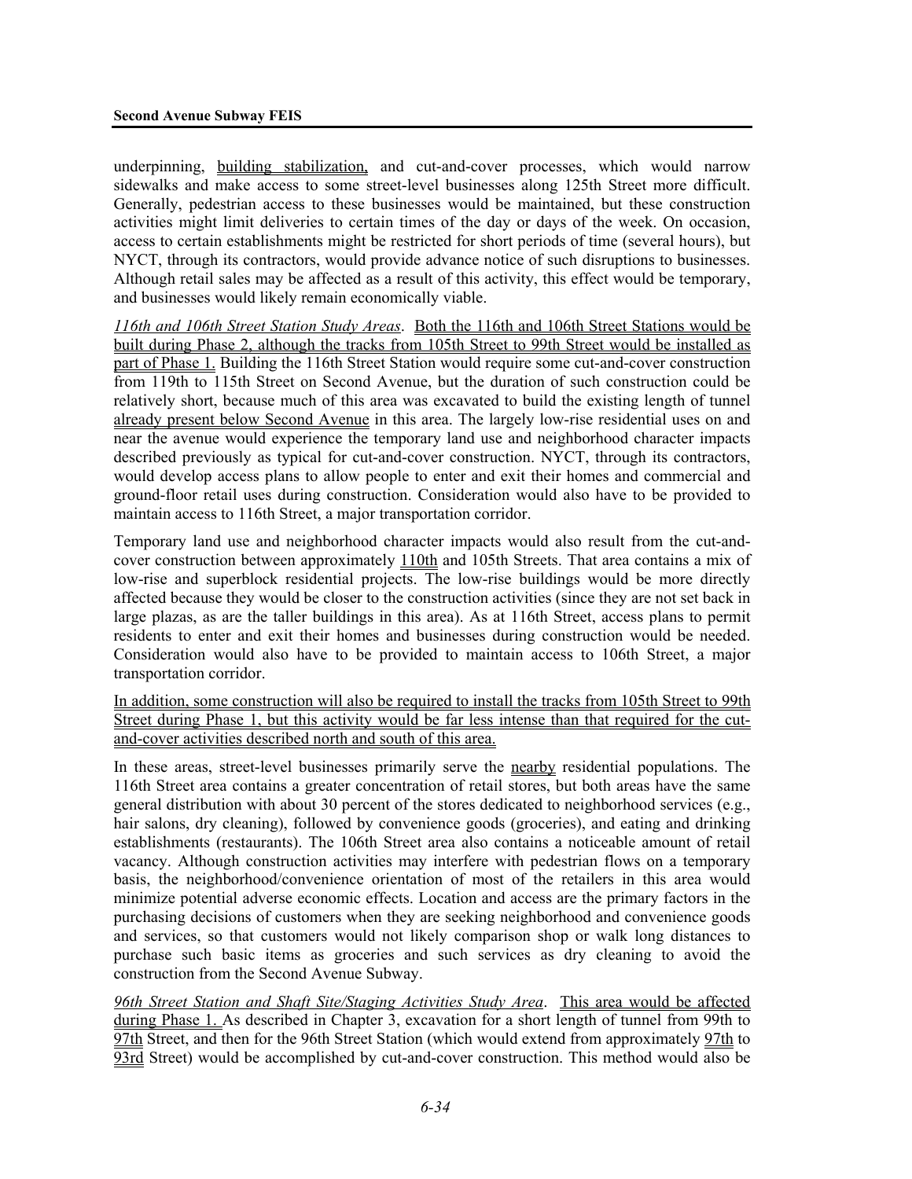underpinning, building stabilization, and cut-and-cover processes, which would narrow sidewalks and make access to some street-level businesses along 125th Street more difficult. Generally, pedestrian access to these businesses would be maintained, but these construction activities might limit deliveries to certain times of the day or days of the week. On occasion, access to certain establishments might be restricted for short periods of time (several hours), but NYCT, through its contractors, would provide advance notice of such disruptions to businesses. Although retail sales may be affected as a result of this activity, this effect would be temporary, and businesses would likely remain economically viable.

*116th and 106th Street Station Study Areas*. Both the 116th and 106th Street Stations would be built during Phase 2, although the tracks from 105th Street to 99th Street would be installed as part of Phase 1. Building the 116th Street Station would require some cut-and-cover construction from 119th to 115th Street on Second Avenue, but the duration of such construction could be relatively short, because much of this area was excavated to build the existing length of tunnel already present below Second Avenue in this area. The largely low-rise residential uses on and near the avenue would experience the temporary land use and neighborhood character impacts described previously as typical for cut-and-cover construction. NYCT, through its contractors, would develop access plans to allow people to enter and exit their homes and commercial and ground-floor retail uses during construction. Consideration would also have to be provided to maintain access to 116th Street, a major transportation corridor.

Temporary land use and neighborhood character impacts would also result from the cut-and-cover construction between approximately 110th and 105th Streets. That area contains a mix of low-rise and superblock residential projects. The low-rise buildings would be more directly affected because they would be closer to the construction activities (since they are not set back in large plazas, as are the taller buildings in this area). As at 116th Street, access plans to permit residents to enter and exit their homes and businesses during construction would be needed. Consideration would also have to be provided to maintain access to 106th Street, a major transportation corridor.

In addition, some construction will also be required to install the tracks from 105th Street to 99th Street during Phase 1, but this activity would be far less intense than that required for the cut-and-cover activities described north and south of this area.

In these areas, street-level businesses primarily serve the nearby residential populations. The 116th Street area contains a greater concentration of retail stores, but both areas have the same general distribution with about 30 percent of the stores dedicated to neighborhood services (e.g., hair salons, dry cleaning), followed by convenience goods (groceries), and eating and drinking establishments (restaurants). The 106th Street area also contains a noticeable amount of retail vacancy. Although construction activities may interfere with pedestrian flows on a temporary basis, the neighborhood/convenience orientation of most of the retailers in this area would minimize potential adverse economic effects. Location and access are the primary factors in the purchasing decisions of customers when they are seeking neighborhood and convenience goods and services, so that customers would not likely comparison shop or walk long distances to purchase such basic items as groceries and such services as dry cleaning to avoid the construction from the Second Avenue Subway.

*96th Street Station and Shaft Site/Staging Activities Study Area*. This area would be affected during Phase 1. As described in Chapter 3, excavation for a short length of tunnel from 99th to 97th Street, and then for the 96th Street Station (which would extend from approximately 97th to 93rd Street) would be accomplished by cut-and-cover construction. This method would also be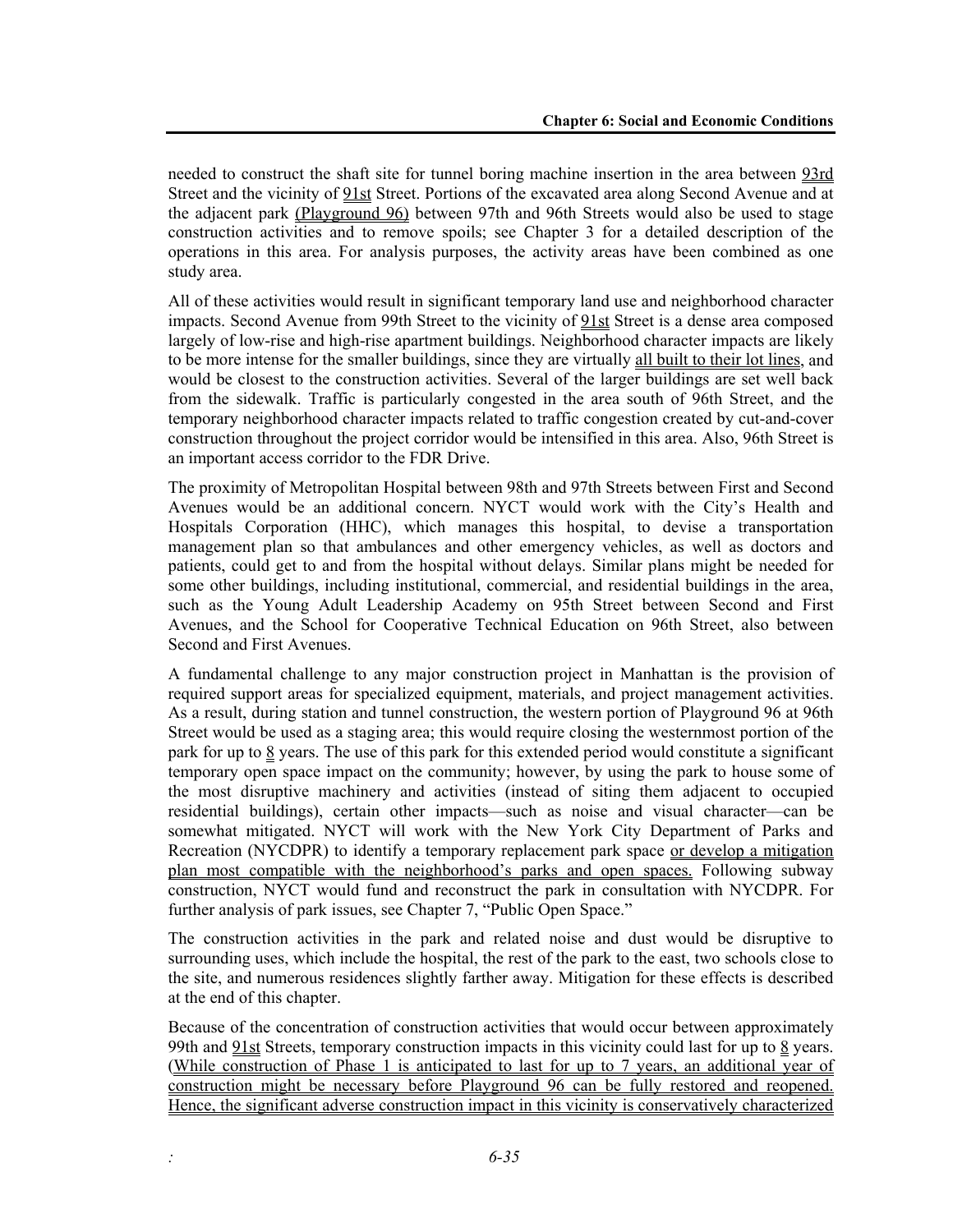needed to construct the shaft site for tunnel boring machine insertion in the area between 93rd Street and the vicinity of 91st Street. Portions of the excavated area along Second Avenue and at the adjacent park (Playground 96) between 97th and 96th Streets would also be used to stage construction activities and to remove spoils; see Chapter 3 for a detailed description of the operations in this area. For analysis purposes, the activity areas have been combined as one study area.

All of these activities would result in significant temporary land use and neighborhood character impacts. Second Avenue from 99th Street to the vicinity of 91st Street is a dense area composed largely of low-rise and high-rise apartment buildings. Neighborhood character impacts are likely to be more intense for the smaller buildings, since they are virtually all built to their lot lines, and would be closest to the construction activities. Several of the larger buildings are set well back from the sidewalk. Traffic is particularly congested in the area south of 96th Street, and the temporary neighborhood character impacts related to traffic congestion created by cut-and-cover construction throughout the project corridor would be intensified in this area. Also, 96th Street is an important access corridor to the FDR Drive.

The proximity of Metropolitan Hospital between 98th and 97th Streets between First and Second Avenues would be an additional concern. NYCT would work with the City's Health and Hospitals Corporation (HHC), which manages this hospital, to devise a transportation management plan so that ambulances and other emergency vehicles, as well as doctors and patients, could get to and from the hospital without delays. Similar plans might be needed for some other buildings, including institutional, commercial, and residential buildings in the area, such as the Young Adult Leadership Academy on 95th Street between Second and First Avenues, and the School for Cooperative Technical Education on 96th Street, also between Second and First Avenues.

A fundamental challenge to any major construction project in Manhattan is the provision of required support areas for specialized equipment, materials, and project management activities. As a result, during station and tunnel construction, the western portion of Playground 96 at 96th Street would be used as a staging area; this would require closing the westernmost portion of the park for up to 8 years. The use of this park for this extended period would constitute a significant temporary open space impact on the community; however, by using the park to house some of the most disruptive machinery and activities (instead of siting them adjacent to occupied residential buildings), certain other impacts—such as noise and visual character—can be somewhat mitigated. NYCT will work with the New York City Department of Parks and Recreation (NYCDPR) to identify a temporary replacement park space or develop a mitigation plan most compatible with the neighborhood's parks and open spaces. Following subway construction, NYCT would fund and reconstruct the park in consultation with NYCDPR. For further analysis of park issues, see Chapter 7, "Public Open Space."

The construction activities in the park and related noise and dust would be disruptive to surrounding uses, which include the hospital, the rest of the park to the east, two schools close to the site, and numerous residences slightly farther away. Mitigation for these effects is described at the end of this chapter.

Because of the concentration of construction activities that would occur between approximately 99th and 91st Streets, temporary construction impacts in this vicinity could last for up to 8 years. (While construction of Phase 1 is anticipated to last for up to 7 years, an additional year of construction might be necessary before Playground 96 can be fully restored and reopened. Hence, the significant adverse construction impact in this vicinity is conservatively characterized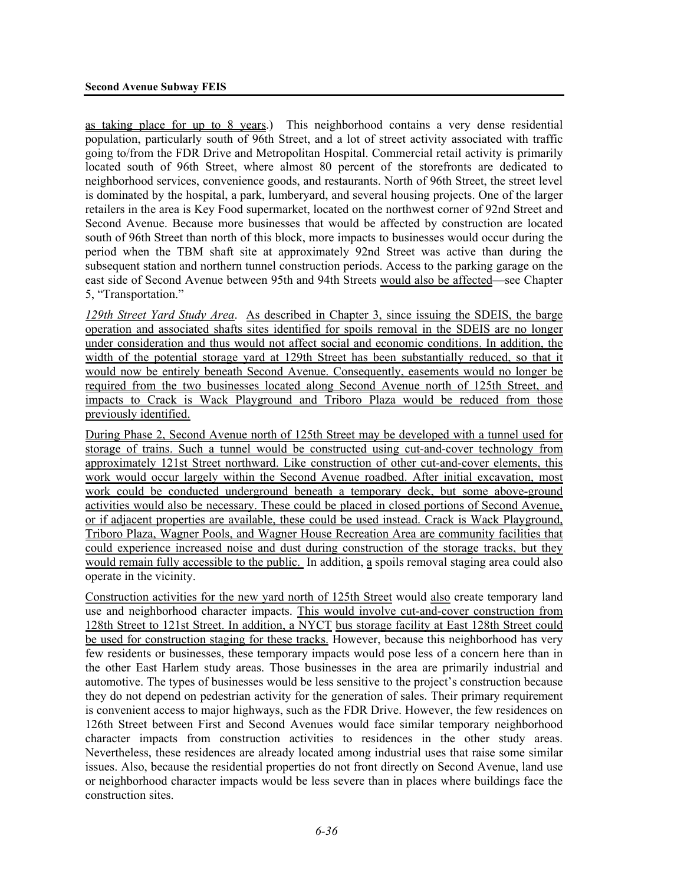as taking place for up to 8 years.) This neighborhood contains a very dense residential population, particularly south of 96th Street, and a lot of street activity associated with traffic going to/from the FDR Drive and Metropolitan Hospital. Commercial retail activity is primarily located south of 96th Street, where almost 80 percent of the storefronts are dedicated to neighborhood services, convenience goods, and restaurants. North of 96th Street, the street level is dominated by the hospital, a park, lumberyard, and several housing projects. One of the larger retailers in the area is Key Food supermarket, located on the northwest corner of 92nd Street and Second Avenue. Because more businesses that would be affected by construction are located south of 96th Street than north of this block, more impacts to businesses would occur during the period when the TBM shaft site at approximately 92nd Street was active than during the subsequent station and northern tunnel construction periods. Access to the parking garage on the east side of Second Avenue between 95th and 94th Streets would also be affected—see Chapter 5, "Transportation."

*129th Street Yard Study Area*. As described in Chapter 3, since issuing the SDEIS, the barge operation and associated shafts sites identified for spoils removal in the SDEIS are no longer under consideration and thus would not affect social and economic conditions. In addition, the width of the potential storage yard at 129th Street has been substantially reduced, so that it would now be entirely beneath Second Avenue. Consequently, easements would no longer be required from the two businesses located along Second Avenue north of 125th Street, and impacts to Crack is Wack Playground and Triboro Plaza would be reduced from those previously identified.

During Phase 2, Second Avenue north of 125th Street may be developed with a tunnel used for storage of trains. Such a tunnel would be constructed using cut-and-cover technology from approximately 121st Street northward. Like construction of other cut-and-cover elements, this work would occur largely within the Second Avenue roadbed. After initial excavation, most work could be conducted underground beneath a temporary deck, but some above-ground activities would also be necessary. These could be placed in closed portions of Second Avenue, or if adjacent properties are available, these could be used instead. Crack is Wack Playground, Triboro Plaza, Wagner Pools, and Wagner House Recreation Area are community facilities that could experience increased noise and dust during construction of the storage tracks, but they would remain fully accessible to the public. In addition, a spoils removal staging area could also operate in the vicinity.

Construction activities for the new yard north of 125th Street would also create temporary land use and neighborhood character impacts. This would involve cut-and-cover construction from 128th Street to 121st Street. In addition, a NYCT bus storage facility at East 128th Street could be used for construction staging for these tracks. However, because this neighborhood has very few residents or businesses, these temporary impacts would pose less of a concern here than in the other East Harlem study areas. Those businesses in the area are primarily industrial and automotive. The types of businesses would be less sensitive to the project's construction because they do not depend on pedestrian activity for the generation of sales. Their primary requirement is convenient access to major highways, such as the FDR Drive. However, the few residences on 126th Street between First and Second Avenues would face similar temporary neighborhood character impacts from construction activities to residences in the other study areas. Nevertheless, these residences are already located among industrial uses that raise some similar issues. Also, because the residential properties do not front directly on Second Avenue, land use or neighborhood character impacts would be less severe than in places where buildings face the construction sites.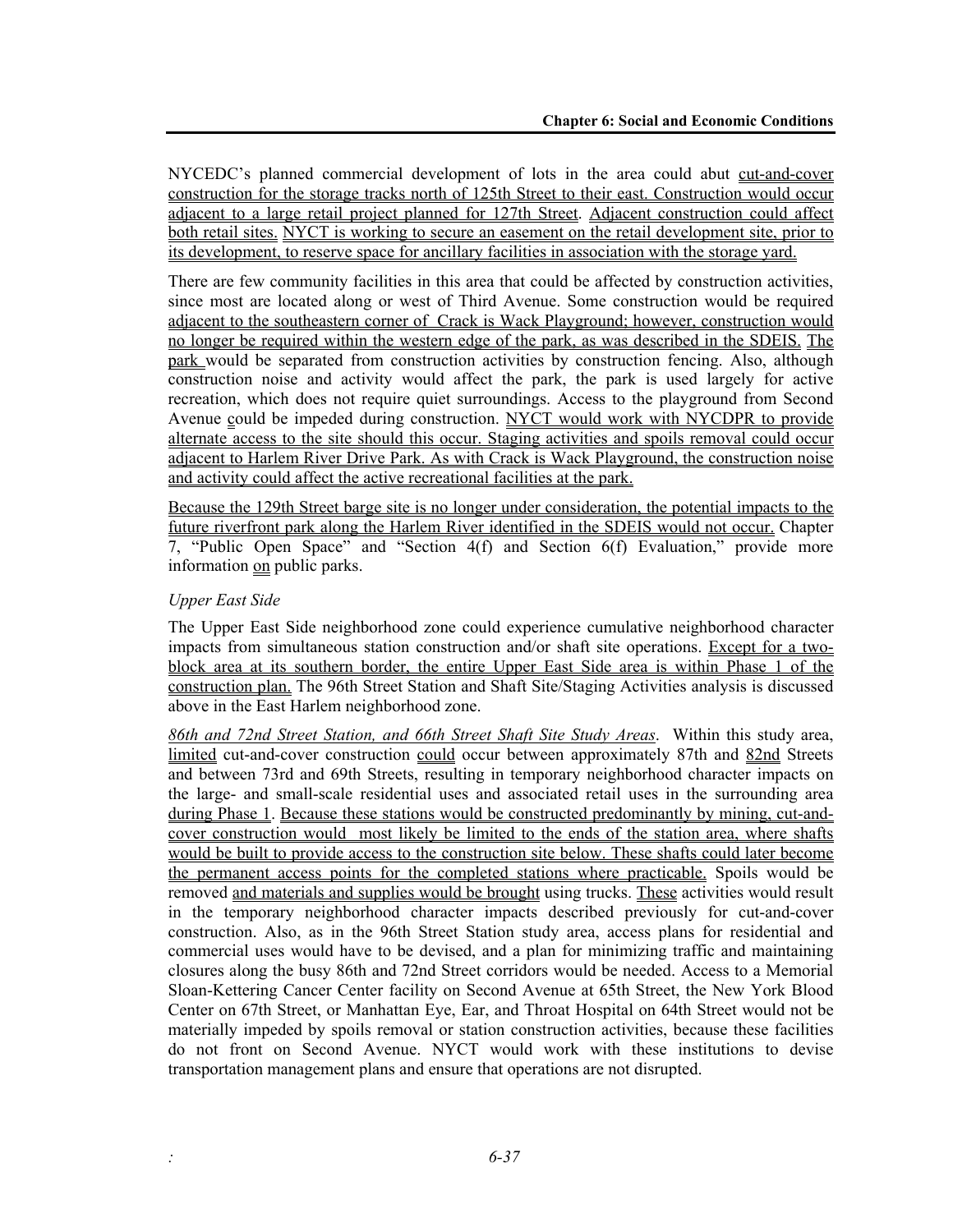NYCEDC's planned commercial development of lots in the area could abut cut-and-cover construction for the storage tracks north of 125th Street to their east. Construction would occur adjacent to a large retail project planned for 127th Street. Adjacent construction could affect both retail sites. NYCT is working to secure an easement on the retail development site, prior to its development, to reserve space for ancillary facilities in association with the storage yard.

There are few community facilities in this area that could be affected by construction activities, since most are located along or west of Third Avenue. Some construction would be required adjacent to the southeastern corner of Crack is Wack Playground; however, construction would no longer be required within the western edge of the park, as was described in the SDEIS. The park would be separated from construction activities by construction fencing. Also, although construction noise and activity would affect the park, the park is used largely for active recreation, which does not require quiet surroundings. Access to the playground from Second Avenue could be impeded during construction. NYCT would work with NYCDPR to provide alternate access to the site should this occur. Staging activities and spoils removal could occur adjacent to Harlem River Drive Park. As with Crack is Wack Playground, the construction noise and activity could affect the active recreational facilities at the park.

Because the 129th Street barge site is no longer under consideration, the potential impacts to the future riverfront park along the Harlem River identified in the SDEIS would not occur. Chapter 7, "Public Open Space" and "Section 4(f) and Section 6(f) Evaluation," provide more information on public parks.

*Upper East Side*

The Upper East Side neighborhood zone could experience cumulative neighborhood character impacts from simultaneous station construction and/or shaft site operations. Except for a two-block area at its southern border, the entire Upper East Side area is within Phase 1 of the construction plan. The 96th Street Station and Shaft Site/Staging Activities analysis is discussed above in the East Harlem neighborhood zone.

*86th and 72nd Street Station, and 66th Street Shaft Site Study Areas*. Within this study area, limited cut-and-cover construction could occur between approximately 87th and 82nd Streets and between 73rd and 69th Streets, resulting in temporary neighborhood character impacts on the large- and small-scale residential uses and associated retail uses in the surrounding area during Phase 1. Because these stations would be constructed predominantly by mining, cut-and-cover construction would most likely be limited to the ends of the station area, where shafts would be built to provide access to the construction site below. These shafts could later become the permanent access points for the completed stations where practicable. Spoils would be removed and materials and supplies would be brought using trucks. These activities would result in the temporary neighborhood character impacts described previously for cut-and-cover construction. Also, as in the 96th Street Station study area, access plans for residential and commercial uses would have to be devised, and a plan for minimizing traffic and maintaining closures along the busy 86th and 72nd Street corridors would be needed. Access to a Memorial Sloan-Kettering Cancer Center facility on Second Avenue at 65th Street, the New York Blood Center on 67th Street, or Manhattan Eye, Ear, and Throat Hospital on 64th Street would not be materially impeded by spoils removal or station construction activities, because these facilities do not front on Second Avenue. NYCT would work with these institutions to devise transportation management plans and ensure that operations are not disrupted.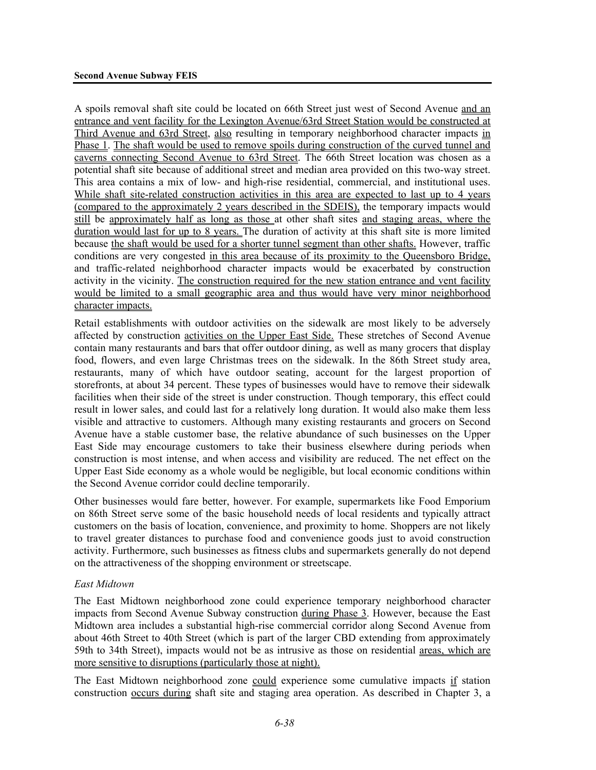A spoils removal shaft site could be located on 66th Street just west of Second Avenue and an entrance and vent facility for the Lexington Avenue/63rd Street Station would be constructed at Third Avenue and 63rd Street, also resulting in temporary neighborhood character impacts in Phase 1. The shaft would be used to remove spoils during construction of the curved tunnel and caverns connecting Second Avenue to 63rd Street. The 66th Street location was chosen as a potential shaft site because of additional street and median area provided on this two-way street. This area contains a mix of low- and high-rise residential, commercial, and institutional uses. While shaft site-related construction activities in this area are expected to last up to 4 years (compared to the approximately 2 years described in the SDEIS), the temporary impacts would still be approximately half as long as those at other shaft sites and staging areas, where the duration would last for up to 8 years. The duration of activity at this shaft site is more limited because the shaft would be used for a shorter tunnel segment than other shafts. However, traffic conditions are very congested in this area because of its proximity to the Queensboro Bridge, and traffic-related neighborhood character impacts would be exacerbated by construction activity in the vicinity. The construction required for the new station entrance and vent facility would be limited to a small geographic area and thus would have very minor neighborhood character impacts.

Retail establishments with outdoor activities on the sidewalk are most likely to be adversely affected by construction activities on the Upper East Side. These stretches of Second Avenue contain many restaurants and bars that offer outdoor dining, as well as many grocers that display food, flowers, and even large Christmas trees on the sidewalk. In the 86th Street study area, restaurants, many of which have outdoor seating, account for the largest proportion of storefronts, at about 34 percent. These types of businesses would have to remove their sidewalk facilities when their side of the street is under construction. Though temporary, this effect could result in lower sales, and could last for a relatively long duration. It would also make them less visible and attractive to customers. Although many existing restaurants and grocers on Second Avenue have a stable customer base, the relative abundance of such businesses on the Upper East Side may encourage customers to take their business elsewhere during periods when construction is most intense, and when access and visibility are reduced. The net effect on the Upper East Side economy as a whole would be negligible, but local economic conditions within the Second Avenue corridor could decline temporarily.

Other businesses would fare better, however. For example, supermarkets like Food Emporium on 86th Street serve some of the basic household needs of local residents and typically attract customers on the basis of location, convenience, and proximity to home. Shoppers are not likely to travel greater distances to purchase food and convenience goods just to avoid construction activity. Furthermore, such businesses as fitness clubs and supermarkets generally do not depend on the attractiveness of the shopping environment or streetscape.

*East Midtown*

The East Midtown neighborhood zone could experience temporary neighborhood character impacts from Second Avenue Subway construction during Phase 3. However, because the East Midtown area includes a substantial high-rise commercial corridor along Second Avenue from about 46th Street to 40th Street (which is part of the larger CBD extending from approximately 59th to 34th Street), impacts would not be as intrusive as those on residential areas, which are more sensitive to disruptions (particularly those at night).

The East Midtown neighborhood zone could experience some cumulative impacts if station construction occurs during shaft site and staging area operation. As described in Chapter 3, a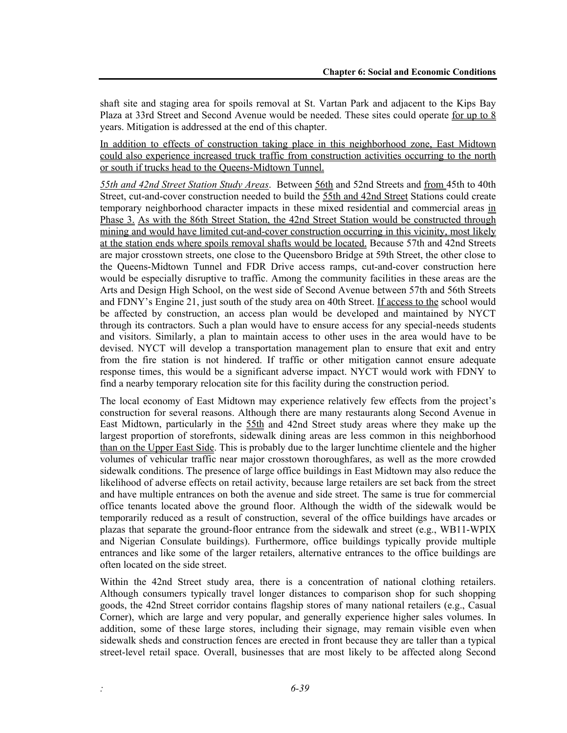shaft site and staging area for spoils removal at St. Vartan Park and adjacent to the Kips Bay Plaza at 33rd Street and Second Avenue would be needed. These sites could operate for up to 8 years. Mitigation is addressed at the end of this chapter.

In addition to effects of construction taking place in this neighborhood zone, East Midtown could also experience increased truck traffic from construction activities occurring to the north or south if trucks head to the Queens-Midtown Tunnel.

*55th and 42nd Street Station Study Areas*. Between 56th and 52nd Streets and from 45th to 40th Street, cut-and-cover construction needed to build the 55th and 42nd Street Stations could create temporary neighborhood character impacts in these mixed residential and commercial areas in Phase 3. As with the 86th Street Station, the 42nd Street Station would be constructed through mining and would have limited cut-and-cover construction occurring in this vicinity, most likely at the station ends where spoils removal shafts would be located. Because 57th and 42nd Streets are major crosstown streets, one close to the Queensboro Bridge at 59th Street, the other close to the Queens-Midtown Tunnel and FDR Drive access ramps, cut-and-cover construction here would be especially disruptive to traffic. Among the community facilities in these areas are the Arts and Design High School, on the west side of Second Avenue between 57th and 56th Streets and FDNY's Engine 21, just south of the study area on 40th Street. If access to the school would be affected by construction, an access plan would be developed and maintained by NYCT through its contractors. Such a plan would have to ensure access for any special-needs students and visitors. Similarly, a plan to maintain access to other uses in the area would have to be devised. NYCT will develop a transportation management plan to ensure that exit and entry from the fire station is not hindered. If traffic or other mitigation cannot ensure adequate response times, this would be a significant adverse impact. NYCT would work with FDNY to find a nearby temporary relocation site for this facility during the construction period.

The local economy of East Midtown may experience relatively few effects from the project's construction for several reasons. Although there are many restaurants along Second Avenue in East Midtown, particularly in the 55th and 42nd Street study areas where they make up the largest proportion of storefronts, sidewalk dining areas are less common in this neighborhood than on the Upper East Side. This is probably due to the larger lunchtime clientele and the higher volumes of vehicular traffic near major crosstown thoroughfares, as well as the more crowded sidewalk conditions. The presence of large office buildings in East Midtown may also reduce the likelihood of adverse effects on retail activity, because large retailers are set back from the street and have multiple entrances on both the avenue and side street. The same is true for commercial office tenants located above the ground floor. Although the width of the sidewalk would be temporarily reduced as a result of construction, several of the office buildings have arcades or plazas that separate the ground-floor entrance from the sidewalk and street (e.g., WB11-WPIX and Nigerian Consulate buildings). Furthermore, office buildings typically provide multiple entrances and like some of the larger retailers, alternative entrances to the office buildings are often located on the side street.

Within the 42nd Street study area, there is a concentration of national clothing retailers. Although consumers typically travel longer distances to comparison shop for such shopping goods, the 42nd Street corridor contains flagship stores of many national retailers (e.g., Casual Corner), which are large and very popular, and generally experience higher sales volumes. In addition, some of these large stores, including their signage, may remain visible even when sidewalk sheds and construction fences are erected in front because they are taller than a typical street-level retail space. Overall, businesses that are most likely to be affected along Second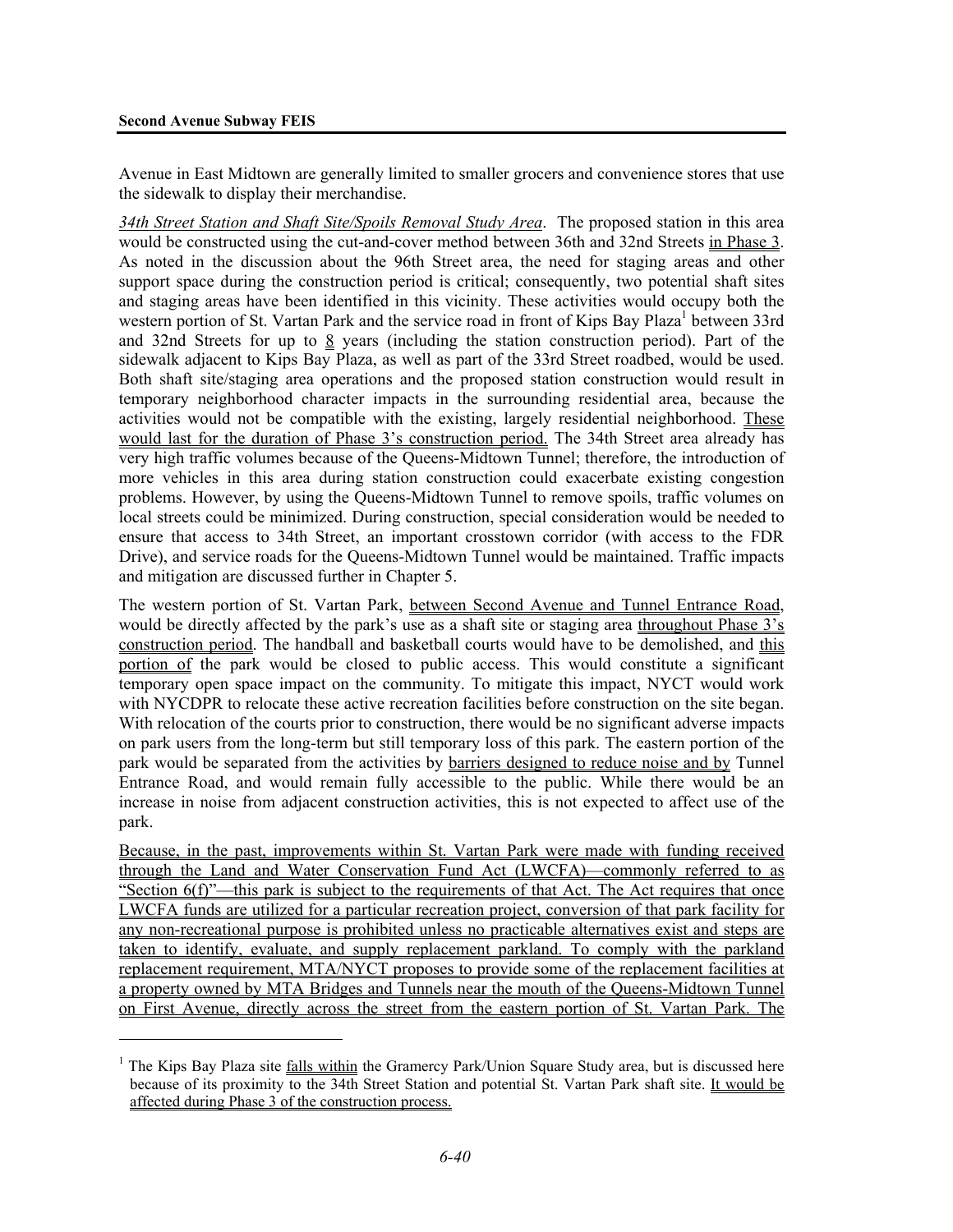Avenue in East Midtown are generally limited to smaller grocers and convenience stores that use the sidewalk to display their merchandise.

*34th Street Station and Shaft Site/Spoils Removal Study Area*. The proposed station in this area would be constructed using the cut-and-cover method between 36th and 32nd Streets in Phase 3. As noted in the discussion about the 96th Street area, the need for staging areas and other support space during the construction period is critical; consequently, two potential shaft sites and staging areas have been identified in this vicinity. These activities would occupy both the western portion of St. Vartan Park and the service road in front of Kips Bay Plaza[1] between 33rd and 32nd Streets for up to 8 years (including the station construction period). Part of the sidewalk adjacent to Kips Bay Plaza, as well as part of the 33rd Street roadbed, would be used. Both shaft site/staging area operations and the proposed station construction would result in temporary neighborhood character impacts in the surrounding residential area, because the activities would not be compatible with the existing, largely residential neighborhood. These would last for the duration of Phase 3's construction period. The 34th Street area already has very high traffic volumes because of the Queens-Midtown Tunnel; therefore, the introduction of more vehicles in this area during station construction could exacerbate existing congestion problems. However, by using the Queens-Midtown Tunnel to remove spoils, traffic volumes on local streets could be minimized. During construction, special consideration would be needed to ensure that access to 34th Street, an important crosstown corridor (with access to the FDR Drive), and service roads for the Queens-Midtown Tunnel would be maintained. Traffic impacts and mitigation are discussed further in Chapter 5.

The western portion of St. Vartan Park, between Second Avenue and Tunnel Entrance Road, would be directly affected by the park's use as a shaft site or staging area throughout Phase 3's construction period. The handball and basketball courts would have to be demolished, and this portion of the park would be closed to public access. This would constitute a significant temporary open space impact on the community. To mitigate this impact, NYCT would work with NYCDPR to relocate these active recreation facilities before construction on the site began. With relocation of the courts prior to construction, there would be no significant adverse impacts on park users from the long-term but still temporary loss of this park. The eastern portion of the park would be separated from the activities by barriers designed to reduce noise and by Tunnel Entrance Road, and would remain fully accessible to the public. While there would be an increase in noise from adjacent construction activities, this is not expected to affect use of the park.

Because, in the past, improvements within St. Vartan Park were made with funding received through the Land and Water Conservation Fund Act (LWCFA)—commonly referred to as "Section 6(f)"—this park is subject to the requirements of that Act. The Act requires that once LWCFA funds are utilized for a particular recreation project, conversion of that park facility for any non-recreational purpose is prohibited unless no practicable alternatives exist and steps are taken to identify, evaluate, and supply replacement parkland. To comply with the parkland replacement requirement, MTA/NYCT proposes to provide some of the replacement facilities at a property owned by MTA Bridges and Tunnels near the mouth of the Queens-Midtown Tunnel on First Avenue, directly across the street from the eastern portion of St. Vartan Park. The

[1] The Kips Bay Plaza site falls within the Gramercy Park/Union Square Study area, but is discussed here because of its proximity to the 34th Street Station and potential St. Vartan Park shaft site. It would be affected during Phase 3 of the construction process.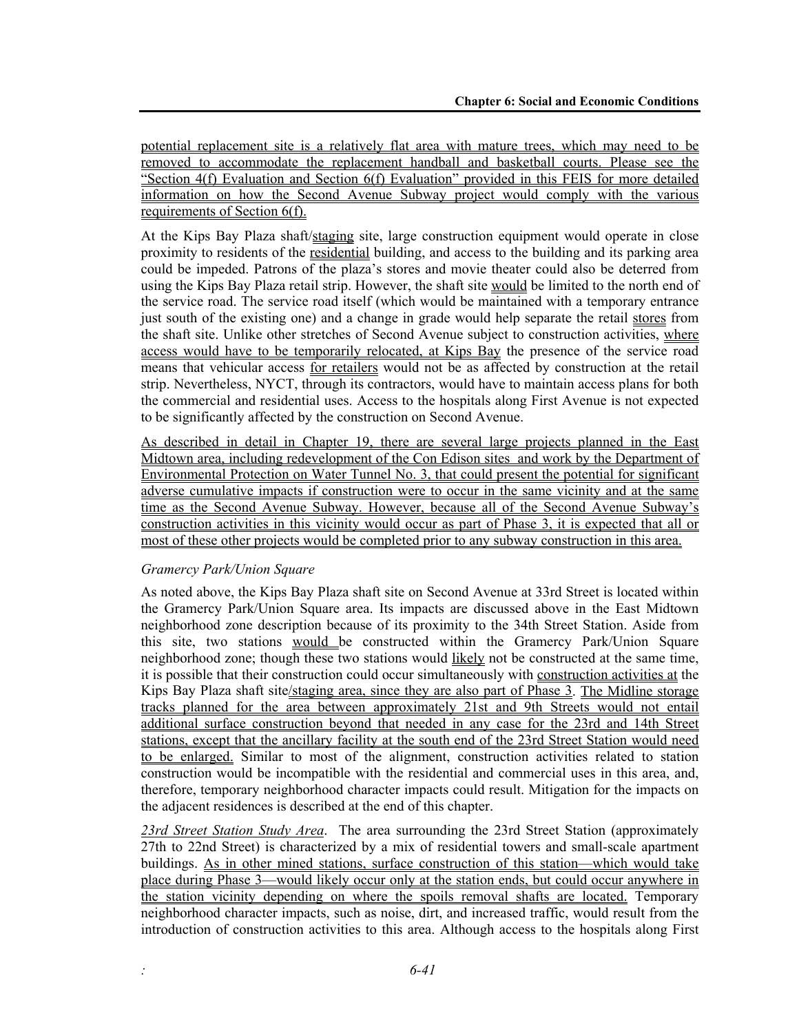potential replacement site is a relatively flat area with mature trees, which may need to be removed to accommodate the replacement handball and basketball courts. Please see the "Section 4(f) Evaluation and Section 6(f) Evaluation" provided in this FEIS for more detailed information on how the Second Avenue Subway project would comply with the various requirements of Section 6(f).

At the Kips Bay Plaza shaft/staging site, large construction equipment would operate in close proximity to residents of the residential building, and access to the building and its parking area could be impeded. Patrons of the plaza's stores and movie theater could also be deterred from using the Kips Bay Plaza retail strip. However, the shaft site would be limited to the north end of the service road. The service road itself (which would be maintained with a temporary entrance just south of the existing one) and a change in grade would help separate the retail stores from the shaft site. Unlike other stretches of Second Avenue subject to construction activities, where access would have to be temporarily relocated, at Kips Bay the presence of the service road means that vehicular access for retailers would not be as affected by construction at the retail strip. Nevertheless, NYCT, through its contractors, would have to maintain access plans for both the commercial and residential uses. Access to the hospitals along First Avenue is not expected to be significantly affected by the construction on Second Avenue.

As described in detail in Chapter 19, there are several large projects planned in the East Midtown area, including redevelopment of the Con Edison sites and work by the Department of Environmental Protection on Water Tunnel No. 3, that could present the potential for significant adverse cumulative impacts if construction were to occur in the same vicinity and at the same time as the Second Avenue Subway. However, because all of the Second Avenue Subway's construction activities in this vicinity would occur as part of Phase 3, it is expected that all or most of these other projects would be completed prior to any subway construction in this area.

*Gramercy Park/Union Square*

As noted above, the Kips Bay Plaza shaft site on Second Avenue at 33rd Street is located within the Gramercy Park/Union Square area. Its impacts are discussed above in the East Midtown neighborhood zone description because of its proximity to the 34th Street Station. Aside from this site, two stations would be constructed within the Gramercy Park/Union Square neighborhood zone; though these two stations would likely not be constructed at the same time, it is possible that their construction could occur simultaneously with construction activities at the Kips Bay Plaza shaft site/staging area, since they are also part of Phase 3. The Midline storage tracks planned for the area between approximately 21st and 9th Streets would not entail additional surface construction beyond that needed in any case for the 23rd and 14th Street stations, except that the ancillary facility at the south end of the 23rd Street Station would need to be enlarged. Similar to most of the alignment, construction activities related to station construction would be incompatible with the residential and commercial uses in this area, and, therefore, temporary neighborhood character impacts could result. Mitigation for the impacts on the adjacent residences is described at the end of this chapter.

*23rd Street Station Study Area*. The area surrounding the 23rd Street Station (approximately 27th to 22nd Street) is characterized by a mix of residential towers and small-scale apartment buildings. As in other mined stations, surface construction of this station—which would take place during Phase 3—would likely occur only at the station ends, but could occur anywhere in the station vicinity depending on where the spoils removal shafts are located. Temporary neighborhood character impacts, such as noise, dirt, and increased traffic, would result from the introduction of construction activities to this area. Although access to the hospitals along First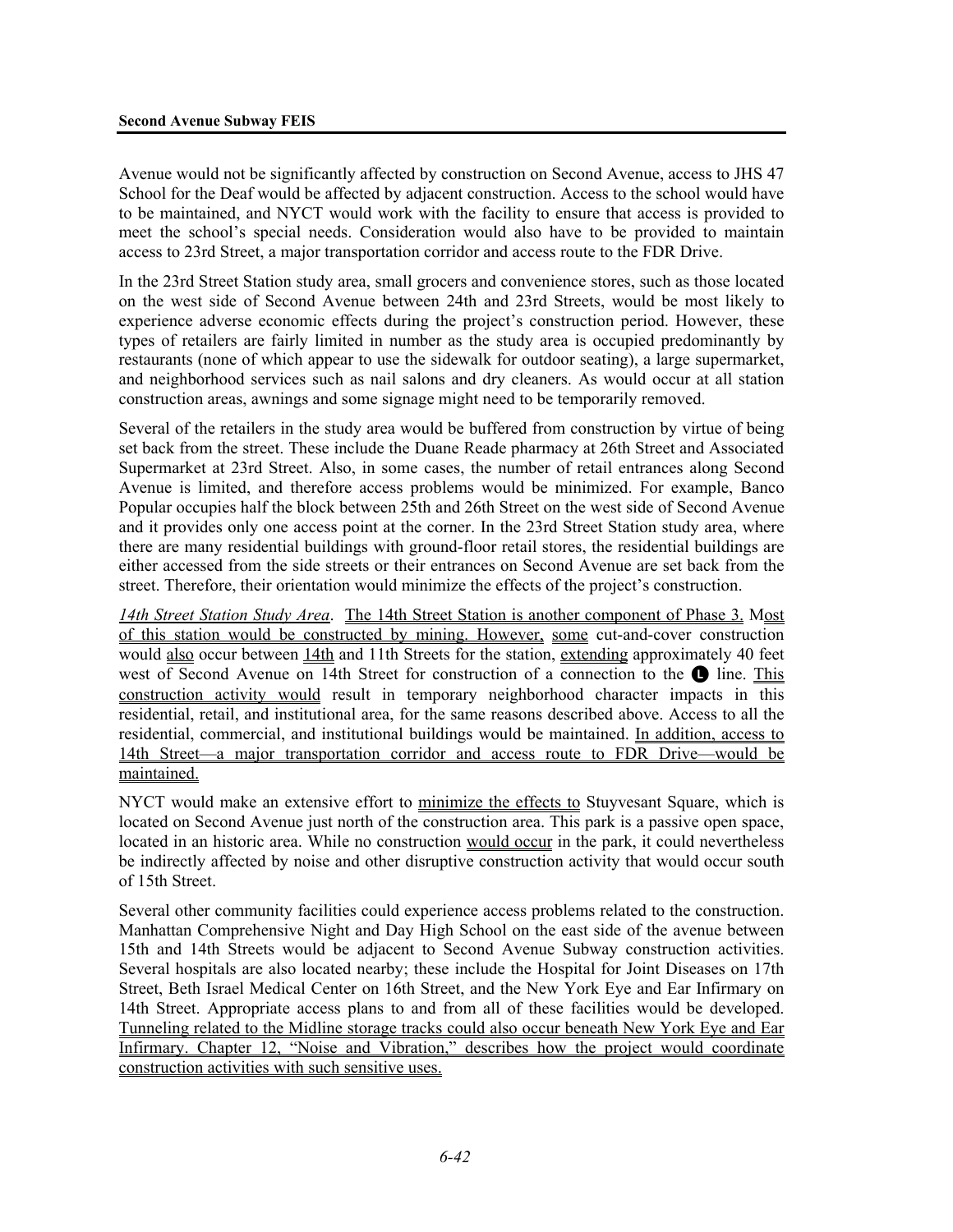Avenue would not be significantly affected by construction on Second Avenue, access to JHS 47 School for the Deaf would be affected by adjacent construction. Access to the school would have to be maintained, and NYCT would work with the facility to ensure that access is provided to meet the school's special needs. Consideration would also have to be provided to maintain access to 23rd Street, a major transportation corridor and access route to the FDR Drive.

In the 23rd Street Station study area, small grocers and convenience stores, such as those located on the west side of Second Avenue between 24th and 23rd Streets, would be most likely to experience adverse economic effects during the project's construction period. However, these types of retailers are fairly limited in number as the study area is occupied predominantly by restaurants (none of which appear to use the sidewalk for outdoor seating), a large supermarket, and neighborhood services such as nail salons and dry cleaners. As would occur at all station construction areas, awnings and some signage might need to be temporarily removed.

Several of the retailers in the study area would be buffered from construction by virtue of being set back from the street. These include the Duane Reade pharmacy at 26th Street and Associated Supermarket at 23rd Street. Also, in some cases, the number of retail entrances along Second Avenue is limited, and therefore access problems would be minimized. For example, Banco Popular occupies half the block between 25th and 26th Street on the west side of Second Avenue and it provides only one access point at the corner. In the 23rd Street Station study area, where there are many residential buildings with ground-floor retail stores, the residential buildings are either accessed from the side streets or their entrances on Second Avenue are set back from the street. Therefore, their orientation would minimize the effects of the project's construction.

*14th Street Station Study Area*. The 14th Street Station is another component of Phase 3. Most of this station would be constructed by mining. However, some cut-and-cover construction would also occur between 14th and 11th Streets for the station, extending approximately 40 feet west of Second Avenue on 14th Street for construction of a connection to the L line. This construction activity would result in temporary neighborhood character impacts in this residential, retail, and institutional area, for the same reasons described above. Access to all the residential, commercial, and institutional buildings would be maintained. In addition, access to 14th Street—a major transportation corridor and access route to FDR Drive—would be maintained.

NYCT would make an extensive effort to minimize the effects to Stuyvesant Square, which is located on Second Avenue just north of the construction area. This park is a passive open space, located in an historic area. While no construction would occur in the park, it could nevertheless be indirectly affected by noise and other disruptive construction activity that would occur south of 15th Street.

Several other community facilities could experience access problems related to the construction. Manhattan Comprehensive Night and Day High School on the east side of the avenue between 15th and 14th Streets would be adjacent to Second Avenue Subway construction activities. Several hospitals are also located nearby; these include the Hospital for Joint Diseases on 17th Street, Beth Israel Medical Center on 16th Street, and the New York Eye and Ear Infirmary on 14th Street. Appropriate access plans to and from all of these facilities would be developed. Tunneling related to the Midline storage tracks could also occur beneath New York Eye and Ear Infirmary. Chapter 12, "Noise and Vibration," describes how the project would coordinate construction activities with such sensitive uses.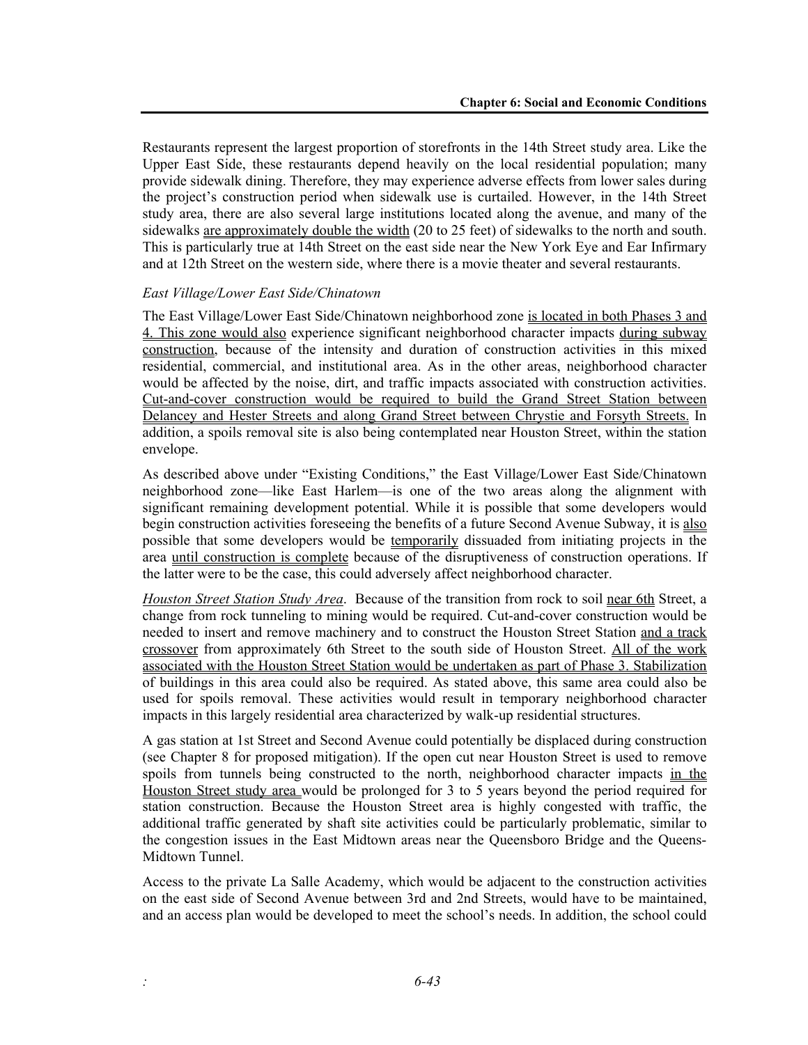Restaurants represent the largest proportion of storefronts in the 14th Street study area. Like the Upper East Side, these restaurants depend heavily on the local residential population; many provide sidewalk dining. Therefore, they may experience adverse effects from lower sales during the project's construction period when sidewalk use is curtailed. However, in the 14th Street study area, there are also several large institutions located along the avenue, and many of the sidewalks are approximately double the width (20 to 25 feet) of sidewalks to the north and south. This is particularly true at 14th Street on the east side near the New York Eye and Ear Infirmary and at 12th Street on the western side, where there is a movie theater and several restaurants.

*East Village/Lower East Side/Chinatown*

The East Village/Lower East Side/Chinatown neighborhood zone is located in both Phases 3 and 4. This zone would also experience significant neighborhood character impacts during subway construction, because of the intensity and duration of construction activities in this mixed residential, commercial, and institutional area. As in the other areas, neighborhood character would be affected by the noise, dirt, and traffic impacts associated with construction activities. Cut-and-cover construction would be required to build the Grand Street Station between Delancey and Hester Streets and along Grand Street between Chrystie and Forsyth Streets. In addition, a spoils removal site is also being contemplated near Houston Street, within the station envelope.

As described above under "Existing Conditions," the East Village/Lower East Side/Chinatown neighborhood zone—like East Harlem—is one of the two areas along the alignment with significant remaining development potential. While it is possible that some developers would begin construction activities foreseeing the benefits of a future Second Avenue Subway, it is also possible that some developers would be temporarily dissuaded from initiating projects in the area until construction is complete because of the disruptiveness of construction operations. If the latter were to be the case, this could adversely affect neighborhood character.

*Houston Street Station Study Area*. Because of the transition from rock to soil near 6th Street, a change from rock tunneling to mining would be required. Cut-and-cover construction would be needed to insert and remove machinery and to construct the Houston Street Station and a track crossover from approximately 6th Street to the south side of Houston Street. All of the work associated with the Houston Street Station would be undertaken as part of Phase 3. Stabilization of buildings in this area could also be required. As stated above, this same area could also be used for spoils removal. These activities would result in temporary neighborhood character impacts in this largely residential area characterized by walk-up residential structures.

A gas station at 1st Street and Second Avenue could potentially be displaced during construction (see Chapter 8 for proposed mitigation). If the open cut near Houston Street is used to remove spoils from tunnels being constructed to the north, neighborhood character impacts in the Houston Street study area would be prolonged for 3 to 5 years beyond the period required for station construction. Because the Houston Street area is highly congested with traffic, the additional traffic generated by shaft site activities could be particularly problematic, similar to the congestion issues in the East Midtown areas near the Queensboro Bridge and the Queens-Midtown Tunnel.

Access to the private La Salle Academy, which would be adjacent to the construction activities on the east side of Second Avenue between 3rd and 2nd Streets, would have to be maintained, and an access plan would be developed to meet the school's needs. In addition, the school could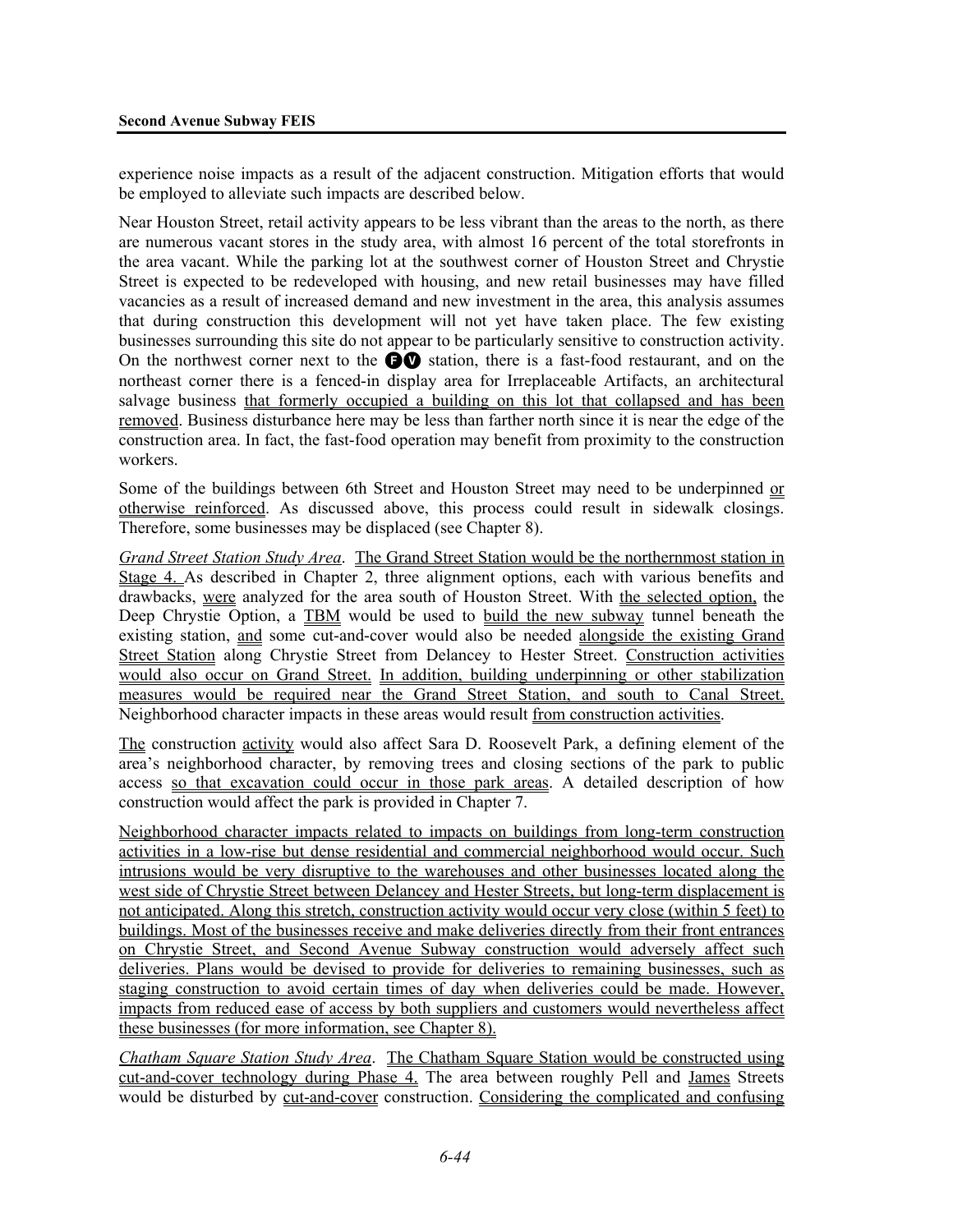experience noise impacts as a result of the adjacent construction. Mitigation efforts that would be employed to alleviate such impacts are described below.

Near Houston Street, retail activity appears to be less vibrant than the areas to the north, as there are numerous vacant stores in the study area, with almost 16 percent of the total storefronts in the area vacant. While the parking lot at the southwest corner of Houston Street and Chrystie Street is expected to be redeveloped with housing, and new retail businesses may have filled vacancies as a result of increased demand and new investment in the area, this analysis assumes that during construction this development will not yet have taken place. The few existing businesses surrounding this site do not appear to be particularly sensitive to construction activity. On the northwest corner next to the F V station, there is a fast-food restaurant, and on the northeast corner there is a fenced-in display area for Irreplaceable Artifacts, an architectural salvage business that formerly occupied a building on this lot that collapsed and has been removed. Business disturbance here may be less than farther north since it is near the edge of the construction area. In fact, the fast-food operation may benefit from proximity to the construction workers.

Some of the buildings between 6th Street and Houston Street may need to be underpinned or otherwise reinforced. As discussed above, this process could result in sidewalk closings. Therefore, some businesses may be displaced (see Chapter 8).

*Grand Street Station Study Area*. The Grand Street Station would be the northernmost station in Stage 4. As described in Chapter 2, three alignment options, each with various benefits and drawbacks, were analyzed for the area south of Houston Street. With the selected option, the Deep Chrystie Option, a TBM would be used to build the new subway tunnel beneath the existing station, and some cut-and-cover would also be needed alongside the existing Grand Street Station along Chrystie Street from Delancey to Hester Street. Construction activities would also occur on Grand Street. In addition, building underpinning or other stabilization measures would be required near the Grand Street Station, and south to Canal Street. Neighborhood character impacts in these areas would result from construction activities.

The construction activity would also affect Sara D. Roosevelt Park, a defining element of the area's neighborhood character, by removing trees and closing sections of the park to public access so that excavation could occur in those park areas. A detailed description of how construction would affect the park is provided in Chapter 7.

Neighborhood character impacts related to impacts on buildings from long-term construction activities in a low-rise but dense residential and commercial neighborhood would occur. Such intrusions would be very disruptive to the warehouses and other businesses located along the west side of Chrystie Street between Delancey and Hester Streets, but long-term displacement is not anticipated. Along this stretch, construction activity would occur very close (within 5 feet) to buildings. Most of the businesses receive and make deliveries directly from their front entrances on Chrystie Street, and Second Avenue Subway construction would adversely affect such deliveries. Plans would be devised to provide for deliveries to remaining businesses, such as staging construction to avoid certain times of day when deliveries could be made. However, impacts from reduced ease of access by both suppliers and customers would nevertheless affect these businesses (for more information, see Chapter 8).

*Chatham Square Station Study Area*. The Chatham Square Station would be constructed using cut-and-cover technology during Phase 4. The area between roughly Pell and James Streets would be disturbed by cut-and-cover construction. Considering the complicated and confusing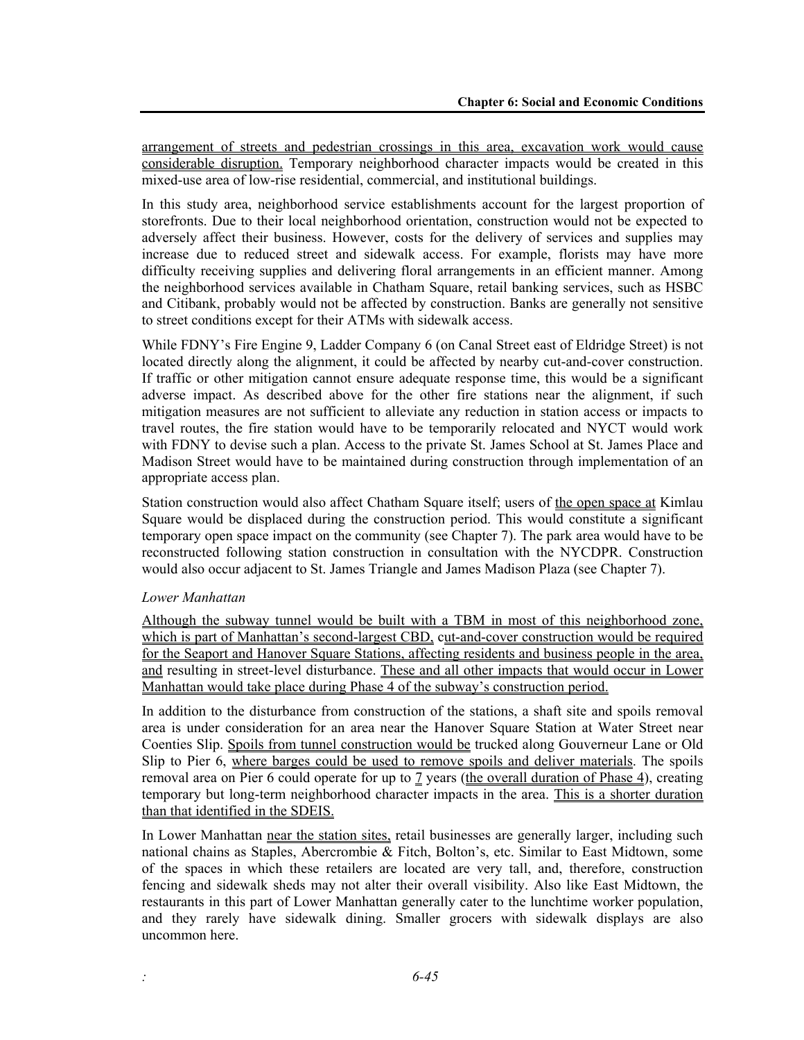arrangement of streets and pedestrian crossings in this area, excavation work would cause considerable disruption. Temporary neighborhood character impacts would be created in this mixed-use area of low-rise residential, commercial, and institutional buildings.

In this study area, neighborhood service establishments account for the largest proportion of storefronts. Due to their local neighborhood orientation, construction would not be expected to adversely affect their business. However, costs for the delivery of services and supplies may increase due to reduced street and sidewalk access. For example, florists may have more difficulty receiving supplies and delivering floral arrangements in an efficient manner. Among the neighborhood services available in Chatham Square, retail banking services, such as HSBC and Citibank, probably would not be affected by construction. Banks are generally not sensitive to street conditions except for their ATMs with sidewalk access.

While FDNY's Fire Engine 9, Ladder Company 6 (on Canal Street east of Eldridge Street) is not located directly along the alignment, it could be affected by nearby cut-and-cover construction. If traffic or other mitigation cannot ensure adequate response time, this would be a significant adverse impact. As described above for the other fire stations near the alignment, if such mitigation measures are not sufficient to alleviate any reduction in station access or impacts to travel routes, the fire station would have to be temporarily relocated and NYCT would work with FDNY to devise such a plan. Access to the private St. James School at St. James Place and Madison Street would have to be maintained during construction through implementation of an appropriate access plan.

Station construction would also affect Chatham Square itself; users of the open space at Kimlau Square would be displaced during the construction period. This would constitute a significant temporary open space impact on the community (see Chapter 7). The park area would have to be reconstructed following station construction in consultation with the NYCDPR. Construction would also occur adjacent to St. James Triangle and James Madison Plaza (see Chapter 7).

*Lower Manhattan*

Although the subway tunnel would be built with a TBM in most of this neighborhood zone, which is part of Manhattan's second-largest CBD, cut-and-cover construction would be required for the Seaport and Hanover Square Stations, affecting residents and business people in the area, and resulting in street-level disturbance. These and all other impacts that would occur in Lower Manhattan would take place during Phase 4 of the subway's construction period.

In addition to the disturbance from construction of the stations, a shaft site and spoils removal area is under consideration for an area near the Hanover Square Station at Water Street near Coenties Slip. Spoils from tunnel construction would be trucked along Gouverneur Lane or Old Slip to Pier 6, where barges could be used to remove spoils and deliver materials. The spoils removal area on Pier 6 could operate for up to 7 years (the overall duration of Phase 4), creating temporary but long-term neighborhood character impacts in the area. This is a shorter duration than that identified in the SDEIS.

In Lower Manhattan near the station sites, retail businesses are generally larger, including such national chains as Staples, Abercrombie & Fitch, Bolton's, etc. Similar to East Midtown, some of the spaces in which these retailers are located are very tall, and, therefore, construction fencing and sidewalk sheds may not alter their overall visibility. Also like East Midtown, the restaurants in this part of Lower Manhattan generally cater to the lunchtime worker population, and they rarely have sidewalk dining. Smaller grocers with sidewalk displays are also uncommon here.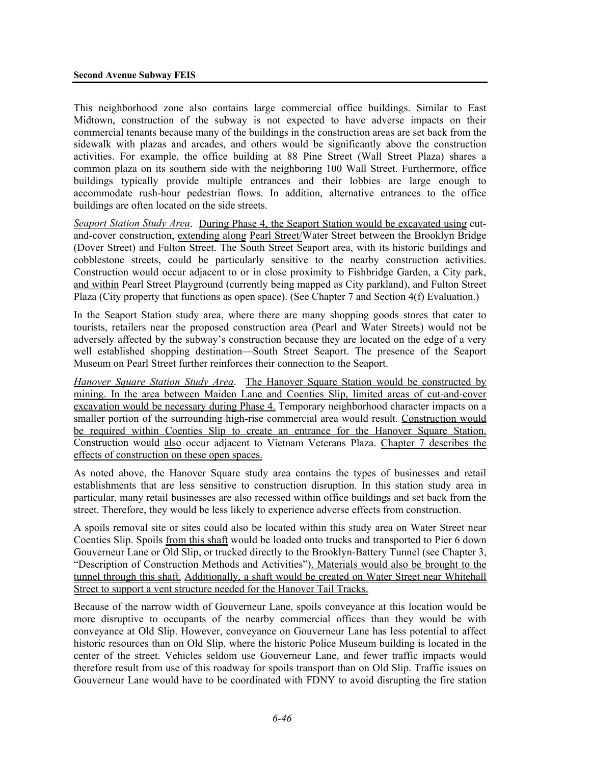This neighborhood zone also contains large commercial office buildings. Similar to East Midtown, construction of the subway is not expected to have adverse impacts on their commercial tenants because many of the buildings in the construction areas are set back from the sidewalk with plazas and arcades, and others would be significantly above the construction activities. For example, the office building at 88 Pine Street (Wall Street Plaza) shares a common plaza on its southern side with the neighboring 100 Wall Street. Furthermore, office buildings typically provide multiple entrances and their lobbies are large enough to accommodate rush-hour pedestrian flows. In addition, alternative entrances to the office buildings are often located on the side streets.

*Seaport Station Study Area*. During Phase 4, the Seaport Station would be excavated using cut-and-cover construction, extending along Pearl Street/Water Street between the Brooklyn Bridge (Dover Street) and Fulton Street. The South Street Seaport area, with its historic buildings and cobblestone streets, could be particularly sensitive to the nearby construction activities. Construction would occur adjacent to or in close proximity to Fishbridge Garden, a City park, and within Pearl Street Playground (currently being mapped as City parkland), and Fulton Street Plaza (City property that functions as open space). (See Chapter 7 and Section 4(f) Evaluation.)

In the Seaport Station study area, where there are many shopping goods stores that cater to tourists, retailers near the proposed construction area (Pearl and Water Streets) would not be adversely affected by the subway's construction because they are located on the edge of a very well established shopping destination—South Street Seaport. The presence of the Seaport Museum on Pearl Street further reinforces their connection to the Seaport.

*Hanover Square Station Study Area*. The Hanover Square Station would be constructed by mining. In the area between Maiden Lane and Coenties Slip, limited areas of cut-and-cover excavation would be necessary during Phase 4. Temporary neighborhood character impacts on a smaller portion of the surrounding high-rise commercial area would result. Construction would be required within Coenties Slip to create an entrance for the Hanover Square Station. Construction would also occur adjacent to Vietnam Veterans Plaza. Chapter 7 describes the effects of construction on these open spaces.

As noted above, the Hanover Square study area contains the types of businesses and retail establishments that are less sensitive to construction disruption. In this station study area in particular, many retail businesses are also recessed within office buildings and set back from the street. Therefore, they would be less likely to experience adverse effects from construction.

A spoils removal site or sites could also be located within this study area on Water Street near Coenties Slip. Spoils from this shaft would be loaded onto trucks and transported to Pier 6 down Gouverneur Lane or Old Slip, or trucked directly to the Brooklyn-Battery Tunnel (see Chapter 3, "Description of Construction Methods and Activities"). Materials would also be brought to the tunnel through this shaft. Additionally, a shaft would be created on Water Street near Whitehall Street to support a vent structure needed for the Hanover Tail Tracks.

Because of the narrow width of Gouverneur Lane, spoils conveyance at this location would be more disruptive to occupants of the nearby commercial offices than they would be with conveyance at Old Slip. However, conveyance on Gouverneur Lane has less potential to affect historic resources than on Old Slip, where the historic Police Museum building is located in the center of the street. Vehicles seldom use Gouverneur Lane, and fewer traffic impacts would therefore result from use of this roadway for spoils transport than on Old Slip. Traffic issues on Gouverneur Lane would have to be coordinated with FDNY to avoid disrupting the fire station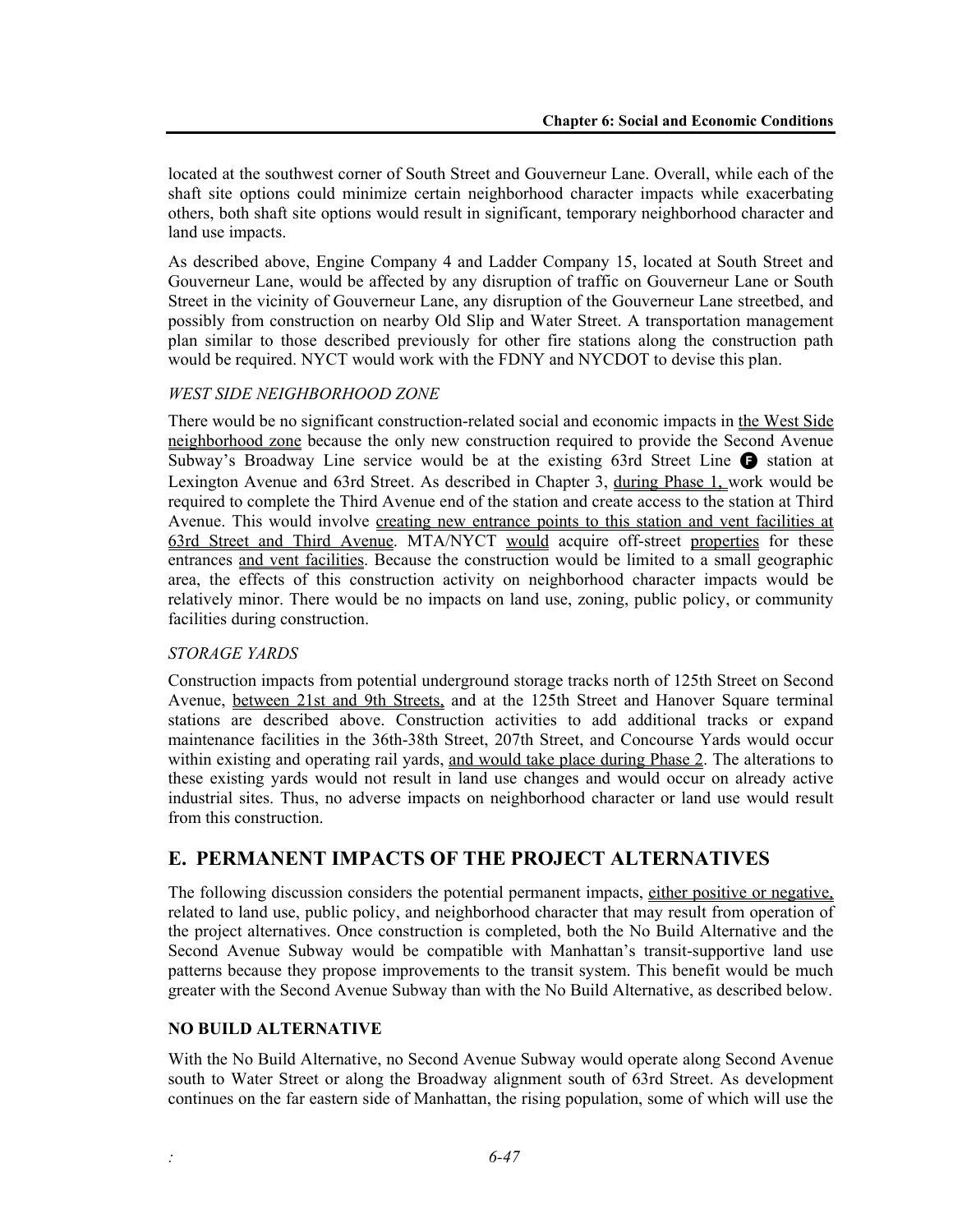located at the southwest corner of South Street and Gouverneur Lane. Overall, while each of the shaft site options could minimize certain neighborhood character impacts while exacerbating others, both shaft site options would result in significant, temporary neighborhood character and land use impacts.

As described above, Engine Company 4 and Ladder Company 15, located at South Street and Gouverneur Lane, would be affected by any disruption of traffic on Gouverneur Lane or South Street in the vicinity of Gouverneur Lane, any disruption of the Gouverneur Lane streetbed, and possibly from construction on nearby Old Slip and Water Street. A transportation management plan similar to those described previously for other fire stations along the construction path would be required. NYCT would work with the FDNY and NYCDOT to devise this plan.

*WEST SIDE NEIGHBORHOOD ZONE*

There would be no significant construction-related social and economic impacts in the West Side neighborhood zone because the only new construction required to provide the Second Avenue Subway's Broadway Line service would be at the existing 63rd Street Line F station at Lexington Avenue and 63rd Street. As described in Chapter 3, during Phase 1, work would be required to complete the Third Avenue end of the station and create access to the station at Third Avenue. This would involve creating new entrance points to this station and vent facilities at 63rd Street and Third Avenue. MTA/NYCT would acquire off-street properties for these entrances and vent facilities. Because the construction would be limited to a small geographic area, the effects of this construction activity on neighborhood character impacts would be relatively minor. There would be no impacts on land use, zoning, public policy, or community facilities during construction.

*STORAGE YARDS*

Construction impacts from potential underground storage tracks north of 125th Street on Second Avenue, between 21st and 9th Streets, and at the 125th Street and Hanover Square terminal stations are described above. Construction activities to add additional tracks or expand maintenance facilities in the 36th-38th Street, 207th Street, and Concourse Yards would occur within existing and operating rail yards, and would take place during Phase 2. The alterations to these existing yards would not result in land use changes and would occur on already active industrial sites. Thus, no adverse impacts on neighborhood character or land use would result from this construction.

## E. PERMANENT IMPACTS OF THE PROJECT ALTERNATIVES

The following discussion considers the potential permanent impacts, either positive or negative, related to land use, public policy, and neighborhood character that may result from operation of the project alternatives. Once construction is completed, both the No Build Alternative and the Second Avenue Subway would be compatible with Manhattan's transit-supportive land use patterns because they propose improvements to the transit system. This benefit would be much greater with the Second Avenue Subway than with the No Build Alternative, as described below.

**NO BUILD ALTERNATIVE**

With the No Build Alternative, no Second Avenue Subway would operate along Second Avenue south to Water Street or along the Broadway alignment south of 63rd Street. As development continues on the far eastern side of Manhattan, the rising population, some of which will use the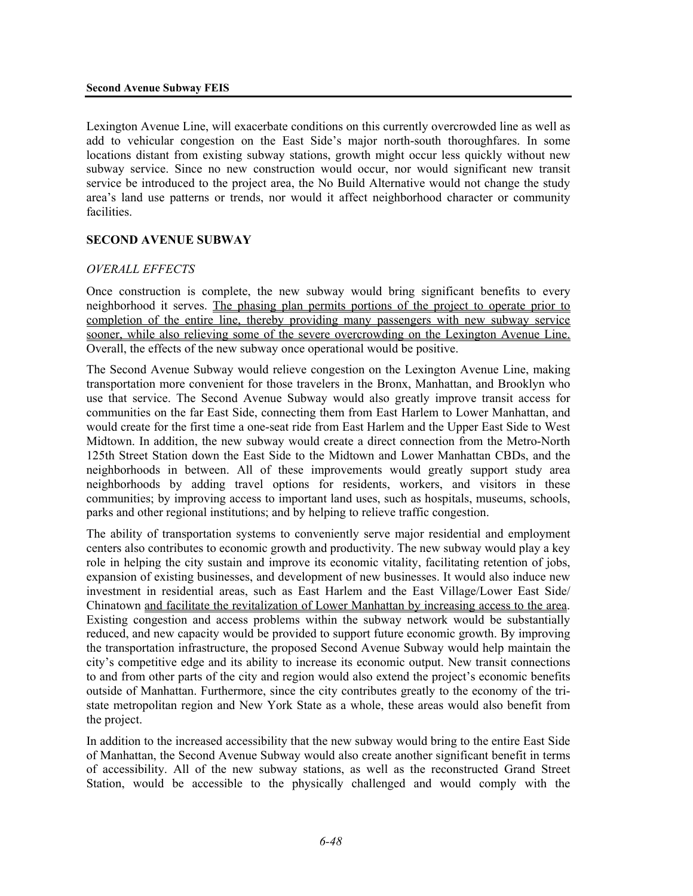Lexington Avenue Line, will exacerbate conditions on this currently overcrowded line as well as add to vehicular congestion on the East Side's major north-south thoroughfares. In some locations distant from existing subway stations, growth might occur less quickly without new subway service. Since no new construction would occur, nor would significant new transit service be introduced to the project area, the No Build Alternative would not change the study area's land use patterns or trends, nor would it affect neighborhood character or community facilities.

## SECOND AVENUE SUBWAY

### *OVERALL EFFECTS*

Once construction is complete, the new subway would bring significant benefits to every neighborhood it serves. <u>The phasing plan permits portions of the project to operate prior to completion of the entire line, thereby providing many passengers with new subway service sooner, while also relieving some of the severe overcrowding on the Lexington Avenue Line.</u> Overall, the effects of the new subway once operational would be positive.

The Second Avenue Subway would relieve congestion on the Lexington Avenue Line, making transportation more convenient for those travelers in the Bronx, Manhattan, and Brooklyn who use that service. The Second Avenue Subway would also greatly improve transit access for communities on the far East Side, connecting them from East Harlem to Lower Manhattan, and would create for the first time a one-seat ride from East Harlem and the Upper East Side to West Midtown. In addition, the new subway would create a direct connection from the Metro-North 125th Street Station down the East Side to the Midtown and Lower Manhattan CBDs, and the neighborhoods in between. All of these improvements would greatly support study area neighborhoods by adding travel options for residents, workers, and visitors in these communities; by improving access to important land uses, such as hospitals, museums, schools, parks and other regional institutions; and by helping to relieve traffic congestion.

The ability of transportation systems to conveniently serve major residential and employment centers also contributes to economic growth and productivity. The new subway would play a key role in helping the city sustain and improve its economic vitality, facilitating retention of jobs, expansion of existing businesses, and development of new businesses. It would also induce new investment in residential areas, such as East Harlem and the East Village/Lower East Side/ Chinatown <u>and facilitate the revitalization of Lower Manhattan by increasing access to the area</u>. Existing congestion and access problems within the subway network would be substantially reduced, and new capacity would be provided to support future economic growth. By improving the transportation infrastructure, the proposed Second Avenue Subway would help maintain the city's competitive edge and its ability to increase its economic output. New transit connections to and from other parts of the city and region would also extend the project's economic benefits outside of Manhattan. Furthermore, since the city contributes greatly to the economy of the tri-state metropolitan region and New York State as a whole, these areas would also benefit from the project.

In addition to the increased accessibility that the new subway would bring to the entire East Side of Manhattan, the Second Avenue Subway would also create another significant benefit in terms of accessibility. All of the new subway stations, as well as the reconstructed Grand Street Station, would be accessible to the physically challenged and would comply with the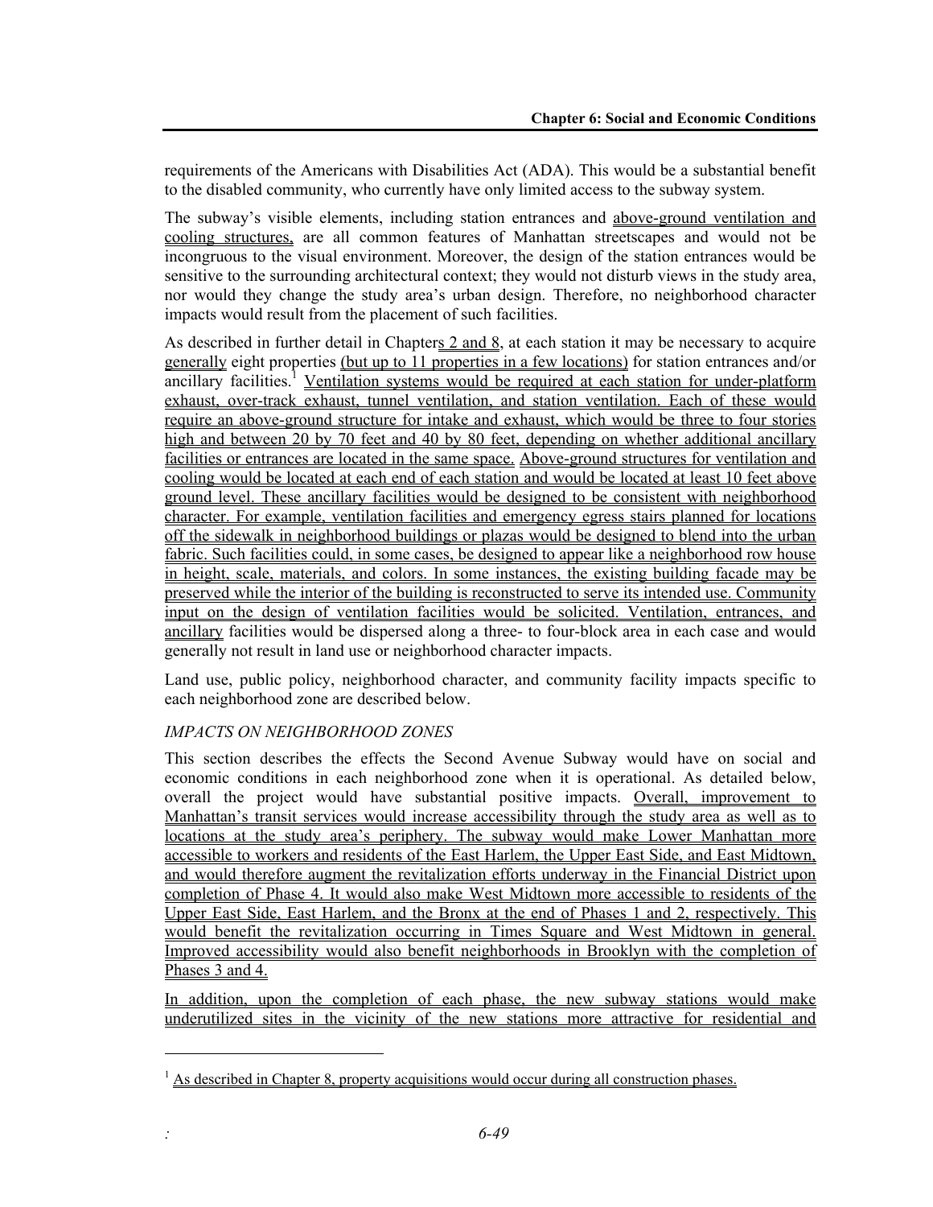requirements of the Americans with Disabilities Act (ADA). This would be a substantial benefit to the disabled community, who currently have only limited access to the subway system.

The subway's visible elements, including station entrances and above-ground ventilation and cooling structures, are all common features of Manhattan streetscapes and would not be incongruous to the visual environment. Moreover, the design of the station entrances would be sensitive to the surrounding architectural context; they would not disturb views in the study area, nor would they change the study area's urban design. Therefore, no neighborhood character impacts would result from the placement of such facilities.

As described in further detail in Chapters 2 and 8, at each station it may be necessary to acquire generally eight properties (but up to 11 properties in a few locations) for station entrances and/or ancillary facilities.[1] Ventilation systems would be required at each station for under-platform exhaust, over-track exhaust, tunnel ventilation, and station ventilation. Each of these would require an above-ground structure for intake and exhaust, which would be three to four stories high and between 20 by 70 feet and 40 by 80 feet, depending on whether additional ancillary facilities or entrances are located in the same space. Above-ground structures for ventilation and cooling would be located at each end of each station and would be located at least 10 feet above ground level. These ancillary facilities would be designed to be consistent with neighborhood character. For example, ventilation facilities and emergency egress stairs planned for locations off the sidewalk in neighborhood buildings or plazas would be designed to blend into the urban fabric. Such facilities could, in some cases, be designed to appear like a neighborhood row house in height, scale, materials, and colors. In some instances, the existing building facade may be preserved while the interior of the building is reconstructed to serve its intended use. Community input on the design of ventilation facilities would be solicited. Ventilation, entrances, and ancillary facilities would be dispersed along a three- to four-block area in each case and would generally not result in land use or neighborhood character impacts.

Land use, public policy, neighborhood character, and community facility impacts specific to each neighborhood zone are described below.

*IMPACTS ON NEIGHBORHOOD ZONES*

This section describes the effects the Second Avenue Subway would have on social and economic conditions in each neighborhood zone when it is operational. As detailed below, overall the project would have substantial positive impacts. Overall, improvement to Manhattan's transit services would increase accessibility through the study area as well as to locations at the study area's periphery. The subway would make Lower Manhattan more accessible to workers and residents of the East Harlem, the Upper East Side, and East Midtown, and would therefore augment the revitalization efforts underway in the Financial District upon completion of Phase 4. It would also make West Midtown more accessible to residents of the Upper East Side, East Harlem, and the Bronx at the end of Phases 1 and 2, respectively. This would benefit the revitalization occurring in Times Square and West Midtown in general. Improved accessibility would also benefit neighborhoods in Brooklyn with the completion of Phases 3 and 4.

In addition, upon the completion of each phase, the new subway stations would make underutilized sites in the vicinity of the new stations more attractive for residential and

[1] As described in Chapter 8, property acquisitions would occur during all construction phases.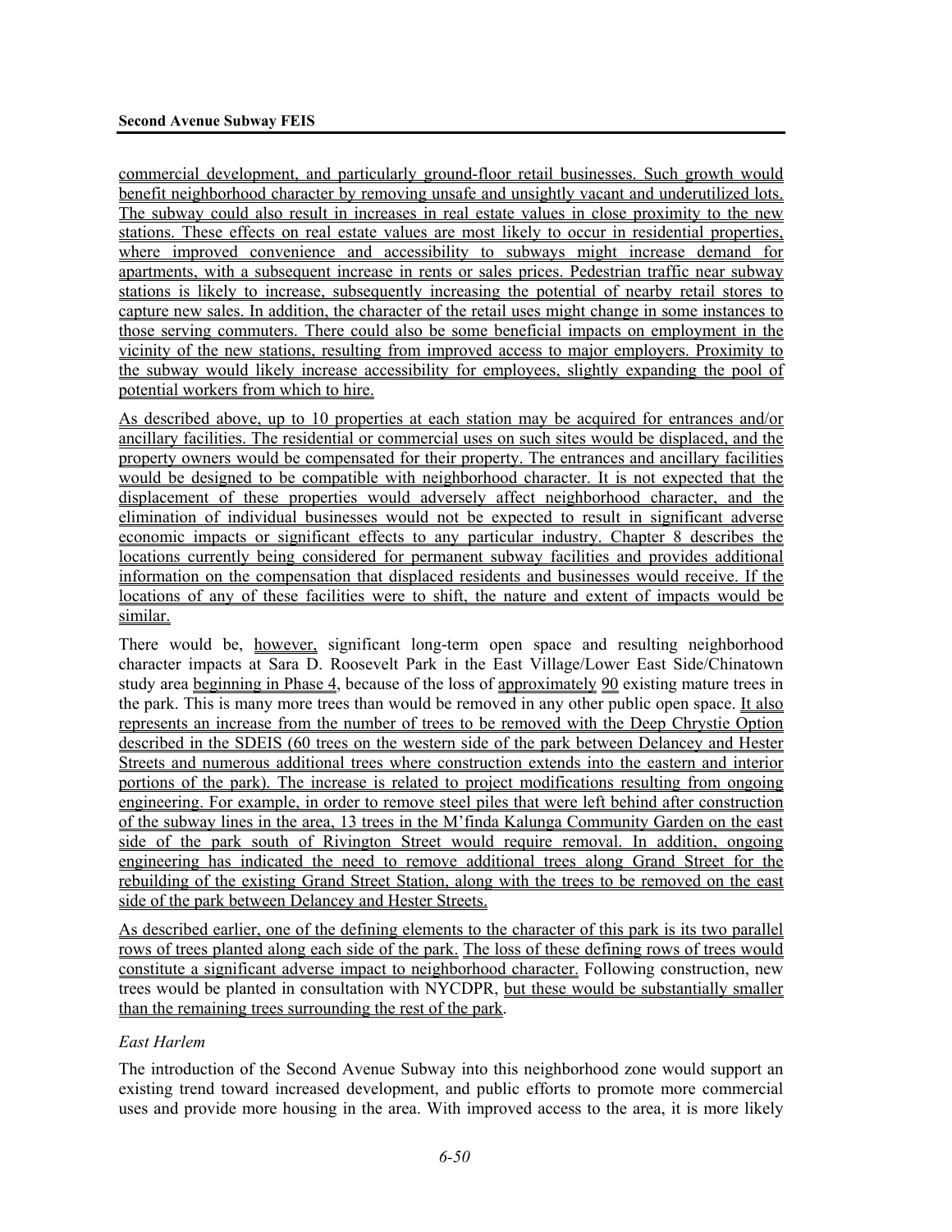commercial development, and particularly ground-floor retail businesses. Such growth would benefit neighborhood character by removing unsafe and unsightly vacant and underutilized lots. The subway could also result in increases in real estate values in close proximity to the new stations. These effects on real estate values are most likely to occur in residential properties, where improved convenience and accessibility to subways might increase demand for apartments, with a subsequent increase in rents or sales prices. Pedestrian traffic near subway stations is likely to increase, subsequently increasing the potential of nearby retail stores to capture new sales. In addition, the character of the retail uses might change in some instances to those serving commuters. There could also be some beneficial impacts on employment in the vicinity of the new stations, resulting from improved access to major employers. Proximity to the subway would likely increase accessibility for employees, slightly expanding the pool of potential workers from which to hire.

As described above, up to 10 properties at each station may be acquired for entrances and/or ancillary facilities. The residential or commercial uses on such sites would be displaced, and the property owners would be compensated for their property. The entrances and ancillary facilities would be designed to be compatible with neighborhood character. It is not expected that the displacement of these properties would adversely affect neighborhood character, and the elimination of individual businesses would not be expected to result in significant adverse economic impacts or significant effects to any particular industry. Chapter 8 describes the locations currently being considered for permanent subway facilities and provides additional information on the compensation that displaced residents and businesses would receive. If the locations of any of these facilities were to shift, the nature and extent of impacts would be similar.

There would be, however, significant long-term open space and resulting neighborhood character impacts at Sara D. Roosevelt Park in the East Village/Lower East Side/Chinatown study area beginning in Phase 4, because of the loss of approximately 90 existing mature trees in the park. This is many more trees than would be removed in any other public open space. It also represents an increase from the number of trees to be removed with the Deep Chrystie Option described in the SDEIS (60 trees on the western side of the park between Delancey and Hester Streets and numerous additional trees where construction extends into the eastern and interior portions of the park). The increase is related to project modifications resulting from ongoing engineering. For example, in order to remove steel piles that were left behind after construction of the subway lines in the area, 13 trees in the M'finda Kalunga Community Garden on the east side of the park south of Rivington Street would require removal. In addition, ongoing engineering has indicated the need to remove additional trees along Grand Street for the rebuilding of the existing Grand Street Station, along with the trees to be removed on the east side of the park between Delancey and Hester Streets.

As described earlier, one of the defining elements to the character of this park is its two parallel rows of trees planted along each side of the park. The loss of these defining rows of trees would constitute a significant adverse impact to neighborhood character. Following construction, new trees would be planted in consultation with NYCDPR, but these would be substantially smaller than the remaining trees surrounding the rest of the park.

*East Harlem*

The introduction of the Second Avenue Subway into this neighborhood zone would support an existing trend toward increased development, and public efforts to promote more commercial uses and provide more housing in the area. With improved access to the area, it is more likely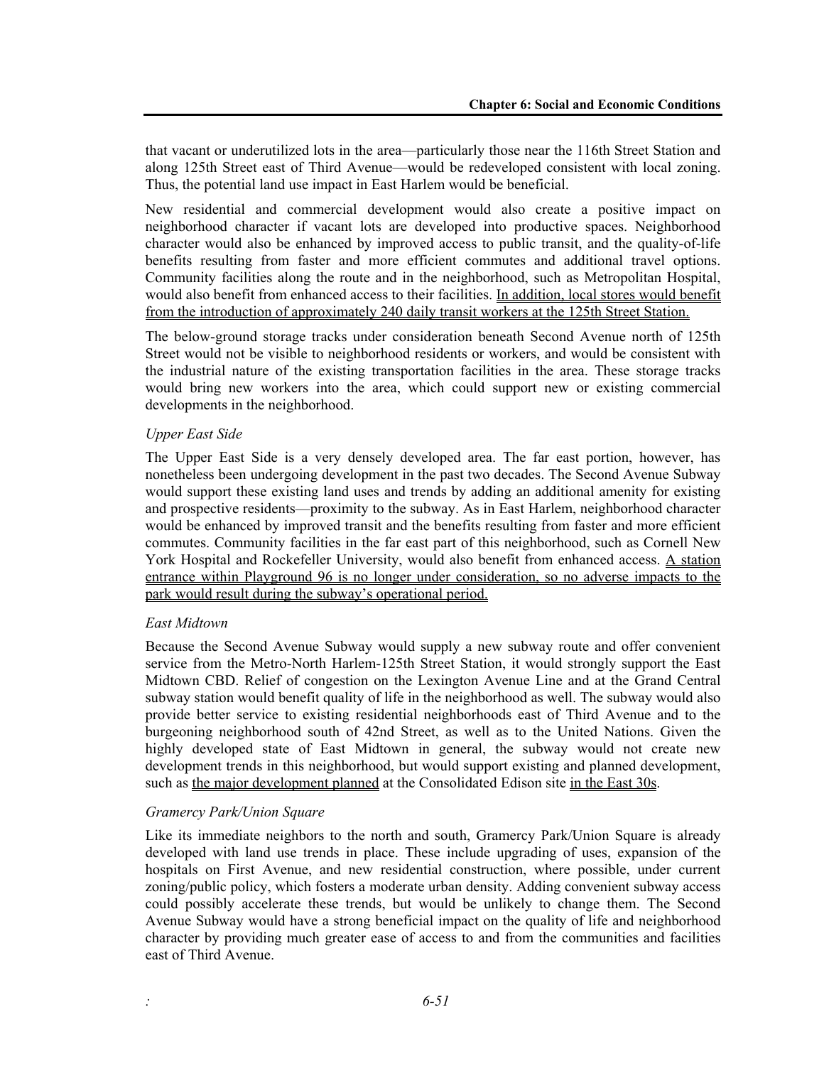that vacant or underutilized lots in the area—particularly those near the 116th Street Station and along 125th Street east of Third Avenue—would be redeveloped consistent with local zoning. Thus, the potential land use impact in East Harlem would be beneficial.

New residential and commercial development would also create a positive impact on neighborhood character if vacant lots are developed into productive spaces. Neighborhood character would also be enhanced by improved access to public transit, and the quality-of-life benefits resulting from faster and more efficient commutes and additional travel options. Community facilities along the route and in the neighborhood, such as Metropolitan Hospital, would also benefit from enhanced access to their facilities. In addition, local stores would benefit from the introduction of approximately 240 daily transit workers at the 125th Street Station.

The below-ground storage tracks under consideration beneath Second Avenue north of 125th Street would not be visible to neighborhood residents or workers, and would be consistent with the industrial nature of the existing transportation facilities in the area. These storage tracks would bring new workers into the area, which could support new or existing commercial developments in the neighborhood.

*Upper East Side*

The Upper East Side is a very densely developed area. The far east portion, however, has nonetheless been undergoing development in the past two decades. The Second Avenue Subway would support these existing land uses and trends by adding an additional amenity for existing and prospective residents—proximity to the subway. As in East Harlem, neighborhood character would be enhanced by improved transit and the benefits resulting from faster and more efficient commutes. Community facilities in the far east part of this neighborhood, such as Cornell New York Hospital and Rockefeller University, would also benefit from enhanced access. A station entrance within Playground 96 is no longer under consideration, so no adverse impacts to the park would result during the subway's operational period.

*East Midtown*

Because the Second Avenue Subway would supply a new subway route and offer convenient service from the Metro-North Harlem-125th Street Station, it would strongly support the East Midtown CBD. Relief of congestion on the Lexington Avenue Line and at the Grand Central subway station would benefit quality of life in the neighborhood as well. The subway would also provide better service to existing residential neighborhoods east of Third Avenue and to the burgeoning neighborhood south of 42nd Street, as well as to the United Nations. Given the highly developed state of East Midtown in general, the subway would not create new development trends in this neighborhood, but would support existing and planned development, such as the major development planned at the Consolidated Edison site in the East 30s.

*Gramercy Park/Union Square*

Like its immediate neighbors to the north and south, Gramercy Park/Union Square is already developed with land use trends in place. These include upgrading of uses, expansion of the hospitals on First Avenue, and new residential construction, where possible, under current zoning/public policy, which fosters a moderate urban density. Adding convenient subway access could possibly accelerate these trends, but would be unlikely to change them. The Second Avenue Subway would have a strong beneficial impact on the quality of life and neighborhood character by providing much greater ease of access to and from the communities and facilities east of Third Avenue.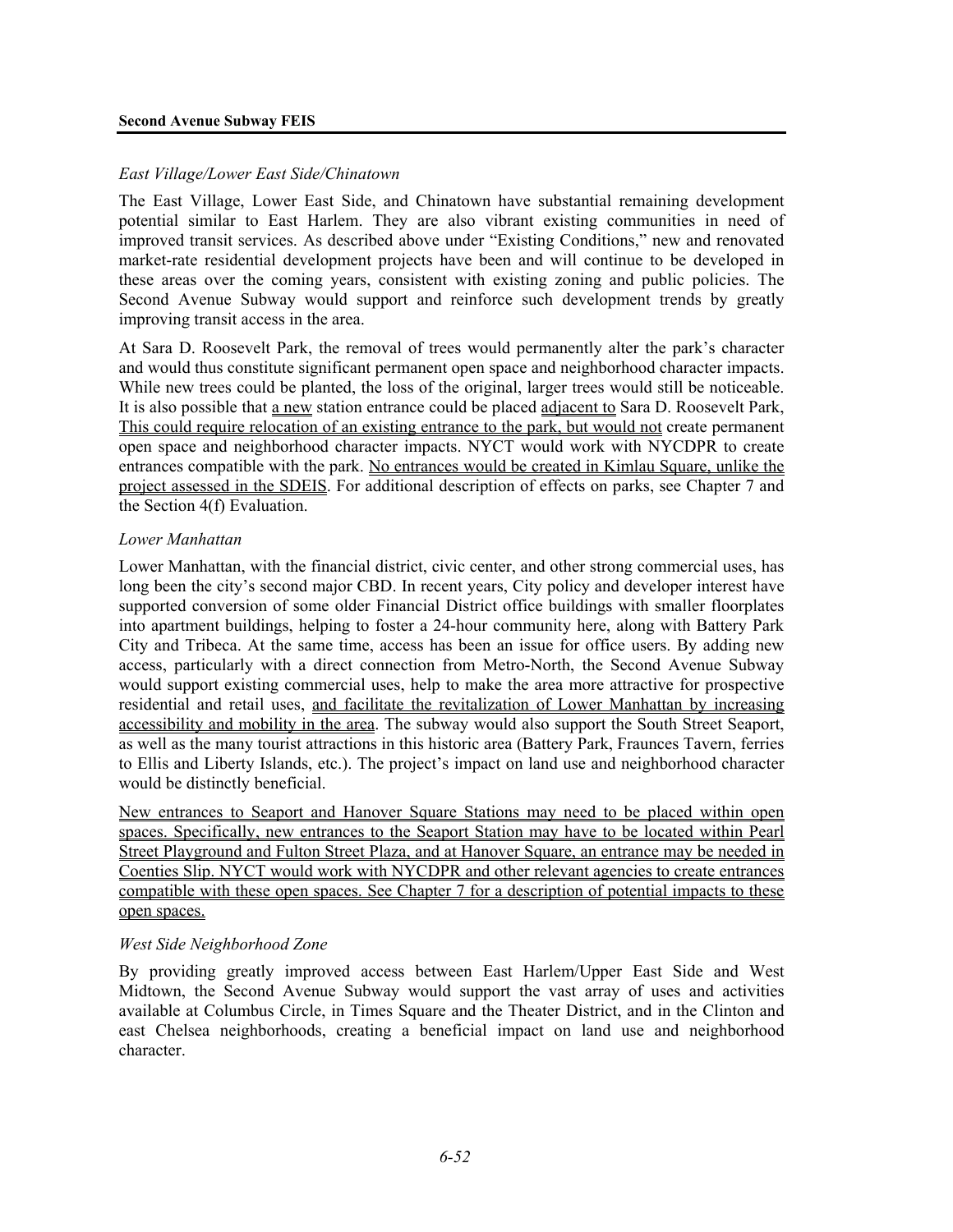*East Village/Lower East Side/Chinatown*

The East Village, Lower East Side, and Chinatown have substantial remaining development potential similar to East Harlem. They are also vibrant existing communities in need of improved transit services. As described above under "Existing Conditions," new and renovated market-rate residential development projects have been and will continue to be developed in these areas over the coming years, consistent with existing zoning and public policies. The Second Avenue Subway would support and reinforce such development trends by greatly improving transit access in the area.

At Sara D. Roosevelt Park, the removal of trees would permanently alter the park's character and would thus constitute significant permanent open space and neighborhood character impacts. While new trees could be planted, the loss of the original, larger trees would still be noticeable. It is also possible that a new station entrance could be placed adjacent to Sara D. Roosevelt Park, This could require relocation of an existing entrance to the park, but would not create permanent open space and neighborhood character impacts. NYCT would work with NYCDPR to create entrances compatible with the park. No entrances would be created in Kimlau Square, unlike the project assessed in the SDEIS. For additional description of effects on parks, see Chapter 7 and the Section 4(f) Evaluation.

*Lower Manhattan*

Lower Manhattan, with the financial district, civic center, and other strong commercial uses, has long been the city's second major CBD. In recent years, City policy and developer interest have supported conversion of some older Financial District office buildings with smaller floorplates into apartment buildings, helping to foster a 24-hour community here, along with Battery Park City and Tribeca. At the same time, access has been an issue for office users. By adding new access, particularly with a direct connection from Metro-North, the Second Avenue Subway would support existing commercial uses, help to make the area more attractive for prospective residential and retail uses, and facilitate the revitalization of Lower Manhattan by increasing accessibility and mobility in the area. The subway would also support the South Street Seaport, as well as the many tourist attractions in this historic area (Battery Park, Fraunces Tavern, ferries to Ellis and Liberty Islands, etc.). The project's impact on land use and neighborhood character would be distinctly beneficial.

New entrances to Seaport and Hanover Square Stations may need to be placed within open spaces. Specifically, new entrances to the Seaport Station may have to be located within Pearl Street Playground and Fulton Street Plaza, and at Hanover Square, an entrance may be needed in Coenties Slip. NYCT would work with NYCDPR and other relevant agencies to create entrances compatible with these open spaces. See Chapter 7 for a description of potential impacts to these open spaces.

*West Side Neighborhood Zone*

By providing greatly improved access between East Harlem/Upper East Side and West Midtown, the Second Avenue Subway would support the vast array of uses and activities available at Columbus Circle, in Times Square and the Theater District, and in the Clinton and east Chelsea neighborhoods, creating a beneficial impact on land use and neighborhood character.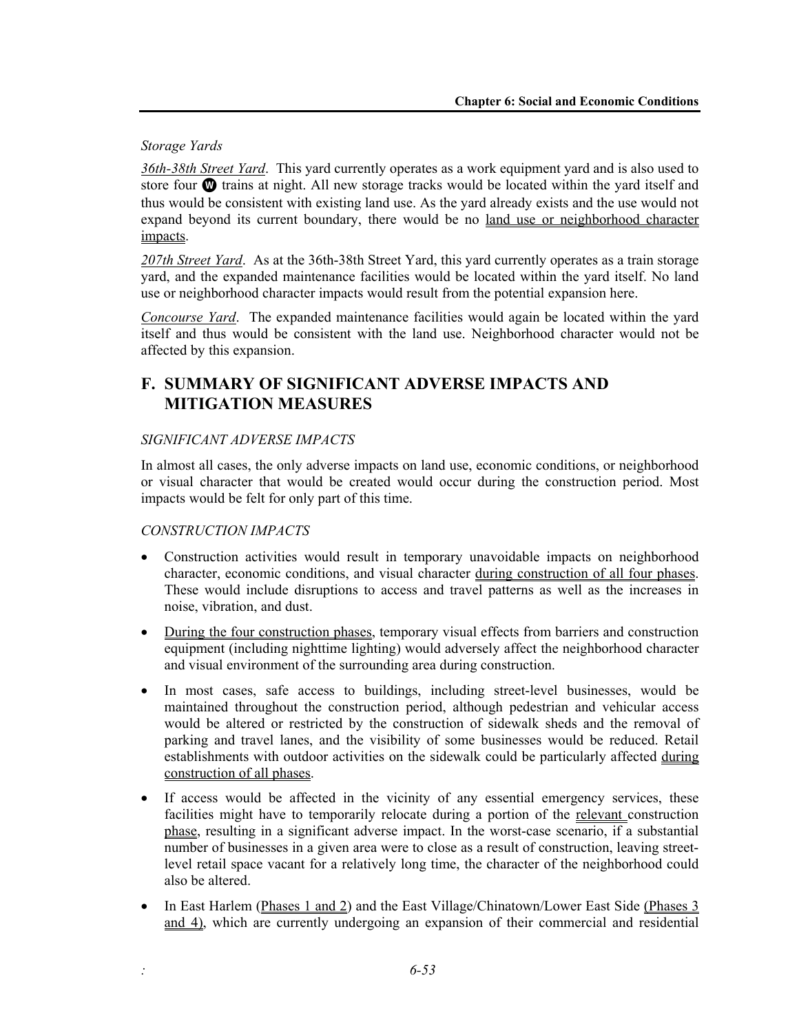*Storage Yards*

*36th-38th Street Yard*. This yard currently operates as a work equipment yard and is also used to store four W trains at night. All new storage tracks would be located within the yard itself and thus would be consistent with existing land use. As the yard already exists and the use would not expand beyond its current boundary, there would be no land use or neighborhood character impacts.

*207th Street Yard*. As at the 36th-38th Street Yard, this yard currently operates as a train storage yard, and the expanded maintenance facilities would be located within the yard itself. No land use or neighborhood character impacts would result from the potential expansion here.

*Concourse Yard*. The expanded maintenance facilities would again be located within the yard itself and thus would be consistent with the land use. Neighborhood character would not be affected by this expansion.

## F. SUMMARY OF SIGNIFICANT ADVERSE IMPACTS AND MITIGATION MEASURES

*SIGNIFICANT ADVERSE IMPACTS*

In almost all cases, the only adverse impacts on land use, economic conditions, or neighborhood or visual character that would be created would occur during the construction period. Most impacts would be felt for only part of this time.

*CONSTRUCTION IMPACTS*

- Construction activities would result in temporary unavoidable impacts on neighborhood character, economic conditions, and visual character during construction of all four phases. These would include disruptions to access and travel patterns as well as the increases in noise, vibration, and dust.
- During the four construction phases, temporary visual effects from barriers and construction equipment (including nighttime lighting) would adversely affect the neighborhood character and visual environment of the surrounding area during construction.
- In most cases, safe access to buildings, including street-level businesses, would be maintained throughout the construction period, although pedestrian and vehicular access would be altered or restricted by the construction of sidewalk sheds and the removal of parking and travel lanes, and the visibility of some businesses would be reduced. Retail establishments with outdoor activities on the sidewalk could be particularly affected during construction of all phases.
- If access would be affected in the vicinity of any essential emergency services, these facilities might have to temporarily relocate during a portion of the relevant construction phase, resulting in a significant adverse impact. In the worst-case scenario, if a substantial number of businesses in a given area were to close as a result of construction, leaving street-level retail space vacant for a relatively long time, the character of the neighborhood could also be altered.
- In East Harlem (Phases 1 and 2) and the East Village/Chinatown/Lower East Side (Phases 3 and 4), which are currently undergoing an expansion of their commercial and residential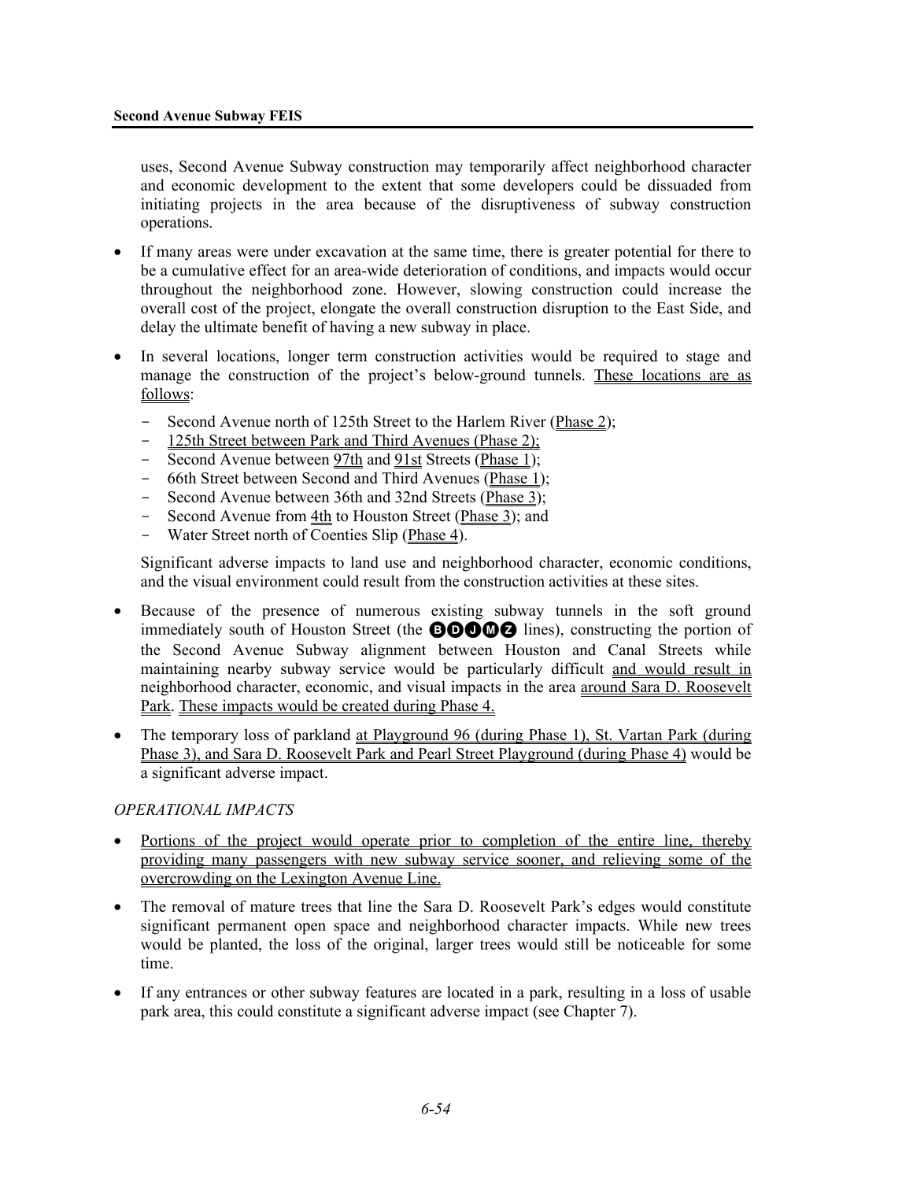uses, Second Avenue Subway construction may temporarily affect neighborhood character and economic development to the extent that some developers could be dissuaded from initiating projects in the area because of the disruptiveness of subway construction operations.

- If many areas were under excavation at the same time, there is greater potential for there to be a cumulative effect for an area-wide deterioration of conditions, and impacts would occur throughout the neighborhood zone. However, slowing construction could increase the overall cost of the project, elongate the overall construction disruption to the East Side, and delay the ultimate benefit of having a new subway in place.

- In several locations, longer term construction activities would be required to stage and manage the construction of the project's below-ground tunnels. These locations are as follows:
  - Second Avenue north of 125th Street to the Harlem River (Phase 2);
  - 125th Street between Park and Third Avenues (Phase 2);
  - Second Avenue between 97th and 91st Streets (Phase 1);
  - 66th Street between Second and Third Avenues (Phase 1);
  - Second Avenue between 36th and 32nd Streets (Phase 3);
  - Second Avenue from 4th to Houston Street (Phase 3); and
  - Water Street north of Coenties Slip (Phase 4).

  Significant adverse impacts to land use and neighborhood character, economic conditions, and the visual environment could result from the construction activities at these sites.

- Because of the presence of numerous existing subway tunnels in the soft ground immediately south of Houston Street (the B D J M Z lines), constructing the portion of the Second Avenue Subway alignment between Houston and Canal Streets while maintaining nearby subway service would be particularly difficult and would result in neighborhood character, economic, and visual impacts in the area around Sara D. Roosevelt Park. These impacts would be created during Phase 4.

- The temporary loss of parkland at Playground 96 (during Phase 1), St. Vartan Park (during Phase 3), and Sara D. Roosevelt Park and Pearl Street Playground (during Phase 4) would be a significant adverse impact.

*OPERATIONAL IMPACTS*

- Portions of the project would operate prior to completion of the entire line, thereby providing many passengers with new subway service sooner, and relieving some of the overcrowding on the Lexington Avenue Line.

- The removal of mature trees that line the Sara D. Roosevelt Park's edges would constitute significant permanent open space and neighborhood character impacts. While new trees would be planted, the loss of the original, larger trees would still be noticeable for some time.

- If any entrances or other subway features are located in a park, resulting in a loss of usable park area, this could constitute a significant adverse impact (see Chapter 7).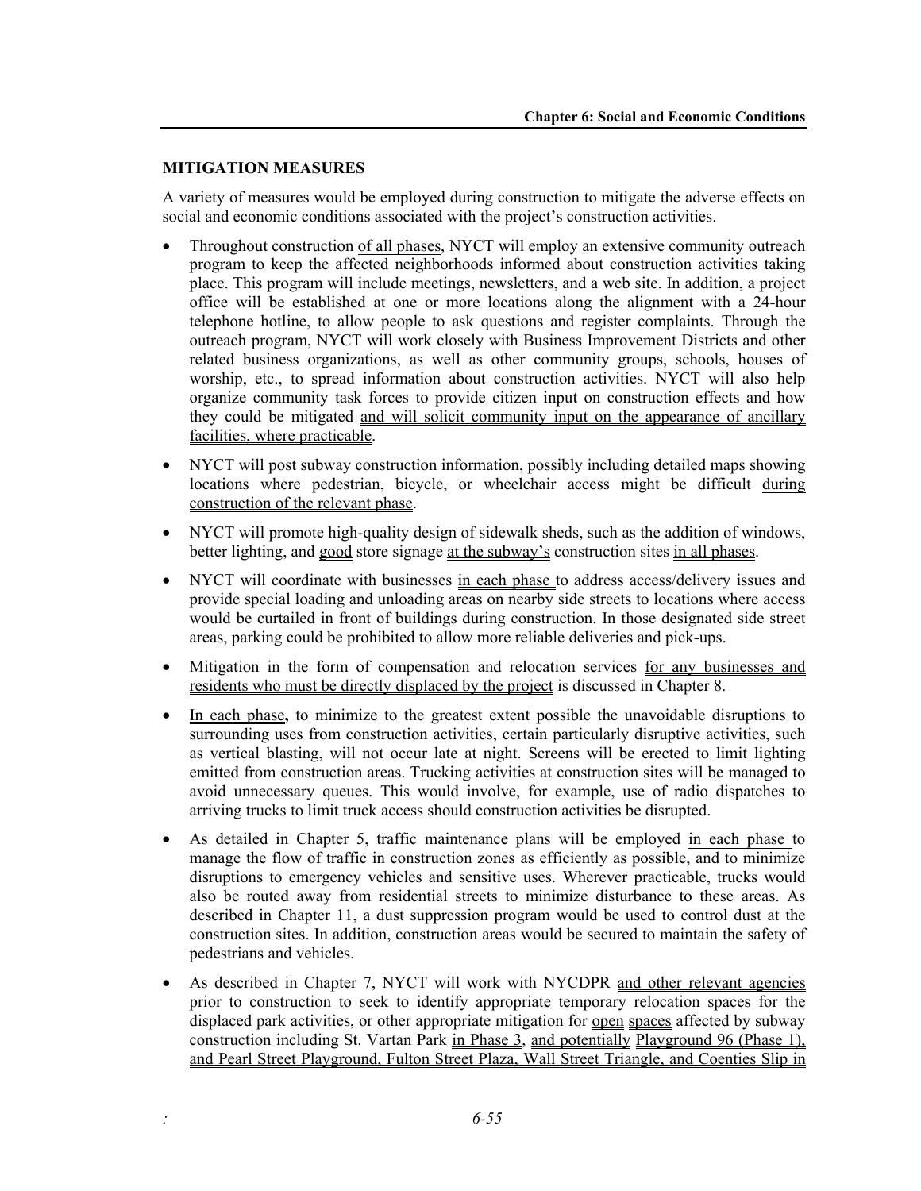## MITIGATION MEASURES

A variety of measures would be employed during construction to mitigate the adverse effects on social and economic conditions associated with the project's construction activities.

- Throughout construction of all phases, NYCT will employ an extensive community outreach program to keep the affected neighborhoods informed about construction activities taking place. This program will include meetings, newsletters, and a web site. In addition, a project office will be established at one or more locations along the alignment with a 24-hour telephone hotline, to allow people to ask questions and register complaints. Through the outreach program, NYCT will work closely with Business Improvement Districts and other related business organizations, as well as other community groups, schools, houses of worship, etc., to spread information about construction activities. NYCT will also help organize community task forces to provide citizen input on construction effects and how they could be mitigated and will solicit community input on the appearance of ancillary facilities, where practicable.
- NYCT will post subway construction information, possibly including detailed maps showing locations where pedestrian, bicycle, or wheelchair access might be difficult during construction of the relevant phase.
- NYCT will promote high-quality design of sidewalk sheds, such as the addition of windows, better lighting, and good store signage at the subway's construction sites in all phases.
- NYCT will coordinate with businesses in each phase to address access/delivery issues and provide special loading and unloading areas on nearby side streets to locations where access would be curtailed in front of buildings during construction. In those designated side street areas, parking could be prohibited to allow more reliable deliveries and pick-ups.
- Mitigation in the form of compensation and relocation services for any businesses and residents who must be directly displaced by the project is discussed in Chapter 8.
- In each phase**,** to minimize to the greatest extent possible the unavoidable disruptions to surrounding uses from construction activities, certain particularly disruptive activities, such as vertical blasting, will not occur late at night. Screens will be erected to limit lighting emitted from construction areas. Trucking activities at construction sites will be managed to avoid unnecessary queues. This would involve, for example, use of radio dispatches to arriving trucks to limit truck access should construction activities be disrupted.
- As detailed in Chapter 5, traffic maintenance plans will be employed in each phase to manage the flow of traffic in construction zones as efficiently as possible, and to minimize disruptions to emergency vehicles and sensitive uses. Wherever practicable, trucks would also be routed away from residential streets to minimize disturbance to these areas. As described in Chapter 11, a dust suppression program would be used to control dust at the construction sites. In addition, construction areas would be secured to maintain the safety of pedestrians and vehicles.
- As described in Chapter 7, NYCT will work with NYCDPR and other relevant agencies prior to construction to seek to identify appropriate temporary relocation spaces for the displaced park activities, or other appropriate mitigation for open spaces affected by subway construction including St. Vartan Park in Phase 3, and potentially Playground 96 (Phase 1), and Pearl Street Playground, Fulton Street Plaza, Wall Street Triangle, and Coenties Slip in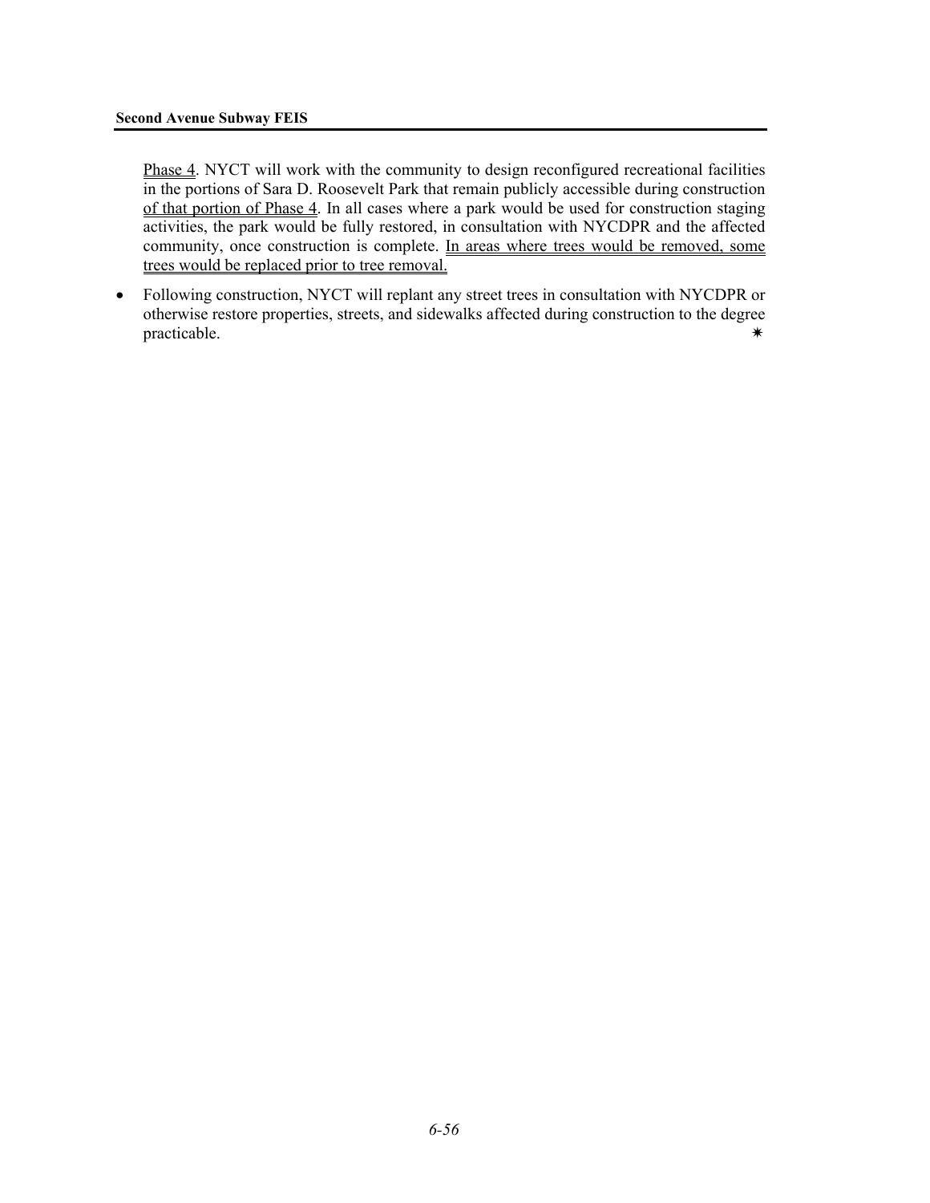Phase 4. NYCT will work with the community to design reconfigured recreational facilities in the portions of Sara D. Roosevelt Park that remain publicly accessible during construction of that portion of Phase 4. In all cases where a park would be used for construction staging activities, the park would be fully restored, in consultation with NYCDPR and the affected community, once construction is complete. In areas where trees would be removed, some trees would be replaced prior to tree removal.

- Following construction, NYCT will replant any street trees in consultation with NYCDPR or otherwise restore properties, streets, and sidewalks affected during construction to the degree practicable. *